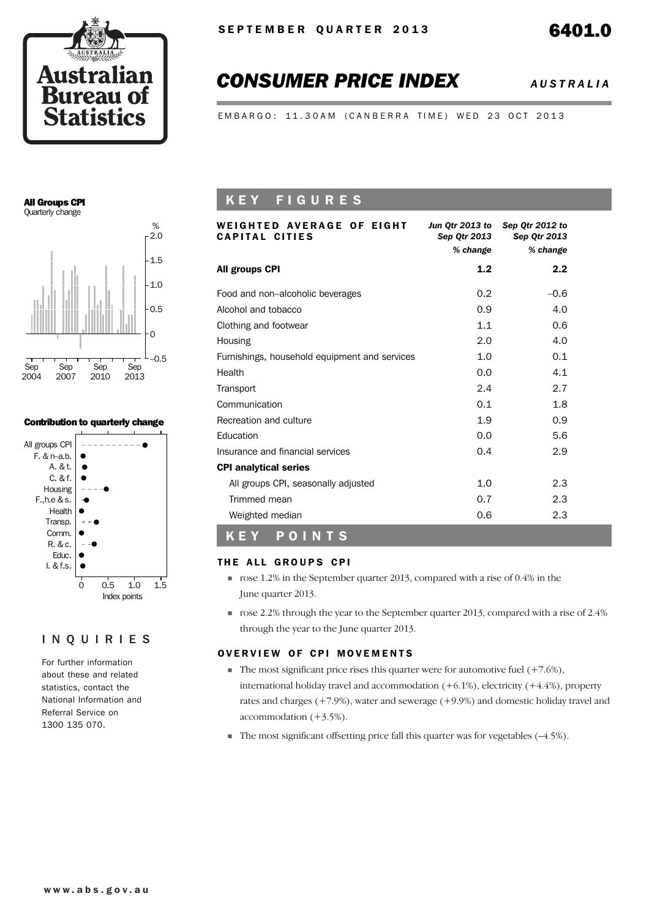SEPTEMBER QUARTER 2013

6401.0

# CONSUMER PRICE INDEX

*AUSTRALIA*

EMBARGO: 11.30AM (CANBERRA TIME) WED 23 OCT 2013

**All Groups CPI**
Quarterly change

**Contribution to quarterly change**

## KEY FIGURES

| WEIGHTED AVERAGE OF EIGHT CAPITAL CITIES | *Jun Qtr 2013 to Sep Qtr 2013* | *Sep Qtr 2012 to Sep Qtr 2013* |
|---|---|---|
| | *% change* | *% change* |
| **All groups CPI** | **1.2** | **2.2** |
| Food and non–alcoholic beverages | 0.2 | –0.6 |
| Alcohol and tobacco | 0.9 | 4.0 |
| Clothing and footwear | 1.1 | 0.6 |
| Housing | 2.0 | 4.0 |
| Furnishings, household equipment and services | 1.0 | 0.1 |
| Health | 0.0 | 4.1 |
| Transport | 2.4 | 2.7 |
| Communication | 0.1 | 1.8 |
| Recreation and culture | 1.9 | 0.9 |
| Education | 0.0 | 5.6 |
| Insurance and financial services | 0.4 | 2.9 |
| **CPI analytical series** | | |
| All groups CPI, seasonally adjusted | 1.0 | 2.3 |
| Trimmed mean | 0.7 | 2.3 |
| Weighted median | 0.6 | 2.3 |

## KEY POINTS

### THE ALL GROUPS CPI

- rose 1.2% in the September quarter 2013, compared with a rise of 0.4% in the June quarter 2013.
- rose 2.2% through the year to the September quarter 2013, compared with a rise of 2.4% through the year to the June quarter 2013.

### OVERVIEW OF CPI MOVEMENTS

- The most significant price rises this quarter were for automotive fuel (+7.6%), international holiday travel and accommodation (+6.1%), electricity (+4.4%), property rates and charges (+7.9%), water and sewerage (+9.9%) and domestic holiday travel and accommodation (+3.5%).
- The most significant offsetting price fall this quarter was for vegetables (–4.5%).

## INQUIRIES

For further information about these and related statistics, contact the National Information and Referral Service on 1300 135 070.

www.abs.gov.au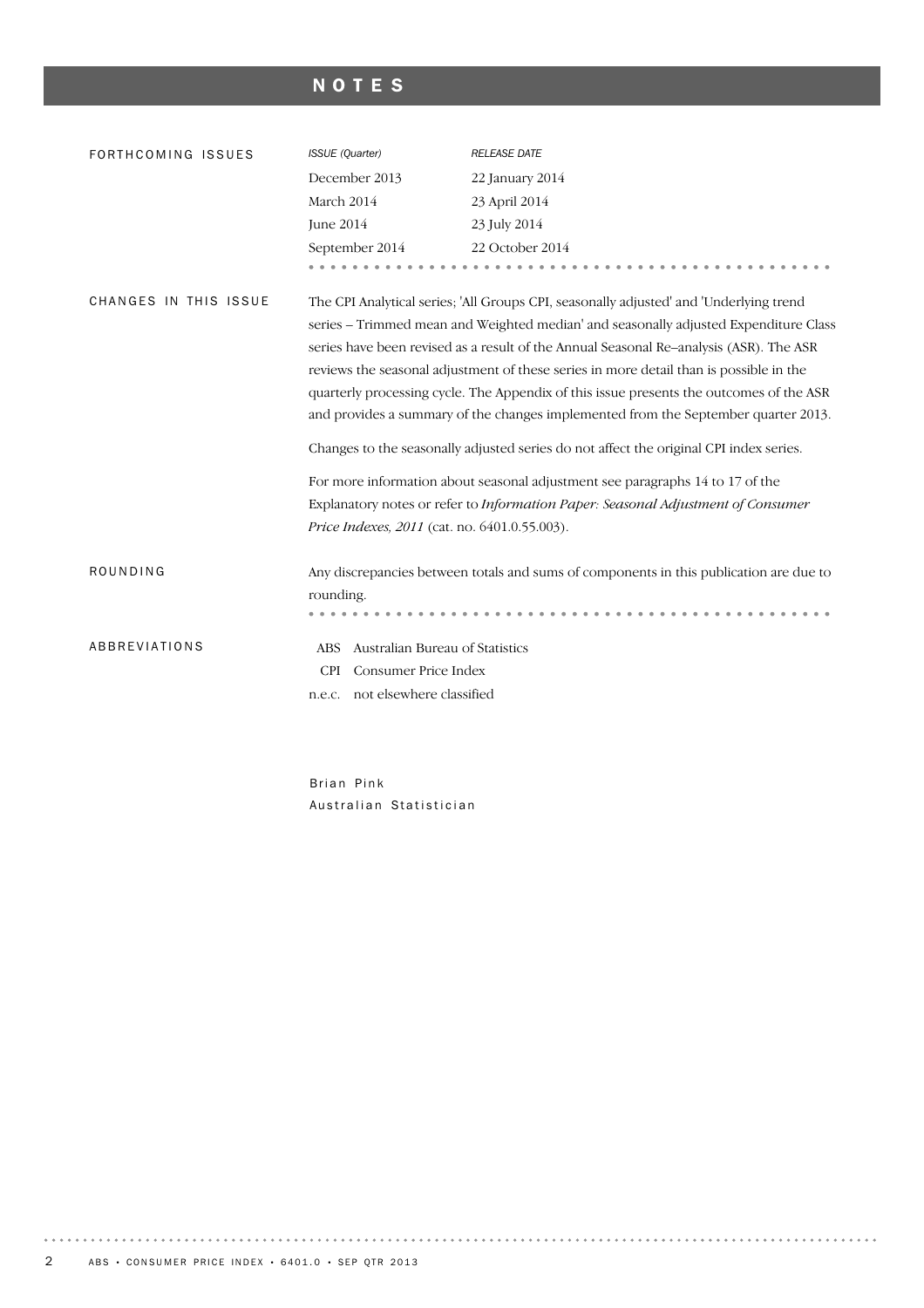# NOTES

## FORTHCOMING ISSUES

| *ISSUE (Quarter)* | *RELEASE DATE* |
| --- | --- |
| December 2013 | 22 January 2014 |
| March 2014 | 23 April 2014 |
| June 2014 | 23 July 2014 |
| September 2014 | 22 October 2014 |

## CHANGES IN THIS ISSUE

The CPI Analytical series; 'All Groups CPI, seasonally adjusted' and 'Underlying trend series – Trimmed mean and Weighted median' and seasonally adjusted Expenditure Class series have been revised as a result of the Annual Seasonal Re–analysis (ASR). The ASR reviews the seasonal adjustment of these series in more detail than is possible in the quarterly processing cycle. The Appendix of this issue presents the outcomes of the ASR and provides a summary of the changes implemented from the September quarter 2013.

Changes to the seasonally adjusted series do not affect the original CPI index series.

For more information about seasonal adjustment see paragraphs 14 to 17 of the Explanatory notes or refer to *Information Paper: Seasonal Adjustment of Consumer Price Indexes, 2011* (cat. no. 6401.0.55.003).

## ROUNDING

Any discrepancies between totals and sums of components in this publication are due to rounding.

## ABBREVIATIONS

| | |
| --- | --- |
| ABS | Australian Bureau of Statistics |
| CPI | Consumer Price Index |
| n.e.c. | not elsewhere classified |

Brian Pink
Australian Statistician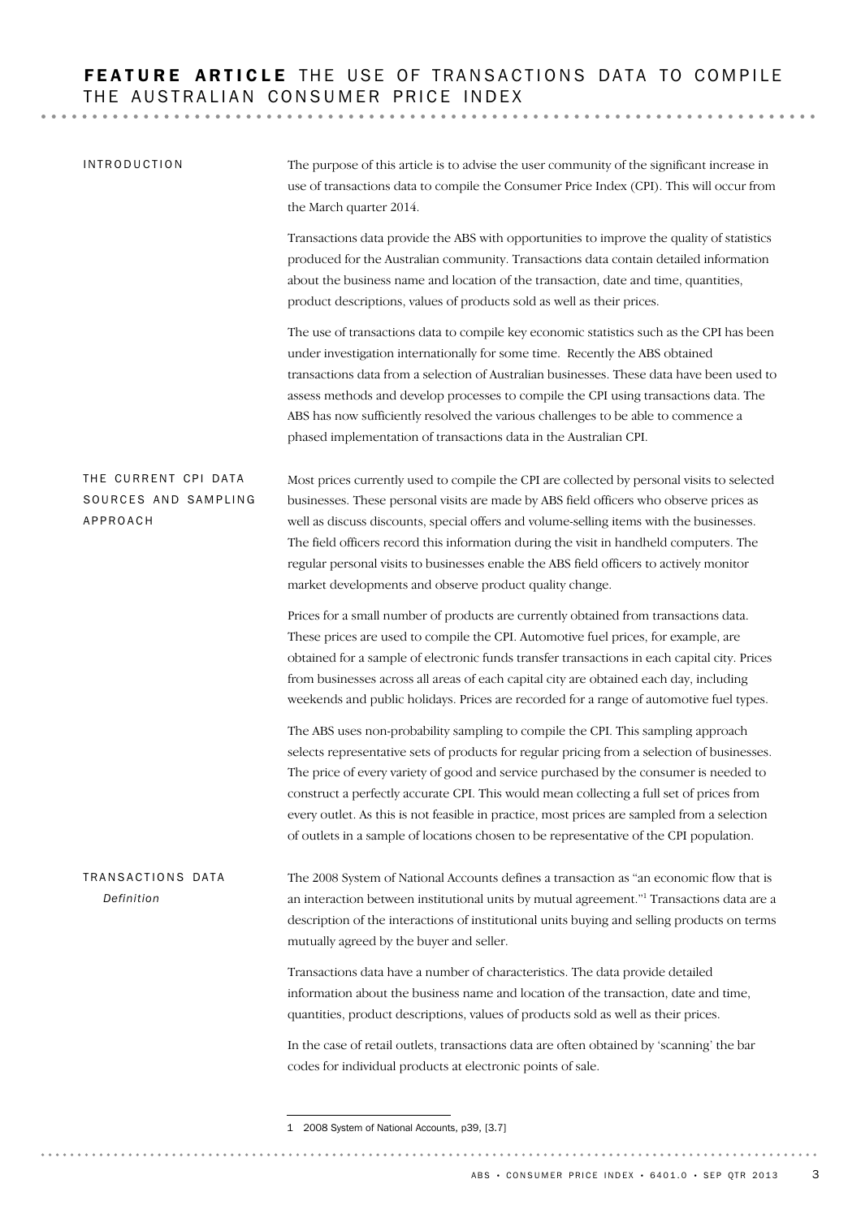# FEATURE ARTICLE THE USE OF TRANSACTIONS DATA TO COMPILE THE AUSTRALIAN CONSUMER PRICE INDEX

## INTRODUCTION

The purpose of this article is to advise the user community of the significant increase in use of transactions data to compile the Consumer Price Index (CPI). This will occur from the March quarter 2014.

Transactions data provide the ABS with opportunities to improve the quality of statistics produced for the Australian community. Transactions data contain detailed information about the business name and location of the transaction, date and time, quantities, product descriptions, values of products sold as well as their prices.

The use of transactions data to compile key economic statistics such as the CPI has been under investigation internationally for some time. Recently the ABS obtained transactions data from a selection of Australian businesses. These data have been used to assess methods and develop processes to compile the CPI using transactions data. The ABS has now sufficiently resolved the various challenges to be able to commence a phased implementation of transactions data in the Australian CPI.

## THE CURRENT CPI DATA SOURCES AND SAMPLING APPROACH

Most prices currently used to compile the CPI are collected by personal visits to selected businesses. These personal visits are made by ABS field officers who observe prices as well as discuss discounts, special offers and volume-selling items with the businesses. The field officers record this information during the visit in handheld computers. The regular personal visits to businesses enable the ABS field officers to actively monitor market developments and observe product quality change.

Prices for a small number of products are currently obtained from transactions data. These prices are used to compile the CPI. Automotive fuel prices, for example, are obtained for a sample of electronic funds transfer transactions in each capital city. Prices from businesses across all areas of each capital city are obtained each day, including weekends and public holidays. Prices are recorded for a range of automotive fuel types.

The ABS uses non-probability sampling to compile the CPI. This sampling approach selects representative sets of products for regular pricing from a selection of businesses. The price of every variety of good and service purchased by the consumer is needed to construct a perfectly accurate CPI. This would mean collecting a full set of prices from every outlet. As this is not feasible in practice, most prices are sampled from a selection of outlets in a sample of locations chosen to be representative of the CPI population.

## TRANSACTIONS DATA

### *Definition*

The 2008 System of National Accounts defines a transaction as "an economic flow that is an interaction between institutional units by mutual agreement."[1] Transactions data are a description of the interactions of institutional units buying and selling products on terms mutually agreed by the buyer and seller.

Transactions data have a number of characteristics. The data provide detailed information about the business name and location of the transaction, date and time, quantities, product descriptions, values of products sold as well as their prices.

In the case of retail outlets, transactions data are often obtained by 'scanning' the bar codes for individual products at electronic points of sale.

---

1 2008 System of National Accounts, p39, [3.7]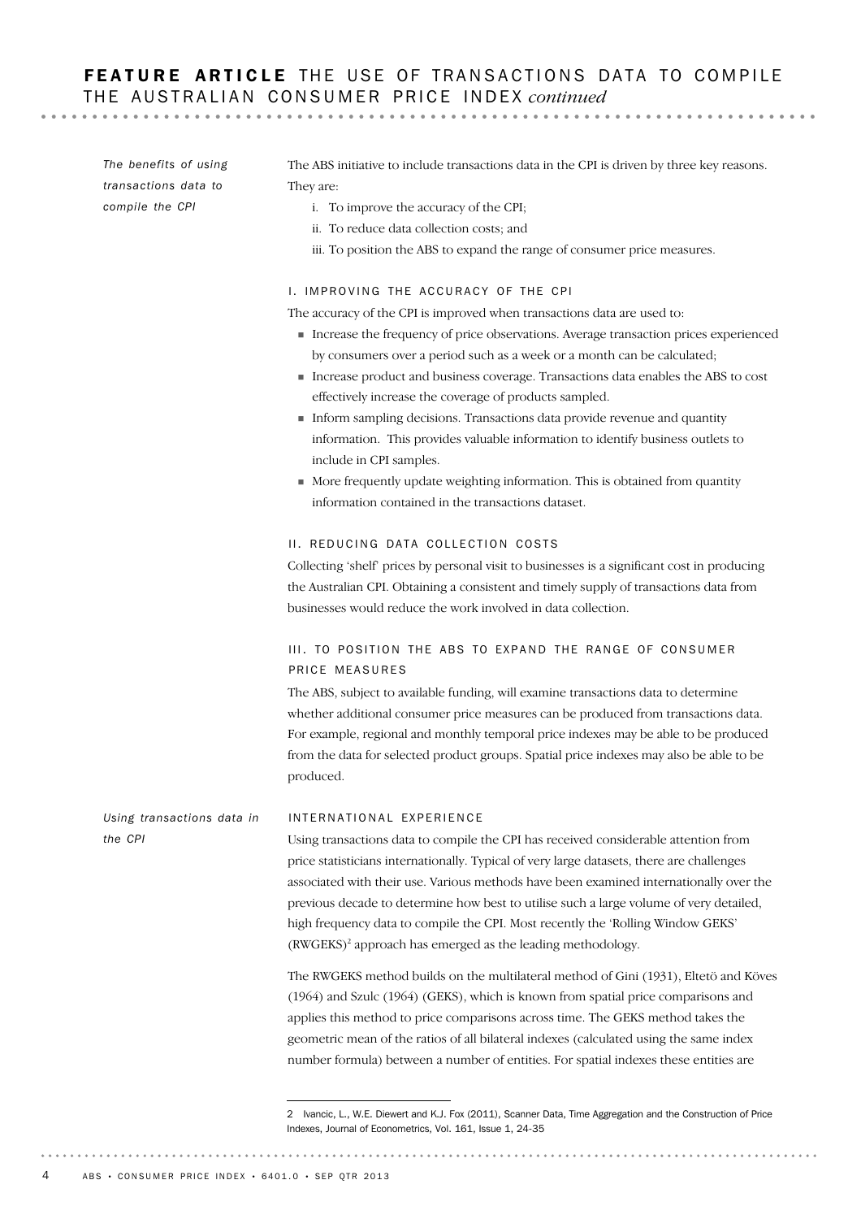### The benefits of using transactions data to compile the CPI

The ABS initiative to include transactions data in the CPI is driven by three key reasons. They are:

i. To improve the accuracy of the CPI;
ii. To reduce data collection costs; and
iii. To position the ABS to expand the range of consumer price measures.

#### I. IMPROVING THE ACCURACY OF THE CPI

The accuracy of the CPI is improved when transactions data are used to:

- Increase the frequency of price observations. Average transaction prices experienced by consumers over a period such as a week or a month can be calculated;
- Increase product and business coverage. Transactions data enables the ABS to cost effectively increase the coverage of products sampled.
- Inform sampling decisions. Transactions data provide revenue and quantity information. This provides valuable information to identify business outlets to include in CPI samples.
- More frequently update weighting information. This is obtained from quantity information contained in the transactions dataset.

#### II. REDUCING DATA COLLECTION COSTS

Collecting 'shelf' prices by personal visit to businesses is a significant cost in producing the Australian CPI. Obtaining a consistent and timely supply of transactions data from businesses would reduce the work involved in data collection.

#### III. TO POSITION THE ABS TO EXPAND THE RANGE OF CONSUMER PRICE MEASURES

The ABS, subject to available funding, will examine transactions data to determine whether additional consumer price measures can be produced from transactions data. For example, regional and monthly temporal price indexes may be able to be produced from the data for selected product groups. Spatial price indexes may also be able to be produced.

### Using transactions data in the CPI

#### INTERNATIONAL EXPERIENCE

Using transactions data to compile the CPI has received considerable attention from price statisticians internationally. Typical of very large datasets, there are challenges associated with their use. Various methods have been examined internationally over the previous decade to determine how best to utilise such a large volume of very detailed, high frequency data to compile the CPI. Most recently the 'Rolling Window GEKS' (RWGEKS)[2] approach has emerged as the leading methodology.

The RWGEKS method builds on the multilateral method of Gini (1931), Eltetö and Köves (1964) and Szulc (1964) (GEKS), which is known from spatial price comparisons and applies this method to price comparisons across time. The GEKS method takes the geometric mean of the ratios of all bilateral indexes (calculated using the same index number formula) between a number of entities. For spatial indexes these entities are

---

2 Ivancic, L., W.E. Diewert and K.J. Fox (2011), Scanner Data, Time Aggregation and the Construction of Price Indexes, Journal of Econometrics, Vol. 161, Issue 1, 24-35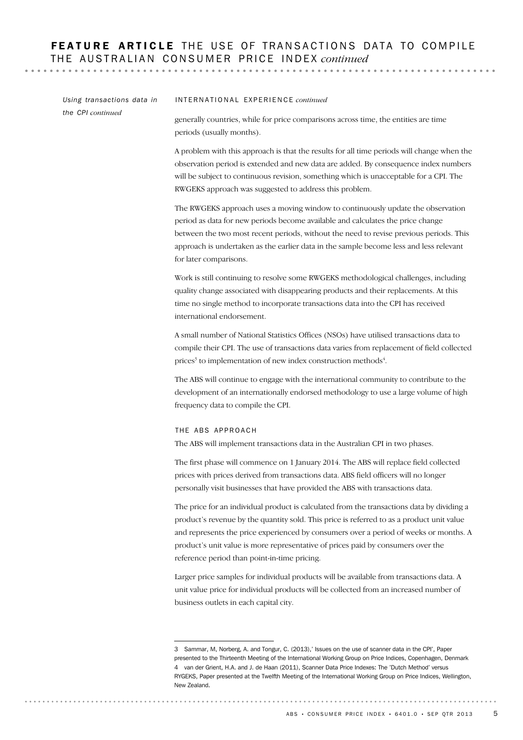*Using transactions data in the CPI continued*

INTERNATIONAL EXPERIENCE *continued*

generally countries, while for price comparisons across time, the entities are time periods (usually months).

A problem with this approach is that the results for all time periods will change when the observation period is extended and new data are added. By consequence index numbers will be subject to continuous revision, something which is unacceptable for a CPI. The RWGEKS approach was suggested to address this problem.

The RWGEKS approach uses a moving window to continuously update the observation period as data for new periods become available and calculates the price change between the two most recent periods, without the need to revise previous periods. This approach is undertaken as the earlier data in the sample become less and less relevant for later comparisons.

Work is still continuing to resolve some RWGEKS methodological challenges, including quality change associated with disappearing products and their replacements. At this time no single method to incorporate transactions data into the CPI has received international endorsement.

A small number of National Statistics Offices (NSOs) have utilised transactions data to compile their CPI. The use of transactions data varies from replacement of field collected prices[3] to implementation of new index construction methods[4].

The ABS will continue to engage with the international community to contribute to the development of an internationally endorsed methodology to use a large volume of high frequency data to compile the CPI.

THE ABS APPROACH

The ABS will implement transactions data in the Australian CPI in two phases.

The first phase will commence on 1 January 2014. The ABS will replace field collected prices with prices derived from transactions data. ABS field officers will no longer personally visit businesses that have provided the ABS with transactions data.

The price for an individual product is calculated from the transactions data by dividing a product's revenue by the quantity sold. This price is referred to as a product unit value and represents the price experienced by consumers over a period of weeks or months. A product's unit value is more representative of prices paid by consumers over the reference period than point-in-time pricing.

Larger price samples for individual products will be available from transactions data. A unit value price for individual products will be collected from an increased number of business outlets in each capital city.

---

3 Sammar, M, Norberg, A. and Tongur, C. (2013),' Issues on the use of scanner data in the CPI', Paper presented to the Thirteenth Meeting of the International Working Group on Price Indices, Copenhagen, Denmark

4 van der Grient, H.A. and J. de Haan (2011), Scanner Data Price Indexes: The 'Dutch Method' versus RYGEKS, Paper presented at the Twelfth Meeting of the International Working Group on Price Indices, Wellington, New Zealand.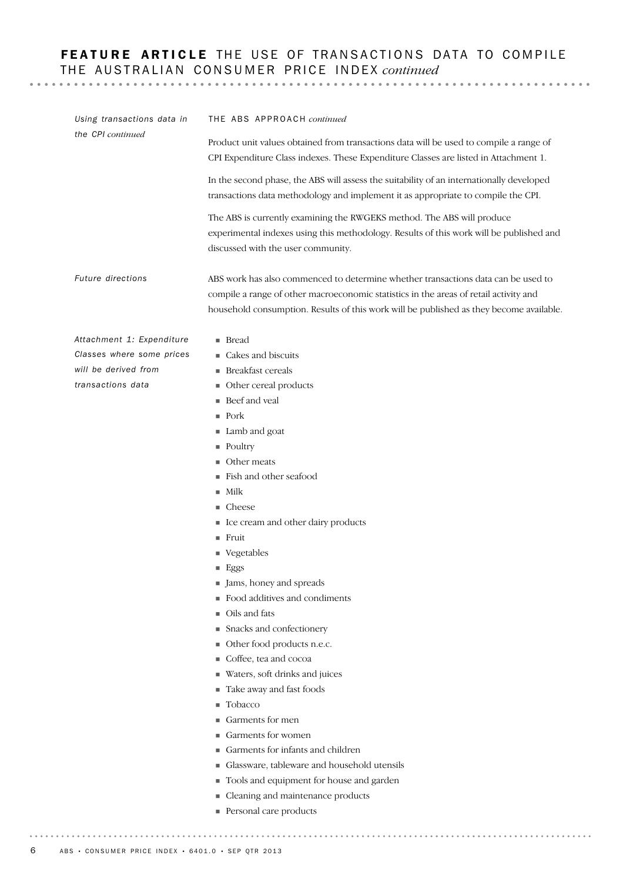*Using transactions data in the CPI continued*

THE ABS APPROACH *continued*

Product unit values obtained from transactions data will be used to compile a range of CPI Expenditure Class indexes. These Expenditure Classes are listed in Attachment 1.

In the second phase, the ABS will assess the suitability of an internationally developed transactions data methodology and implement it as appropriate to compile the CPI.

The ABS is currently examining the RWGEKS method. The ABS will produce experimental indexes using this methodology. Results of this work will be published and discussed with the user community.

*Future directions*

ABS work has also commenced to determine whether transactions data can be used to compile a range of other macroeconomic statistics in the areas of retail activity and household consumption. Results of this work will be published as they become available.

*Attachment 1: Expenditure Classes where some prices will be derived from transactions data*

- Bread
- Cakes and biscuits
- Breakfast cereals
- Other cereal products
- Beef and veal
- Pork
- Lamb and goat
- Poultry
- Other meats
- Fish and other seafood
- Milk
- Cheese
- Ice cream and other dairy products
- Fruit
- Vegetables
- Eggs
- Jams, honey and spreads
- Food additives and condiments
- Oils and fats
- Snacks and confectionery
- Other food products n.e.c.
- Coffee, tea and cocoa
- Waters, soft drinks and juices
- Take away and fast foods
- Tobacco
- Garments for men
- Garments for women
- Garments for infants and children
- Glassware, tableware and household utensils
- Tools and equipment for house and garden
- Cleaning and maintenance products
- Personal care products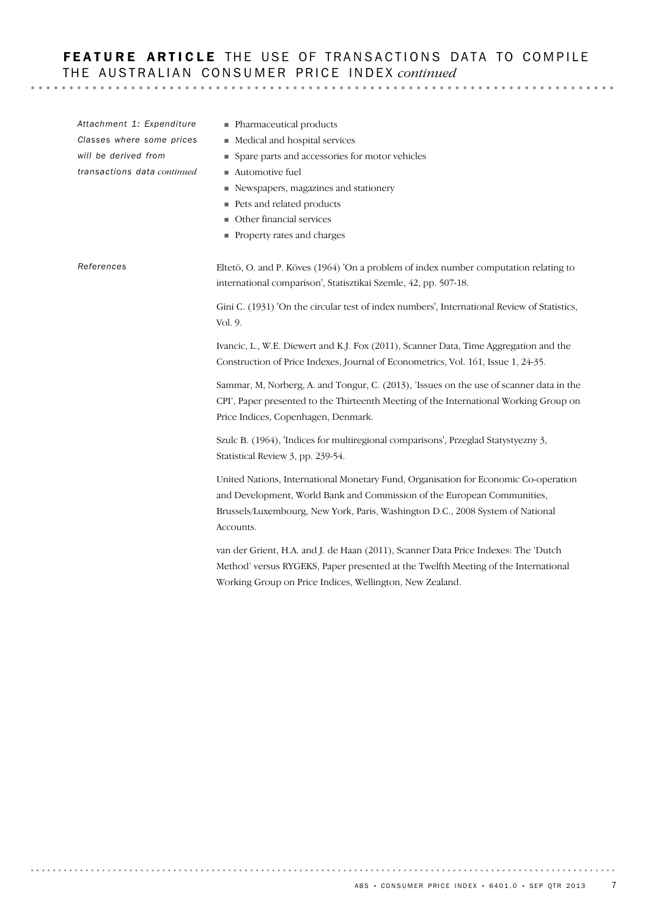*Attachment 1: Expenditure Classes where some prices will be derived from transactions data continued*

- Pharmaceutical products
- Medical and hospital services
- Spare parts and accessories for motor vehicles
- Automotive fuel
- Newspapers, magazines and stationery
- Pets and related products
- Other financial services
- Property rates and charges

*References*

Eltetö, O. and P. Köves (1964) 'On a problem of index number computation relating to international comparison', Statisztikai Szemle, 42, pp. 507-18.

Gini C. (1931) 'On the circular test of index numbers', International Review of Statistics, Vol. 9.

Ivancic, L., W.E. Diewert and K.J. Fox (2011), Scanner Data, Time Aggregation and the Construction of Price Indexes, Journal of Econometrics, Vol. 161, Issue 1, 24-35.

Sammar, M, Norberg, A. and Tongur, C. (2013), 'Issues on the use of scanner data in the CPI', Paper presented to the Thirteenth Meeting of the International Working Group on Price Indices, Copenhagen, Denmark.

Szulc B. (1964), 'Indices for multiregional comparisons', Przeglad Statystyezny 3, Statistical Review 3, pp. 239-54.

United Nations, International Monetary Fund, Organisation for Economic Co-operation and Development, World Bank and Commission of the European Communities, Brussels/Luxembourg, New York, Paris, Washington D.C., 2008 System of National Accounts.

van der Grient, H.A. and J. de Haan (2011), Scanner Data Price Indexes: The 'Dutch Method' versus RYGEKS, Paper presented at the Twelfth Meeting of the International Working Group on Price Indices, Wellington, New Zealand.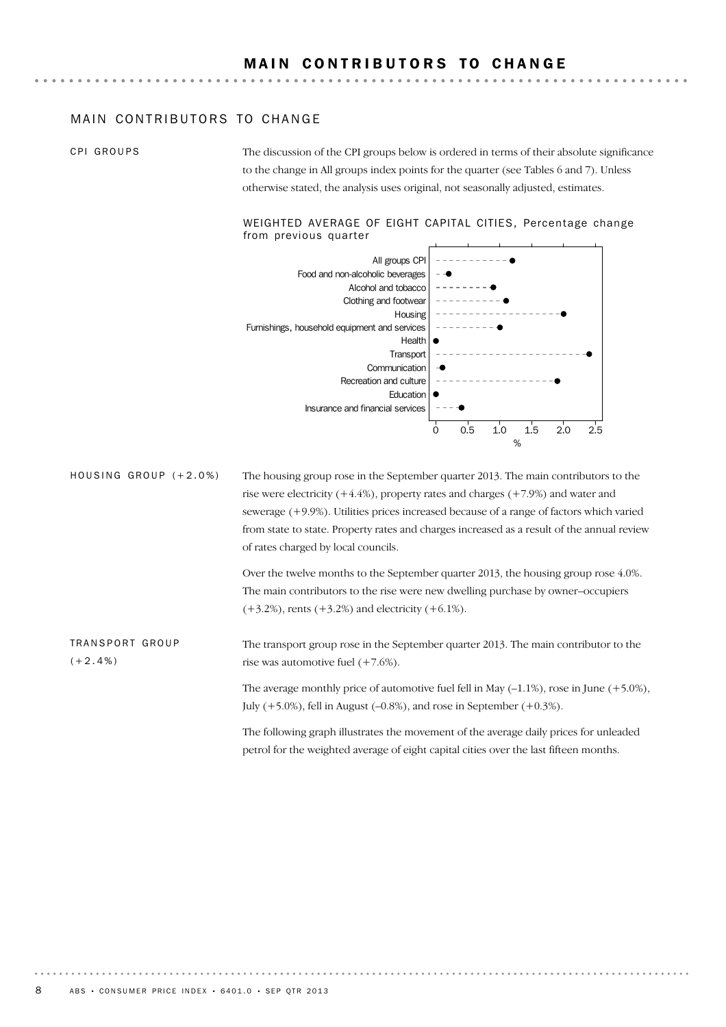# MAIN CONTRIBUTORS TO CHANGE

## MAIN CONTRIBUTORS TO CHANGE

### CPI GROUPS

The discussion of the CPI groups below is ordered in terms of their absolute significance to the change in All groups index points for the quarter (see Tables 6 and 7). Unless otherwise stated, the analysis uses original, not seasonally adjusted, estimates.

WEIGHTED AVERAGE OF EIGHT CAPITAL CITIES, Percentage change from previous quarter

| Group | % |
|---|---|
| All groups CPI | 1.2 |
| Food and non-alcoholic beverages | 0.2 |
| Alcohol and tobacco | 0.9 |
| Clothing and footwear | 1.1 |
| Housing | 2.0 |
| Furnishings, household equipment and services | 1.0 |
| Health | 0.0 |
| Transport | 2.4 |
| Communication | 0.1 |
| Recreation and culture | 1.9 |
| Education | 0.0 |
| Insurance and financial services | 0.4 |

### HOUSING GROUP (+2.0%)

The housing group rose in the September quarter 2013. The main contributors to the rise were electricity (+4.4%), property rates and charges (+7.9%) and water and sewerage (+9.9%). Utilities prices increased because of a range of factors which varied from state to state. Property rates and charges increased as a result of the annual review of rates charged by local councils.

Over the twelve months to the September quarter 2013, the housing group rose 4.0%. The main contributors to the rise were new dwelling purchase by owner–occupiers (+3.2%), rents (+3.2%) and electricity (+6.1%).

### TRANSPORT GROUP (+2.4%)

The transport group rose in the September quarter 2013. The main contributor to the rise was automotive fuel (+7.6%).

The average monthly price of automotive fuel fell in May (–1.1%), rose in June (+5.0%), July (+5.0%), fell in August (–0.8%), and rose in September (+0.3%).

The following graph illustrates the movement of the average daily prices for unleaded petrol for the weighted average of eight capital cities over the last fifteen months.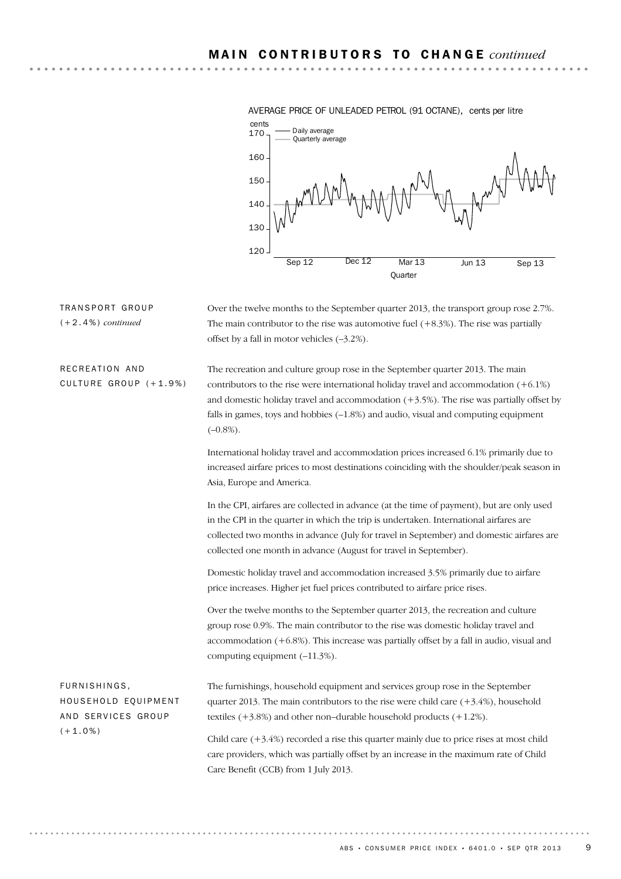## MAIN CONTRIBUTORS TO CHANGE *continued*

AVERAGE PRICE OF UNLEADED PETROL (91 OCTANE), cents per litre

### TRANSPORT GROUP (+2.4%) *continued*

Over the twelve months to the September quarter 2013, the transport group rose 2.7%. The main contributor to the rise was automotive fuel (+8.3%). The rise was partially offset by a fall in motor vehicles (–3.2%).

### RECREATION AND CULTURE GROUP (+1.9%)

The recreation and culture group rose in the September quarter 2013. The main contributors to the rise were international holiday travel and accommodation (+6.1%) and domestic holiday travel and accommodation (+3.5%). The rise was partially offset by falls in games, toys and hobbies (–1.8%) and audio, visual and computing equipment (–0.8%).

International holiday travel and accommodation prices increased 6.1% primarily due to increased airfare prices to most destinations coinciding with the shoulder/peak season in Asia, Europe and America.

In the CPI, airfares are collected in advance (at the time of payment), but are only used in the CPI in the quarter in which the trip is undertaken. International airfares are collected two months in advance (July for travel in September) and domestic airfares are collected one month in advance (August for travel in September).

Domestic holiday travel and accommodation increased 3.5% primarily due to airfare price increases. Higher jet fuel prices contributed to airfare price rises.

Over the twelve months to the September quarter 2013, the recreation and culture group rose 0.9%. The main contributor to the rise was domestic holiday travel and accommodation (+6.8%). This increase was partially offset by a fall in audio, visual and computing equipment (–11.3%).

### FURNISHINGS, HOUSEHOLD EQUIPMENT AND SERVICES GROUP (+1.0%)

The furnishings, household equipment and services group rose in the September quarter 2013. The main contributors to the rise were child care (+3.4%), household textiles (+3.8%) and other non–durable household products (+1.2%).

Child care (+3.4%) recorded a rise this quarter mainly due to price rises at most child care providers, which was partially offset by an increase in the maximum rate of Child Care Benefit (CCB) from 1 July 2013.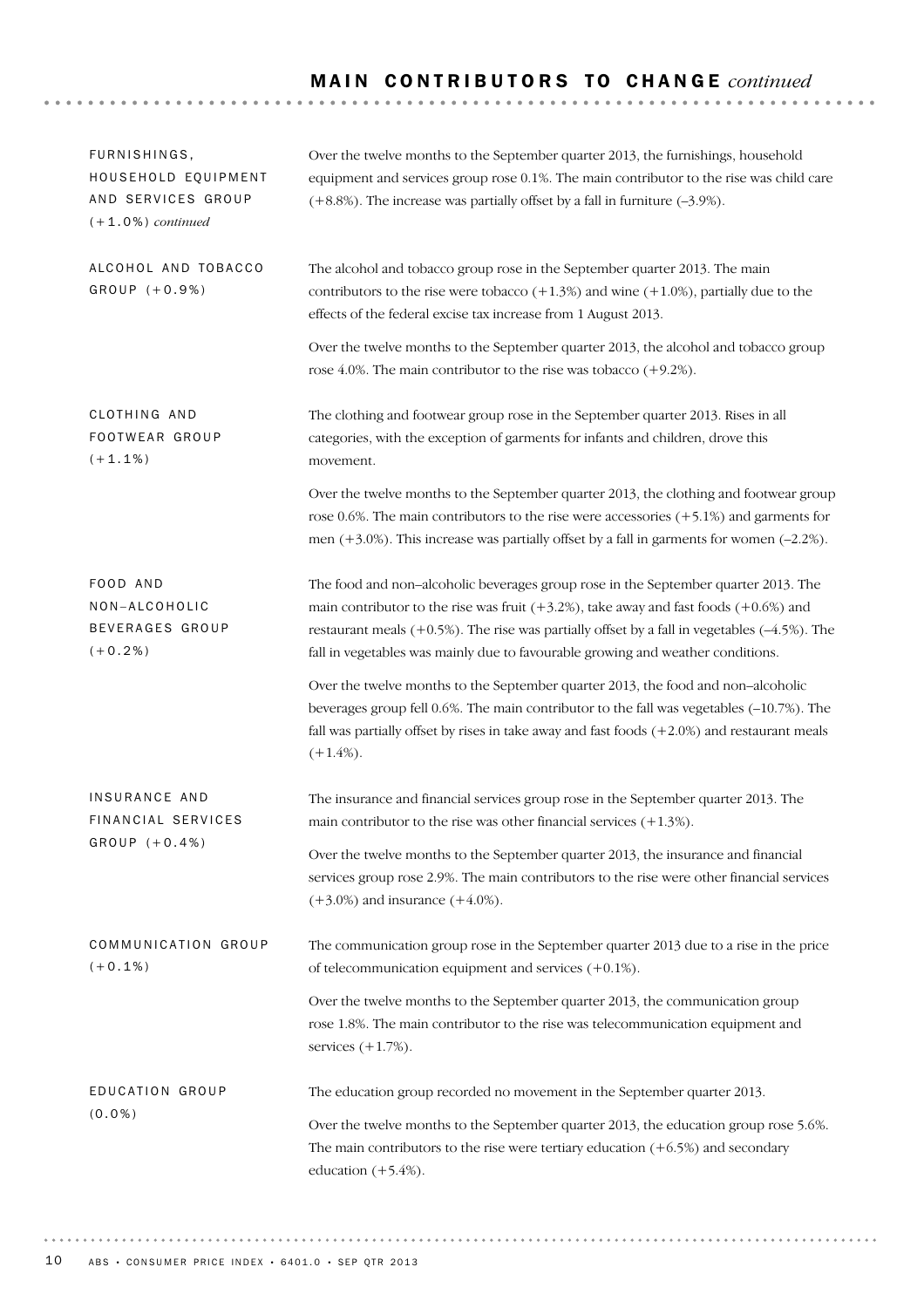## MAIN CONTRIBUTORS TO CHANGE *continued*

### FURNISHINGS, HOUSEHOLD EQUIPMENT AND SERVICES GROUP (+1.0%) *continued*

Over the twelve months to the September quarter 2013, the furnishings, household equipment and services group rose 0.1%. The main contributor to the rise was child care (+8.8%). The increase was partially offset by a fall in furniture (–3.9%).

### ALCOHOL AND TOBACCO GROUP (+0.9%)

The alcohol and tobacco group rose in the September quarter 2013. The main contributors to the rise were tobacco (+1.3%) and wine (+1.0%), partially due to the effects of the federal excise tax increase from 1 August 2013.

Over the twelve months to the September quarter 2013, the alcohol and tobacco group rose 4.0%. The main contributor to the rise was tobacco (+9.2%).

### CLOTHING AND FOOTWEAR GROUP (+1.1%)

The clothing and footwear group rose in the September quarter 2013. Rises in all categories, with the exception of garments for infants and children, drove this movement.

Over the twelve months to the September quarter 2013, the clothing and footwear group rose 0.6%. The main contributors to the rise were accessories (+5.1%) and garments for men (+3.0%). This increase was partially offset by a fall in garments for women (–2.2%).

### FOOD AND NON–ALCOHOLIC BEVERAGES GROUP (+0.2%)

The food and non–alcoholic beverages group rose in the September quarter 2013. The main contributor to the rise was fruit (+3.2%), take away and fast foods (+0.6%) and restaurant meals (+0.5%). The rise was partially offset by a fall in vegetables (–4.5%). The fall in vegetables was mainly due to favourable growing and weather conditions.

Over the twelve months to the September quarter 2013, the food and non–alcoholic beverages group fell 0.6%. The main contributor to the fall was vegetables (–10.7%). The fall was partially offset by rises in take away and fast foods (+2.0%) and restaurant meals (+1.4%).

### INSURANCE AND FINANCIAL SERVICES GROUP (+0.4%)

The insurance and financial services group rose in the September quarter 2013. The main contributor to the rise was other financial services (+1.3%).

Over the twelve months to the September quarter 2013, the insurance and financial services group rose 2.9%. The main contributors to the rise were other financial services (+3.0%) and insurance (+4.0%).

### COMMUNICATION GROUP (+0.1%)

The communication group rose in the September quarter 2013 due to a rise in the price of telecommunication equipment and services (+0.1%).

Over the twelve months to the September quarter 2013, the communication group rose 1.8%. The main contributor to the rise was telecommunication equipment and services (+1.7%).

### EDUCATION GROUP (0.0%)

The education group recorded no movement in the September quarter 2013.

Over the twelve months to the September quarter 2013, the education group rose 5.6%. The main contributors to the rise were tertiary education (+6.5%) and secondary education (+5.4%).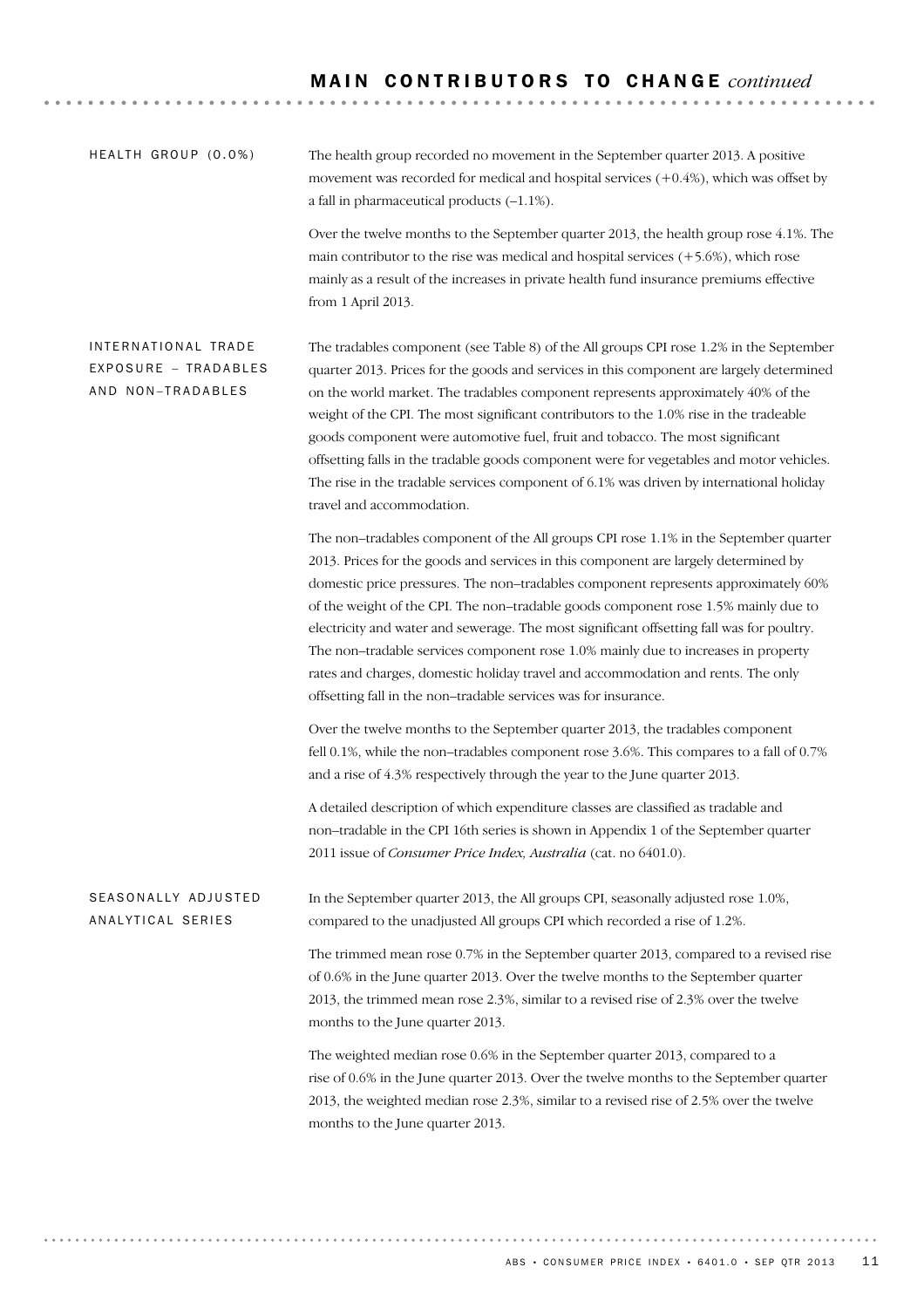## MAIN CONTRIBUTORS TO CHANGE *continued*

### HEALTH GROUP (0.0%)

The health group recorded no movement in the September quarter 2013. A positive movement was recorded for medical and hospital services (+0.4%), which was offset by a fall in pharmaceutical products (–1.1%).

Over the twelve months to the September quarter 2013, the health group rose 4.1%. The main contributor to the rise was medical and hospital services (+5.6%), which rose mainly as a result of the increases in private health fund insurance premiums effective from 1 April 2013.

### INTERNATIONAL TRADE EXPOSURE – TRADABLES AND NON–TRADABLES

The tradables component (see Table 8) of the All groups CPI rose 1.2% in the September quarter 2013. Prices for the goods and services in this component are largely determined on the world market. The tradables component represents approximately 40% of the weight of the CPI. The most significant contributors to the 1.0% rise in the tradeable goods component were automotive fuel, fruit and tobacco. The most significant offsetting falls in the tradable goods component were for vegetables and motor vehicles. The rise in the tradable services component of 6.1% was driven by international holiday travel and accommodation.

The non–tradables component of the All groups CPI rose 1.1% in the September quarter 2013. Prices for the goods and services in this component are largely determined by domestic price pressures. The non–tradables component represents approximately 60% of the weight of the CPI. The non–tradable goods component rose 1.5% mainly due to electricity and water and sewerage. The most significant offsetting fall was for poultry. The non–tradable services component rose 1.0% mainly due to increases in property rates and charges, domestic holiday travel and accommodation and rents. The only offsetting fall in the non–tradable services was for insurance.

Over the twelve months to the September quarter 2013, the tradables component fell 0.1%, while the non–tradables component rose 3.6%. This compares to a fall of 0.7% and a rise of 4.3% respectively through the year to the June quarter 2013.

A detailed description of which expenditure classes are classified as tradable and non–tradable in the CPI 16th series is shown in Appendix 1 of the September quarter 2011 issue of *Consumer Price Index, Australia* (cat. no 6401.0).

### SEASONALLY ADJUSTED ANALYTICAL SERIES

In the September quarter 2013, the All groups CPI, seasonally adjusted rose 1.0%, compared to the unadjusted All groups CPI which recorded a rise of 1.2%.

The trimmed mean rose 0.7% in the September quarter 2013, compared to a revised rise of 0.6% in the June quarter 2013. Over the twelve months to the September quarter 2013, the trimmed mean rose 2.3%, similar to a revised rise of 2.3% over the twelve months to the June quarter 2013.

The weighted median rose 0.6% in the September quarter 2013, compared to a rise of 0.6% in the June quarter 2013. Over the twelve months to the September quarter 2013, the weighted median rose 2.3%, similar to a revised rise of 2.5% over the twelve months to the June quarter 2013.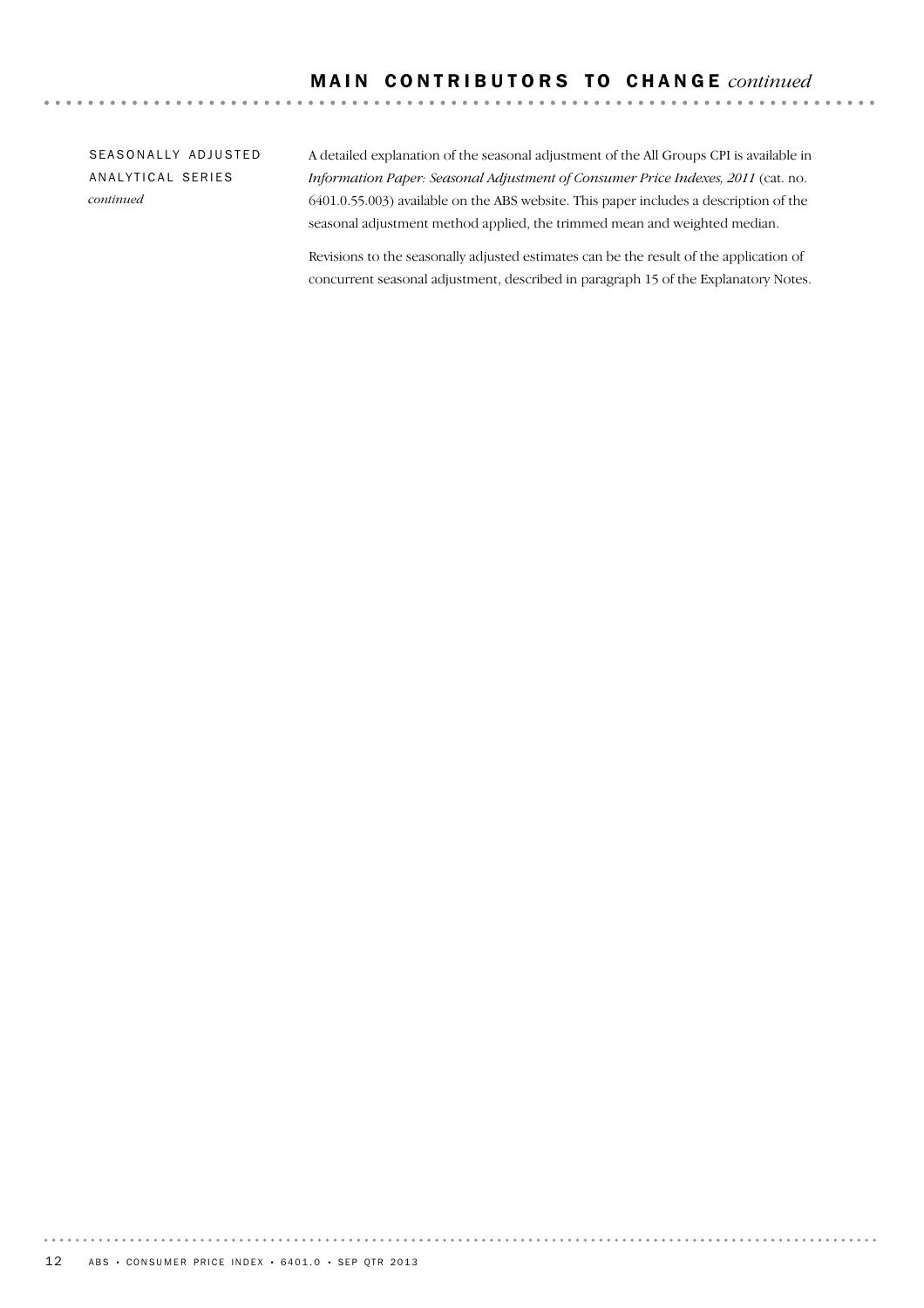## MAIN CONTRIBUTORS TO CHANGE *continued*

SEASONALLY ADJUSTED ANALYTICAL SERIES *continued*

A detailed explanation of the seasonal adjustment of the All Groups CPI is available in *Information Paper: Seasonal Adjustment of Consumer Price Indexes, 2011* (cat. no. 6401.0.55.003) available on the ABS website. This paper includes a description of the seasonal adjustment method applied, the trimmed mean and weighted median.

Revisions to the seasonally adjusted estimates can be the result of the application of concurrent seasonal adjustment, described in paragraph 15 of the Explanatory Notes.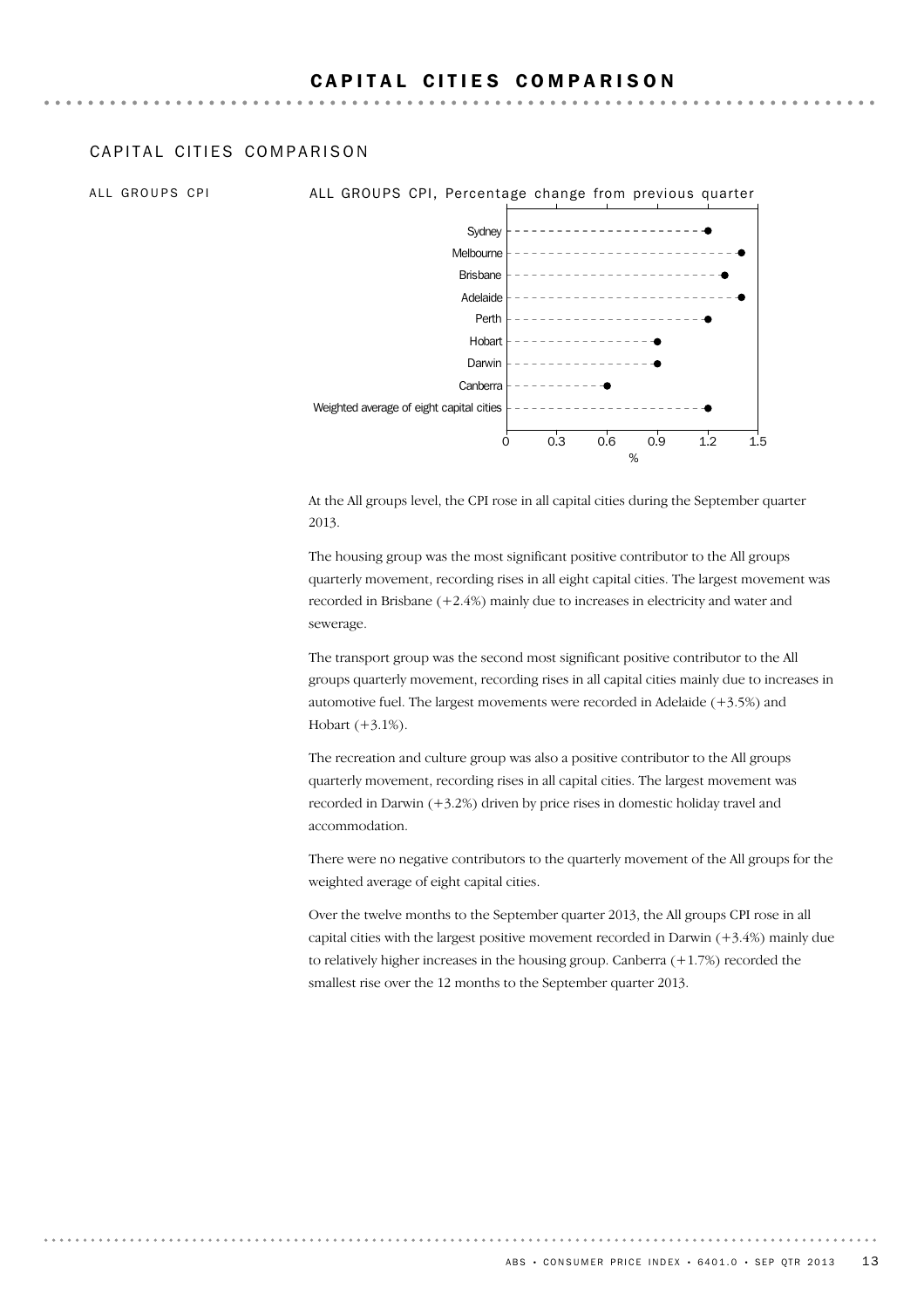# CAPITAL CITIES COMPARISON

## CAPITAL CITIES COMPARISON

ALL GROUPS CPI

ALL GROUPS CPI, Percentage change from previous quarter

At the All groups level, the CPI rose in all capital cities during the September quarter 2013.

The housing group was the most significant positive contributor to the All groups quarterly movement, recording rises in all eight capital cities. The largest movement was recorded in Brisbane (+2.4%) mainly due to increases in electricity and water and sewerage.

The transport group was the second most significant positive contributor to the All groups quarterly movement, recording rises in all capital cities mainly due to increases in automotive fuel. The largest movements were recorded in Adelaide (+3.5%) and Hobart (+3.1%).

The recreation and culture group was also a positive contributor to the All groups quarterly movement, recording rises in all capital cities. The largest movement was recorded in Darwin (+3.2%) driven by price rises in domestic holiday travel and accommodation.

There were no negative contributors to the quarterly movement of the All groups for the weighted average of eight capital cities.

Over the twelve months to the September quarter 2013, the All groups CPI rose in all capital cities with the largest positive movement recorded in Darwin (+3.4%) mainly due to relatively higher increases in the housing group. Canberra (+1.7%) recorded the smallest rise over the 12 months to the September quarter 2013.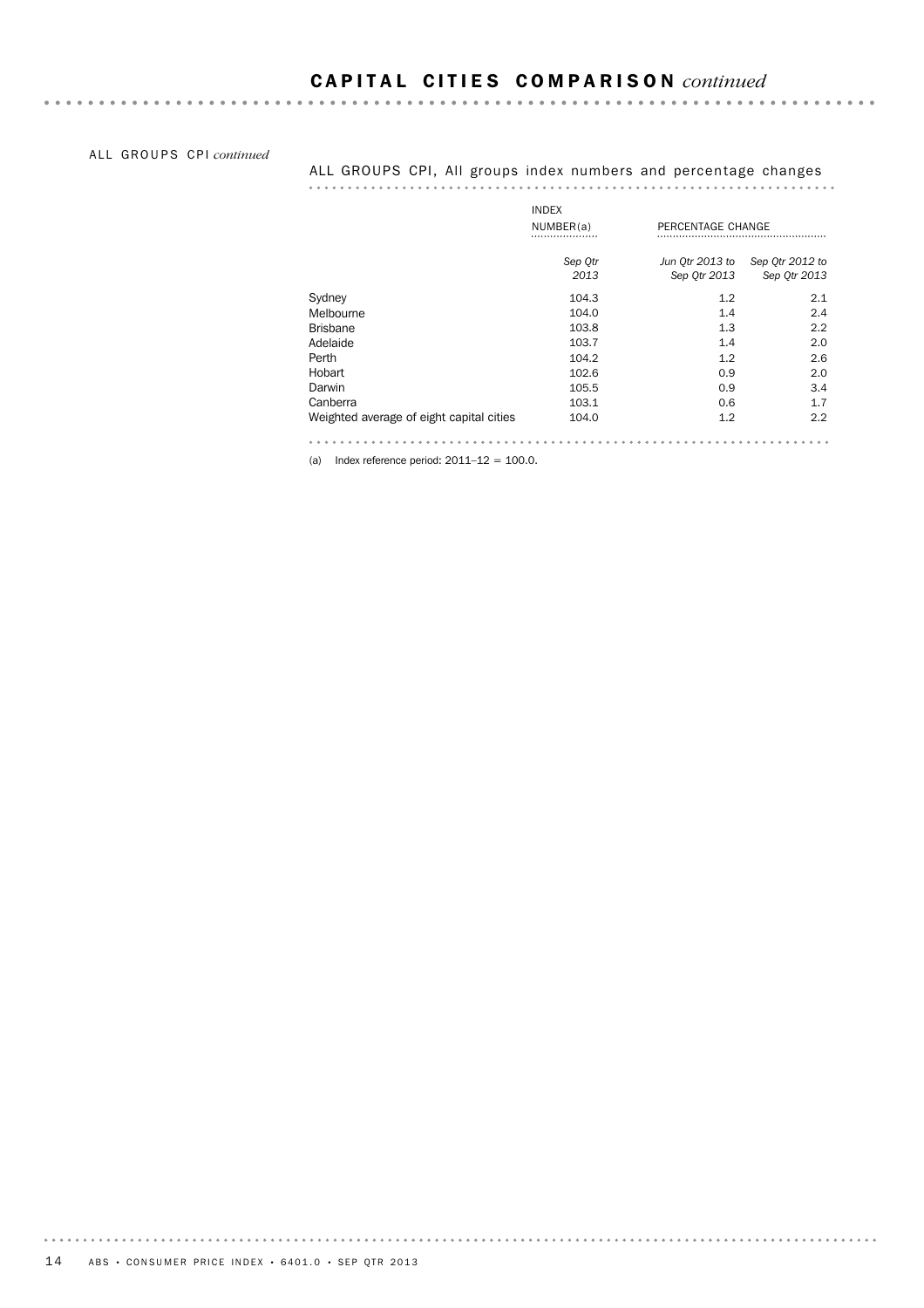## CAPITAL CITIES COMPARISON *continued*

ALL GROUPS CPI *continued*

### ALL GROUPS CPI, All groups index numbers and percentage changes

| | INDEX NUMBER(a) | PERCENTAGE CHANGE | |
|---|---|---|---|
| | *Sep Qtr 2013* | *Jun Qtr 2013 to Sep Qtr 2013* | *Sep Qtr 2012 to Sep Qtr 2013* |
| Sydney | 104.3 | 1.2 | 2.1 |
| Melbourne | 104.0 | 1.4 | 2.4 |
| Brisbane | 103.8 | 1.3 | 2.2 |
| Adelaide | 103.7 | 1.4 | 2.0 |
| Perth | 104.2 | 1.2 | 2.6 |
| Hobart | 102.6 | 0.9 | 2.0 |
| Darwin | 105.5 | 0.9 | 3.4 |
| Canberra | 103.1 | 0.6 | 1.7 |
| Weighted average of eight capital cities | 104.0 | 1.2 | 2.2 |

(a) Index reference period: 2011–12 = 100.0.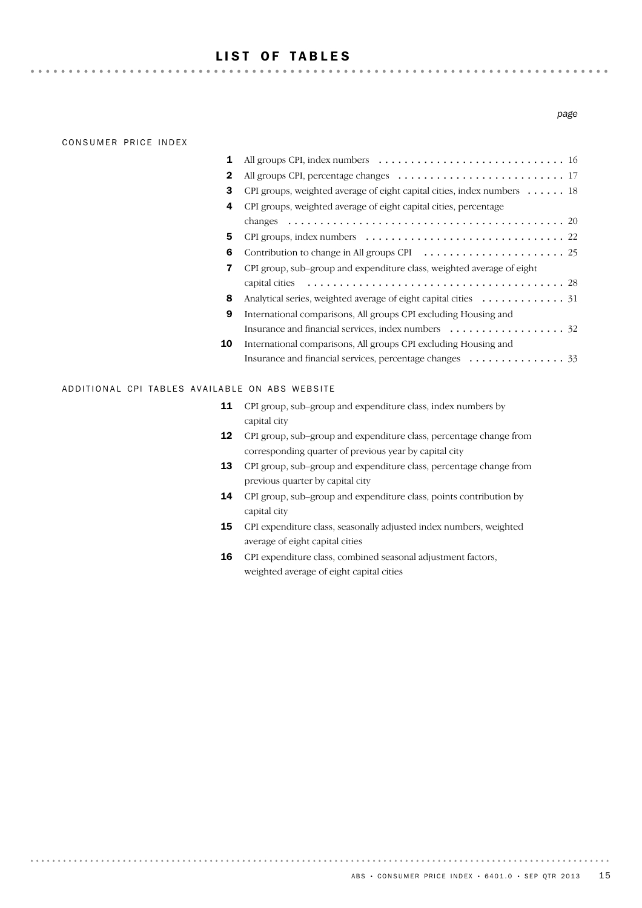# LIST OF TABLES

*page*

## CONSUMER PRICE INDEX

| | | page |
|---|---|---|
| **1** | All groups CPI, index numbers | 16 |
| **2** | All groups CPI, percentage changes | 17 |
| **3** | CPI groups, weighted average of eight capital cities, index numbers | 18 |
| **4** | CPI groups, weighted average of eight capital cities, percentage changes | 20 |
| **5** | CPI groups, index numbers | 22 |
| **6** | Contribution to change in All groups CPI | 25 |
| **7** | CPI group, sub–group and expenditure class, weighted average of eight capital cities | 28 |
| **8** | Analytical series, weighted average of eight capital cities | 31 |
| **9** | International comparisons, All groups CPI excluding Housing and Insurance and financial services, index numbers | 32 |
| **10** | International comparisons, All groups CPI excluding Housing and Insurance and financial services, percentage changes | 33 |

## ADDITIONAL CPI TABLES AVAILABLE ON ABS WEBSITE

- **11** CPI group, sub–group and expenditure class, index numbers by capital city
- **12** CPI group, sub–group and expenditure class, percentage change from corresponding quarter of previous year by capital city
- **13** CPI group, sub–group and expenditure class, percentage change from previous quarter by capital city
- **14** CPI group, sub–group and expenditure class, points contribution by capital city
- **15** CPI expenditure class, seasonally adjusted index numbers, weighted average of eight capital cities
- **16** CPI expenditure class, combined seasonal adjustment factors, weighted average of eight capital cities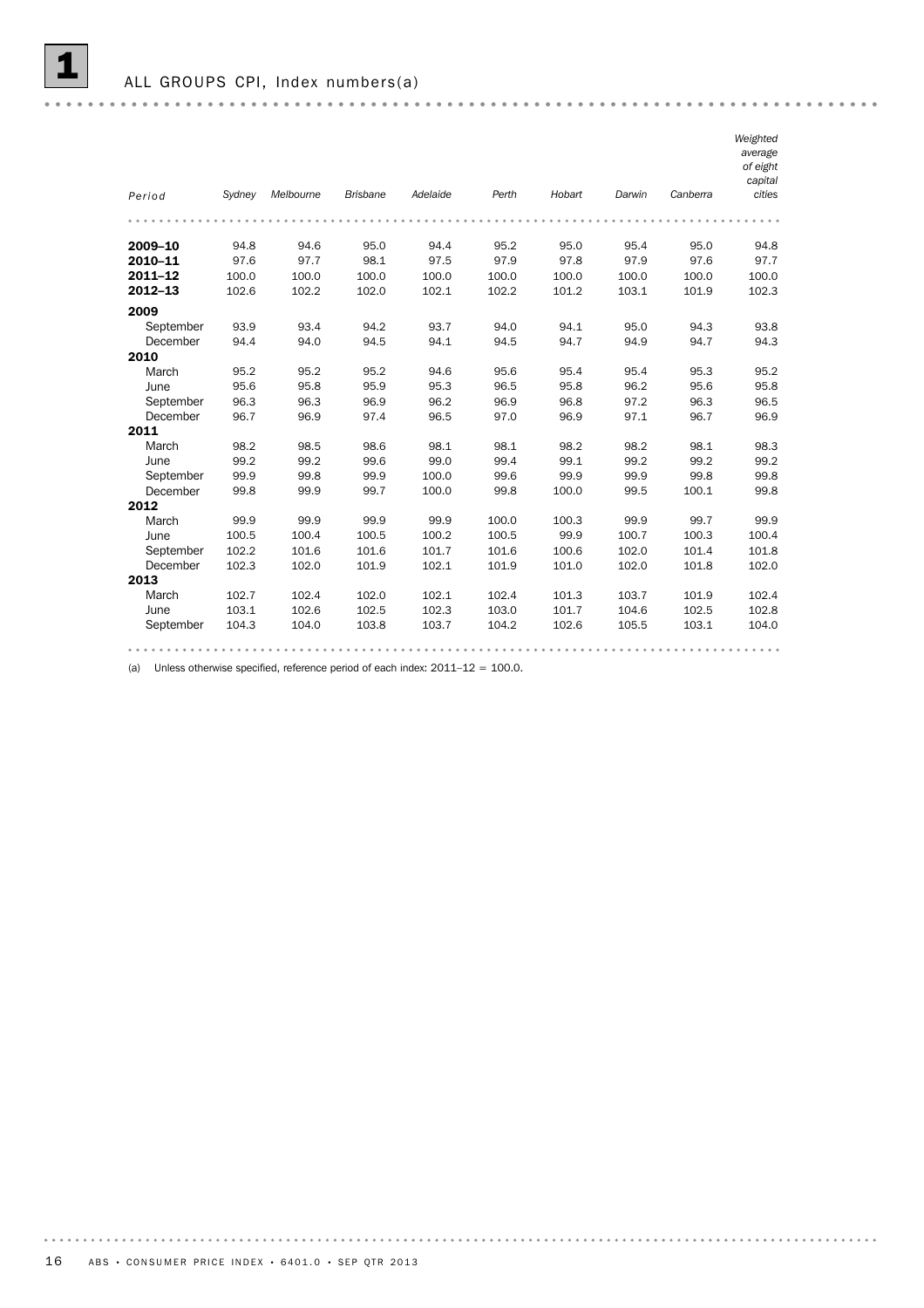# 1 ALL GROUPS CPI, Index numbers(a)

| Period | Sydney | Melbourne | Brisbane | Adelaide | Perth | Hobart | Darwin | Canberra | Weighted average of eight capital cities |
|---|---|---|---|---|---|---|---|---|---|
| **2009–10** | 94.8 | 94.6 | 95.0 | 94.4 | 95.2 | 95.0 | 95.4 | 95.0 | 94.8 |
| **2010–11** | 97.6 | 97.7 | 98.1 | 97.5 | 97.9 | 97.8 | 97.9 | 97.6 | 97.7 |
| **2011–12** | 100.0 | 100.0 | 100.0 | 100.0 | 100.0 | 100.0 | 100.0 | 100.0 | 100.0 |
| **2012–13** | 102.6 | 102.2 | 102.0 | 102.1 | 102.2 | 101.2 | 103.1 | 101.9 | 102.3 |
| **2009** | | | | | | | | | |
| September | 93.9 | 93.4 | 94.2 | 93.7 | 94.0 | 94.1 | 95.0 | 94.3 | 93.8 |
| December | 94.4 | 94.0 | 94.5 | 94.1 | 94.5 | 94.7 | 94.9 | 94.7 | 94.3 |
| **2010** | | | | | | | | | |
| March | 95.2 | 95.2 | 95.2 | 94.6 | 95.6 | 95.4 | 95.4 | 95.3 | 95.2 |
| June | 95.6 | 95.8 | 95.9 | 95.3 | 96.5 | 95.8 | 96.2 | 95.6 | 95.8 |
| September | 96.3 | 96.3 | 96.9 | 96.2 | 96.9 | 96.8 | 97.2 | 96.3 | 96.5 |
| December | 96.7 | 96.9 | 97.4 | 96.5 | 97.0 | 96.9 | 97.1 | 96.7 | 96.9 |
| **2011** | | | | | | | | | |
| March | 98.2 | 98.5 | 98.6 | 98.1 | 98.1 | 98.2 | 98.2 | 98.1 | 98.3 |
| June | 99.2 | 99.2 | 99.6 | 99.0 | 99.4 | 99.1 | 99.2 | 99.2 | 99.2 |
| September | 99.9 | 99.8 | 99.9 | 100.0 | 99.6 | 99.9 | 99.9 | 99.8 | 99.8 |
| December | 99.8 | 99.9 | 99.7 | 100.0 | 99.8 | 100.0 | 99.5 | 100.1 | 99.8 |
| **2012** | | | | | | | | | |
| March | 99.9 | 99.9 | 99.9 | 99.9 | 100.0 | 100.3 | 99.9 | 99.7 | 99.9 |
| June | 100.5 | 100.4 | 100.5 | 100.2 | 100.5 | 99.9 | 100.7 | 100.3 | 100.4 |
| September | 102.2 | 101.6 | 101.6 | 101.7 | 101.6 | 100.6 | 102.0 | 101.4 | 101.8 |
| December | 102.3 | 102.0 | 101.9 | 102.1 | 101.9 | 101.0 | 102.0 | 101.8 | 102.0 |
| **2013** | | | | | | | | | |
| March | 102.7 | 102.4 | 102.0 | 102.1 | 102.4 | 101.3 | 103.7 | 101.9 | 102.4 |
| June | 103.1 | 102.6 | 102.5 | 102.3 | 103.0 | 101.7 | 104.6 | 102.5 | 102.8 |
| September | 104.3 | 104.0 | 103.8 | 103.7 | 104.2 | 102.6 | 105.5 | 103.1 | 104.0 |

(a) Unless otherwise specified, reference period of each index: 2011–12 = 100.0.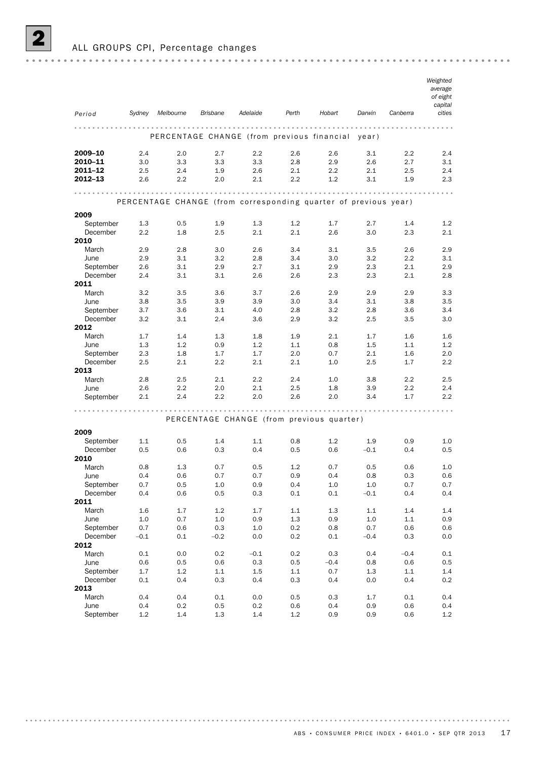## 2 ALL GROUPS CPI, Percentage changes

| Period | Sydney | Melbourne | Brisbane | Adelaide | Perth | Hobart | Darwin | Canberra | Weighted average of eight capital cities |
|---|---|---|---|---|---|---|---|---|---|
| **PERCENTAGE CHANGE (from previous financial year)** | | | | | | | | | |
| **2009–10** | 2.4 | 2.0 | 2.7 | 2.2 | 2.6 | 2.6 | 3.1 | 2.2 | 2.4 |
| **2010–11** | 3.0 | 3.3 | 3.3 | 3.3 | 2.8 | 2.9 | 2.6 | 2.7 | 3.1 |
| **2011–12** | 2.5 | 2.4 | 1.9 | 2.6 | 2.1 | 2.2 | 2.1 | 2.5 | 2.4 |
| **2012–13** | 2.6 | 2.2 | 2.0 | 2.1 | 2.2 | 1.2 | 3.1 | 1.9 | 2.3 |
| **PERCENTAGE CHANGE (from corresponding quarter of previous year)** | | | | | | | | | |
| **2009** | | | | | | | | | |
| September | 1.3 | 0.5 | 1.9 | 1.3 | 1.2 | 1.7 | 2.7 | 1.4 | 1.2 |
| December | 2.2 | 1.8 | 2.5 | 2.1 | 2.1 | 2.6 | 3.0 | 2.3 | 2.1 |
| **2010** | | | | | | | | | |
| March | 2.9 | 2.8 | 3.0 | 2.6 | 3.4 | 3.1 | 3.5 | 2.6 | 2.9 |
| June | 2.9 | 3.1 | 3.2 | 2.8 | 3.4 | 3.0 | 3.2 | 2.2 | 3.1 |
| September | 2.6 | 3.1 | 2.9 | 2.7 | 3.1 | 2.9 | 2.3 | 2.1 | 2.9 |
| December | 2.4 | 3.1 | 3.1 | 2.6 | 2.6 | 2.3 | 2.3 | 2.1 | 2.8 |
| **2011** | | | | | | | | | |
| March | 3.2 | 3.5 | 3.6 | 3.7 | 2.6 | 2.9 | 2.9 | 2.9 | 3.3 |
| June | 3.8 | 3.5 | 3.9 | 3.9 | 3.0 | 3.4 | 3.1 | 3.8 | 3.5 |
| September | 3.7 | 3.6 | 3.1 | 4.0 | 2.8 | 3.2 | 2.8 | 3.6 | 3.4 |
| December | 3.2 | 3.1 | 2.4 | 3.6 | 2.9 | 3.2 | 2.5 | 3.5 | 3.0 |
| **2012** | | | | | | | | | |
| March | 1.7 | 1.4 | 1.3 | 1.8 | 1.9 | 2.1 | 1.7 | 1.6 | 1.6 |
| June | 1.3 | 1.2 | 0.9 | 1.2 | 1.1 | 0.8 | 1.5 | 1.1 | 1.2 |
| September | 2.3 | 1.8 | 1.7 | 1.7 | 2.0 | 0.7 | 2.1 | 1.6 | 2.0 |
| December | 2.5 | 2.1 | 2.2 | 2.1 | 2.1 | 1.0 | 2.5 | 1.7 | 2.2 |
| **2013** | | | | | | | | | |
| March | 2.8 | 2.5 | 2.1 | 2.2 | 2.4 | 1.0 | 3.8 | 2.2 | 2.5 |
| June | 2.6 | 2.2 | 2.0 | 2.1 | 2.5 | 1.8 | 3.9 | 2.2 | 2.4 |
| September | 2.1 | 2.4 | 2.2 | 2.0 | 2.6 | 2.0 | 3.4 | 1.7 | 2.2 |
| **PERCENTAGE CHANGE (from previous quarter)** | | | | | | | | | |
| **2009** | | | | | | | | | |
| September | 1.1 | 0.5 | 1.4 | 1.1 | 0.8 | 1.2 | 1.9 | 0.9 | 1.0 |
| December | 0.5 | 0.6 | 0.3 | 0.4 | 0.5 | 0.6 | –0.1 | 0.4 | 0.5 |
| **2010** | | | | | | | | | |
| March | 0.8 | 1.3 | 0.7 | 0.5 | 1.2 | 0.7 | 0.5 | 0.6 | 1.0 |
| June | 0.4 | 0.6 | 0.7 | 0.7 | 0.9 | 0.4 | 0.8 | 0.3 | 0.6 |
| September | 0.7 | 0.5 | 1.0 | 0.9 | 0.4 | 1.0 | 1.0 | 0.7 | 0.7 |
| December | 0.4 | 0.6 | 0.5 | 0.3 | 0.1 | 0.1 | –0.1 | 0.4 | 0.4 |
| **2011** | | | | | | | | | |
| March | 1.6 | 1.7 | 1.2 | 1.7 | 1.1 | 1.3 | 1.1 | 1.4 | 1.4 |
| June | 1.0 | 0.7 | 1.0 | 0.9 | 1.3 | 0.9 | 1.0 | 1.1 | 0.9 |
| September | 0.7 | 0.6 | 0.3 | 1.0 | 0.2 | 0.8 | 0.7 | 0.6 | 0.6 |
| December | –0.1 | 0.1 | –0.2 | 0.0 | 0.2 | 0.1 | –0.4 | 0.3 | 0.0 |
| **2012** | | | | | | | | | |
| March | 0.1 | 0.0 | 0.2 | –0.1 | 0.2 | 0.3 | 0.4 | –0.4 | 0.1 |
| June | 0.6 | 0.5 | 0.6 | 0.3 | 0.5 | –0.4 | 0.8 | 0.6 | 0.5 |
| September | 1.7 | 1.2 | 1.1 | 1.5 | 1.1 | 0.7 | 1.3 | 1.1 | 1.4 |
| December | 0.1 | 0.4 | 0.3 | 0.4 | 0.3 | 0.4 | 0.0 | 0.4 | 0.2 |
| **2013** | | | | | | | | | |
| March | 0.4 | 0.4 | 0.1 | 0.0 | 0.5 | 0.3 | 1.7 | 0.1 | 0.4 |
| June | 0.4 | 0.2 | 0.5 | 0.2 | 0.6 | 0.4 | 0.9 | 0.6 | 0.4 |
| September | 1.2 | 1.4 | 1.3 | 1.4 | 1.2 | 0.9 | 0.9 | 0.6 | 1.2 |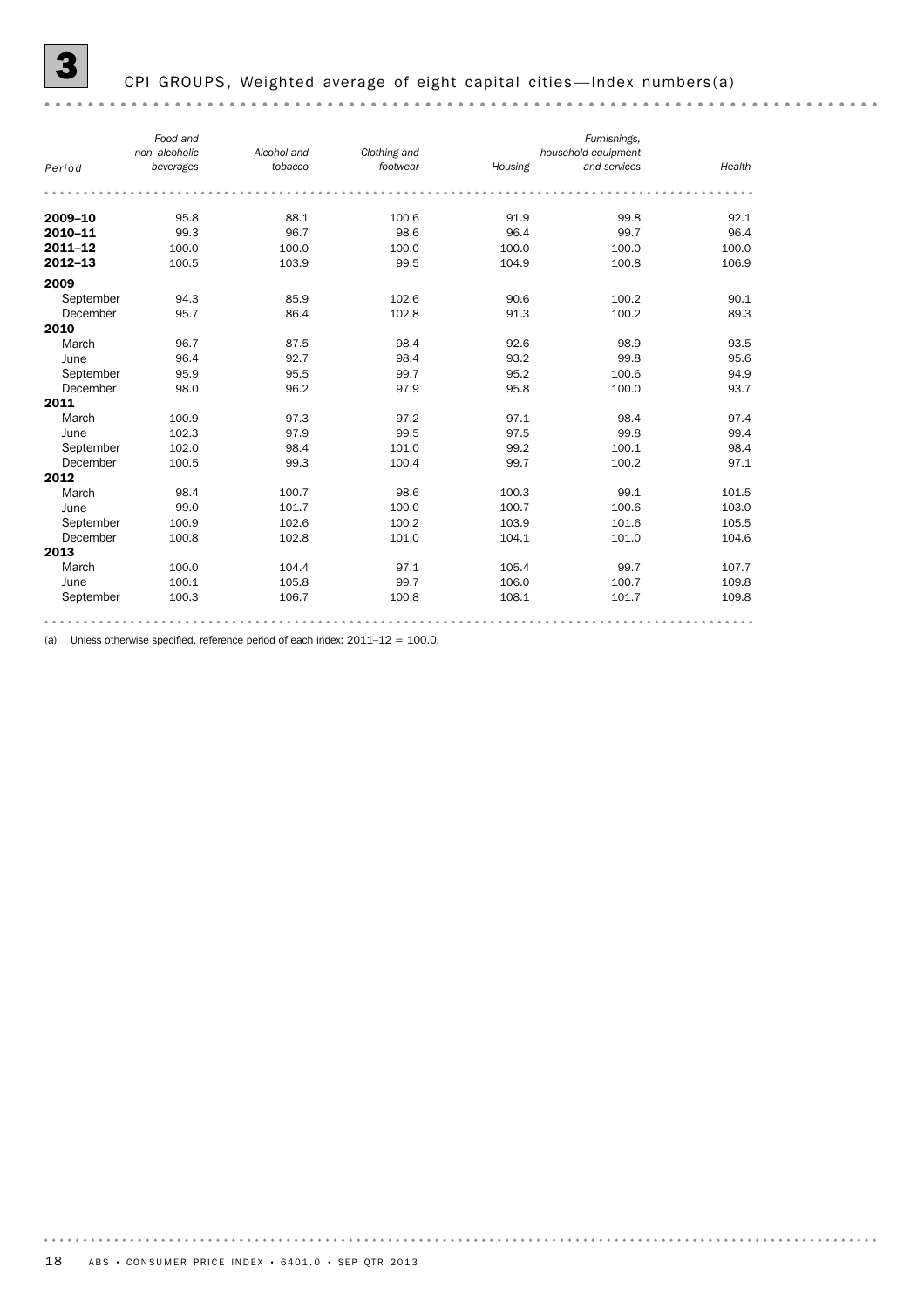## 3 CPI GROUPS, Weighted average of eight capital cities—Index numbers(a)

| Period | Food and non–alcoholic beverages | Alcohol and tobacco | Clothing and footwear | Housing | Furnishings, household equipment and services | Health |
|---|---|---|---|---|---|---|
| **2009–10** | 95.8 | 88.1 | 100.6 | 91.9 | 99.8 | 92.1 |
| **2010–11** | 99.3 | 96.7 | 98.6 | 96.4 | 99.7 | 96.4 |
| **2011–12** | 100.0 | 100.0 | 100.0 | 100.0 | 100.0 | 100.0 |
| **2012–13** | 100.5 | 103.9 | 99.5 | 104.9 | 100.8 | 106.9 |
| **2009** | | | | | | |
| September | 94.3 | 85.9 | 102.6 | 90.6 | 100.2 | 90.1 |
| December | 95.7 | 86.4 | 102.8 | 91.3 | 100.2 | 89.3 |
| **2010** | | | | | | |
| March | 96.7 | 87.5 | 98.4 | 92.6 | 98.9 | 93.5 |
| June | 96.4 | 92.7 | 98.4 | 93.2 | 99.8 | 95.6 |
| September | 95.9 | 95.5 | 99.7 | 95.2 | 100.6 | 94.9 |
| December | 98.0 | 96.2 | 97.9 | 95.8 | 100.0 | 93.7 |
| **2011** | | | | | | |
| March | 100.9 | 97.3 | 97.2 | 97.1 | 98.4 | 97.4 |
| June | 102.3 | 97.9 | 99.5 | 97.5 | 99.8 | 99.4 |
| September | 102.0 | 98.4 | 101.0 | 99.2 | 100.1 | 98.4 |
| December | 100.5 | 99.3 | 100.4 | 99.7 | 100.2 | 97.1 |
| **2012** | | | | | | |
| March | 98.4 | 100.7 | 98.6 | 100.3 | 99.1 | 101.5 |
| June | 99.0 | 101.7 | 100.0 | 100.7 | 100.6 | 103.0 |
| September | 100.9 | 102.6 | 100.2 | 103.9 | 101.6 | 105.5 |
| December | 100.8 | 102.8 | 101.0 | 104.1 | 101.0 | 104.6 |
| **2013** | | | | | | |
| March | 100.0 | 104.4 | 97.1 | 105.4 | 99.7 | 107.7 |
| June | 100.1 | 105.8 | 99.7 | 106.0 | 100.7 | 109.8 |
| September | 100.3 | 106.7 | 100.8 | 108.1 | 101.7 | 109.8 |

(a) Unless otherwise specified, reference period of each index: 2011–12 = 100.0.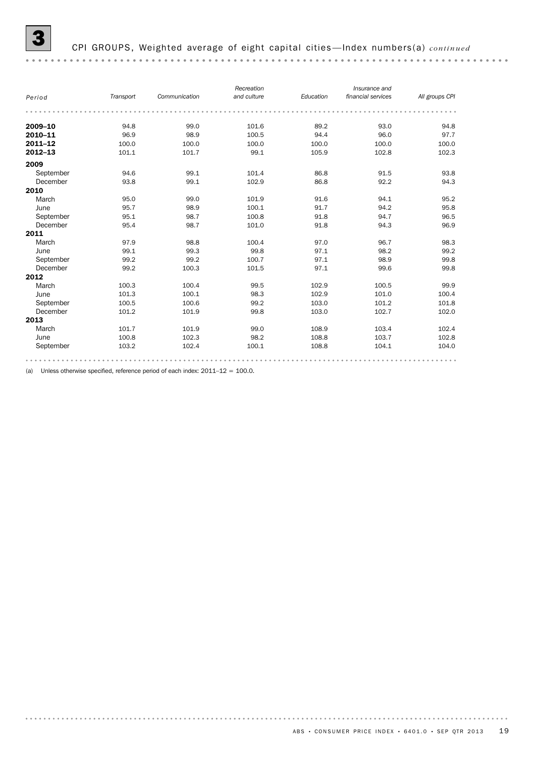## 3 CPI GROUPS, Weighted average of eight capital cities—Index numbers(a) *continued*

| Period | Transport | Communication | Recreation and culture | Education | Insurance and financial services | All groups CPI |
|---|---|---|---|---|---|---|
| **2009–10** | 94.8 | 99.0 | 101.6 | 89.2 | 93.0 | 94.8 |
| **2010–11** | 96.9 | 98.9 | 100.5 | 94.4 | 96.0 | 97.7 |
| **2011–12** | 100.0 | 100.0 | 100.0 | 100.0 | 100.0 | 100.0 |
| **2012–13** | 101.1 | 101.7 | 99.1 | 105.9 | 102.8 | 102.3 |
| **2009** | | | | | | |
| September | 94.6 | 99.1 | 101.4 | 86.8 | 91.5 | 93.8 |
| December | 93.8 | 99.1 | 102.9 | 86.8 | 92.2 | 94.3 |
| **2010** | | | | | | |
| March | 95.0 | 99.0 | 101.9 | 91.6 | 94.1 | 95.2 |
| June | 95.7 | 98.9 | 100.1 | 91.7 | 94.2 | 95.8 |
| September | 95.1 | 98.7 | 100.8 | 91.8 | 94.7 | 96.5 |
| December | 95.4 | 98.7 | 101.0 | 91.8 | 94.3 | 96.9 |
| **2011** | | | | | | |
| March | 97.9 | 98.8 | 100.4 | 97.0 | 96.7 | 98.3 |
| June | 99.1 | 99.3 | 99.8 | 97.1 | 98.2 | 99.2 |
| September | 99.2 | 99.2 | 100.7 | 97.1 | 98.9 | 99.8 |
| December | 99.2 | 100.3 | 101.5 | 97.1 | 99.6 | 99.8 |
| **2012** | | | | | | |
| March | 100.3 | 100.4 | 99.5 | 102.9 | 100.5 | 99.9 |
| June | 101.3 | 100.1 | 98.3 | 102.9 | 101.0 | 100.4 |
| September | 100.5 | 100.6 | 99.2 | 103.0 | 101.2 | 101.8 |
| December | 101.2 | 101.9 | 99.8 | 103.0 | 102.7 | 102.0 |
| **2013** | | | | | | |
| March | 101.7 | 101.9 | 99.0 | 108.9 | 103.4 | 102.4 |
| June | 100.8 | 102.3 | 98.2 | 108.8 | 103.7 | 102.8 |
| September | 103.2 | 102.4 | 100.1 | 108.8 | 104.1 | 104.0 |

(a) Unless otherwise specified, reference period of each index: 2011–12 = 100.0.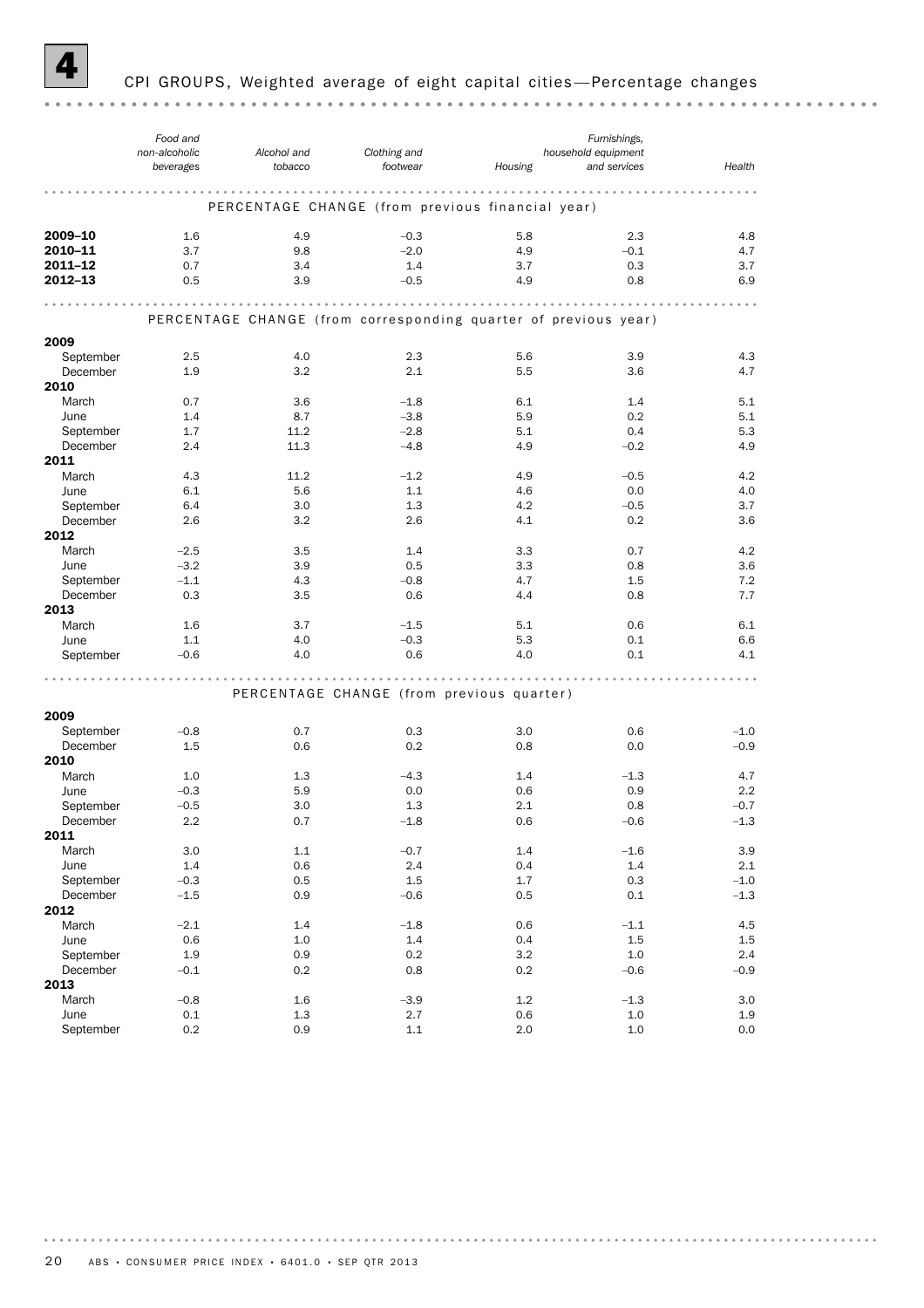# 4 CPI GROUPS, Weighted average of eight capital cities—Percentage changes

| | *Food and non-alcoholic beverages* | *Alcohol and tobacco* | *Clothing and footwear* | *Housing* | *Furnishings, household equipment and services* | *Health* |
|---|---|---|---|---|---|---|
| | PERCENTAGE CHANGE (from previous financial year) | | | | | |
| **2009–10** | 1.6 | 4.9 | –0.3 | 5.8 | 2.3 | 4.8 |
| **2010–11** | 3.7 | 9.8 | –2.0 | 4.9 | –0.1 | 4.7 |
| **2011–12** | 0.7 | 3.4 | 1.4 | 3.7 | 0.3 | 3.7 |
| **2012–13** | 0.5 | 3.9 | –0.5 | 4.9 | 0.8 | 6.9 |
| | PERCENTAGE CHANGE (from corresponding quarter of previous year) | | | | | |
| **2009** | | | | | | |
| September | 2.5 | 4.0 | 2.3 | 5.6 | 3.9 | 4.3 |
| December | 1.9 | 3.2 | 2.1 | 5.5 | 3.6 | 4.7 |
| **2010** | | | | | | |
| March | 0.7 | 3.6 | –1.8 | 6.1 | 1.4 | 5.1 |
| June | 1.4 | 8.7 | –3.8 | 5.9 | 0.2 | 5.1 |
| September | 1.7 | 11.2 | –2.8 | 5.1 | 0.4 | 5.3 |
| December | 2.4 | 11.3 | –4.8 | 4.9 | –0.2 | 4.9 |
| **2011** | | | | | | |
| March | 4.3 | 11.2 | –1.2 | 4.9 | –0.5 | 4.2 |
| June | 6.1 | 5.6 | 1.1 | 4.6 | 0.0 | 4.0 |
| September | 6.4 | 3.0 | 1.3 | 4.2 | –0.5 | 3.7 |
| December | 2.6 | 3.2 | 2.6 | 4.1 | 0.2 | 3.6 |
| **2012** | | | | | | |
| March | –2.5 | 3.5 | 1.4 | 3.3 | 0.7 | 4.2 |
| June | –3.2 | 3.9 | 0.5 | 3.3 | 0.8 | 3.6 |
| September | –1.1 | 4.3 | –0.8 | 4.7 | 1.5 | 7.2 |
| December | 0.3 | 3.5 | 0.6 | 4.4 | 0.8 | 7.7 |
| **2013** | | | | | | |
| March | 1.6 | 3.7 | –1.5 | 5.1 | 0.6 | 6.1 |
| June | 1.1 | 4.0 | –0.3 | 5.3 | 0.1 | 6.6 |
| September | –0.6 | 4.0 | 0.6 | 4.0 | 0.1 | 4.1 |
| | PERCENTAGE CHANGE (from previous quarter) | | | | | |
| **2009** | | | | | | |
| September | –0.8 | 0.7 | 0.3 | 3.0 | 0.6 | –1.0 |
| December | 1.5 | 0.6 | 0.2 | 0.8 | 0.0 | –0.9 |
| **2010** | | | | | | |
| March | 1.0 | 1.3 | –4.3 | 1.4 | –1.3 | 4.7 |
| June | –0.3 | 5.9 | 0.0 | 0.6 | 0.9 | 2.2 |
| September | –0.5 | 3.0 | 1.3 | 2.1 | 0.8 | –0.7 |
| December | 2.2 | 0.7 | –1.8 | 0.6 | –0.6 | –1.3 |
| **2011** | | | | | | |
| March | 3.0 | 1.1 | –0.7 | 1.4 | –1.6 | 3.9 |
| June | 1.4 | 0.6 | 2.4 | 0.4 | 1.4 | 2.1 |
| September | –0.3 | 0.5 | 1.5 | 1.7 | 0.3 | –1.0 |
| December | –1.5 | 0.9 | –0.6 | 0.5 | 0.1 | –1.3 |
| **2012** | | | | | | |
| March | –2.1 | 1.4 | –1.8 | 0.6 | –1.1 | 4.5 |
| June | 0.6 | 1.0 | 1.4 | 0.4 | 1.5 | 1.5 |
| September | 1.9 | 0.9 | 0.2 | 3.2 | 1.0 | 2.4 |
| December | –0.1 | 0.2 | 0.8 | 0.2 | –0.6 | –0.9 |
| **2013** | | | | | | |
| March | –0.8 | 1.6 | –3.9 | 1.2 | –1.3 | 3.0 |
| June | 0.1 | 1.3 | 2.7 | 0.6 | 1.0 | 1.9 |
| September | 0.2 | 0.9 | 1.1 | 2.0 | 1.0 | 0.0 |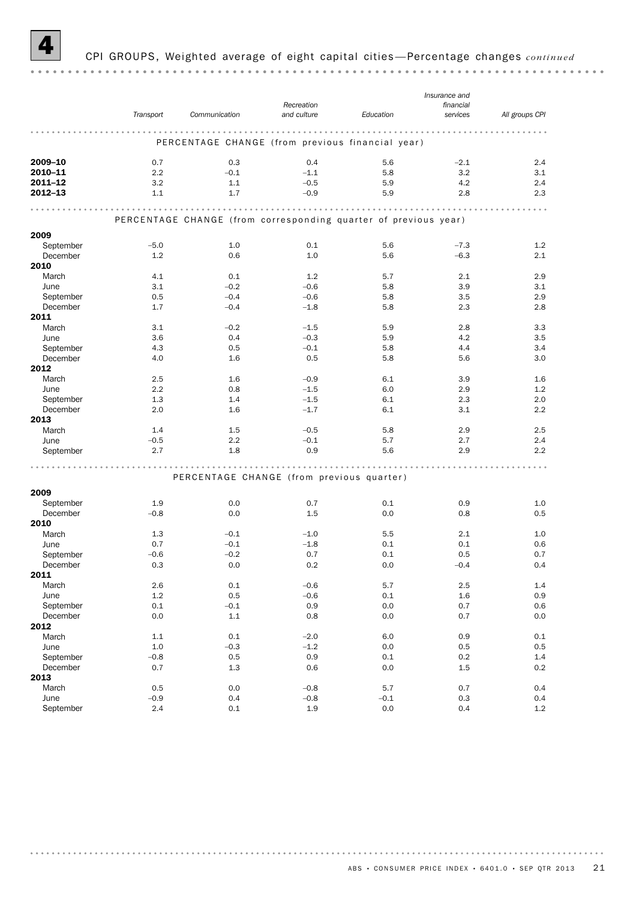## 4 CPI GROUPS, Weighted average of eight capital cities—Percentage changes *continued*

| | *Transport* | *Communication* | *Recreation and culture* | *Education* | *Insurance and financial services* | *All groups CPI* |
|---|---|---|---|---|---|---|
| | PERCENTAGE CHANGE (from previous financial year) | | | | | |
| **2009–10** | 0.7 | 0.3 | 0.4 | 5.6 | –2.1 | 2.4 |
| **2010–11** | 2.2 | –0.1 | –1.1 | 5.8 | 3.2 | 3.1 |
| **2011–12** | 3.2 | 1.1 | –0.5 | 5.9 | 4.2 | 2.4 |
| **2012–13** | 1.1 | 1.7 | –0.9 | 5.9 | 2.8 | 2.3 |
| | PERCENTAGE CHANGE (from corresponding quarter of previous year) | | | | | |
| **2009** | | | | | | |
| September | –5.0 | 1.0 | 0.1 | 5.6 | –7.3 | 1.2 |
| December | 1.2 | 0.6 | 1.0 | 5.6 | –6.3 | 2.1 |
| **2010** | | | | | | |
| March | 4.1 | 0.1 | 1.2 | 5.7 | 2.1 | 2.9 |
| June | 3.1 | –0.2 | –0.6 | 5.8 | 3.9 | 3.1 |
| September | 0.5 | –0.4 | –0.6 | 5.8 | 3.5 | 2.9 |
| December | 1.7 | –0.4 | –1.8 | 5.8 | 2.3 | 2.8 |
| **2011** | | | | | | |
| March | 3.1 | –0.2 | –1.5 | 5.9 | 2.8 | 3.3 |
| June | 3.6 | 0.4 | –0.3 | 5.9 | 4.2 | 3.5 |
| September | 4.3 | 0.5 | –0.1 | 5.8 | 4.4 | 3.4 |
| December | 4.0 | 1.6 | 0.5 | 5.8 | 5.6 | 3.0 |
| **2012** | | | | | | |
| March | 2.5 | 1.6 | –0.9 | 6.1 | 3.9 | 1.6 |
| June | 2.2 | 0.8 | –1.5 | 6.0 | 2.9 | 1.2 |
| September | 1.3 | 1.4 | –1.5 | 6.1 | 2.3 | 2.0 |
| December | 2.0 | 1.6 | –1.7 | 6.1 | 3.1 | 2.2 |
| **2013** | | | | | | |
| March | 1.4 | 1.5 | –0.5 | 5.8 | 2.9 | 2.5 |
| June | –0.5 | 2.2 | –0.1 | 5.7 | 2.7 | 2.4 |
| September | 2.7 | 1.8 | 0.9 | 5.6 | 2.9 | 2.2 |
| | PERCENTAGE CHANGE (from previous quarter) | | | | | |
| **2009** | | | | | | |
| September | 1.9 | 0.0 | 0.7 | 0.1 | 0.9 | 1.0 |
| December | –0.8 | 0.0 | 1.5 | 0.0 | 0.8 | 0.5 |
| **2010** | | | | | | |
| March | 1.3 | –0.1 | –1.0 | 5.5 | 2.1 | 1.0 |
| June | 0.7 | –0.1 | –1.8 | 0.1 | 0.1 | 0.6 |
| September | –0.6 | –0.2 | 0.7 | 0.1 | 0.5 | 0.7 |
| December | 0.3 | 0.0 | 0.2 | 0.0 | –0.4 | 0.4 |
| **2011** | | | | | | |
| March | 2.6 | 0.1 | –0.6 | 5.7 | 2.5 | 1.4 |
| June | 1.2 | 0.5 | –0.6 | 0.1 | 1.6 | 0.9 |
| September | 0.1 | –0.1 | 0.9 | 0.0 | 0.7 | 0.6 |
| December | 0.0 | 1.1 | 0.8 | 0.0 | 0.7 | 0.0 |
| **2012** | | | | | | |
| March | 1.1 | 0.1 | –2.0 | 6.0 | 0.9 | 0.1 |
| June | 1.0 | –0.3 | –1.2 | 0.0 | 0.5 | 0.5 |
| September | –0.8 | 0.5 | 0.9 | 0.1 | 0.2 | 1.4 |
| December | 0.7 | 1.3 | 0.6 | 0.0 | 1.5 | 0.2 |
| **2013** | | | | | | |
| March | 0.5 | 0.0 | –0.8 | 5.7 | 0.7 | 0.4 |
| June | –0.9 | 0.4 | –0.8 | –0.1 | 0.3 | 0.4 |
| September | 2.4 | 0.1 | 1.9 | 0.0 | 0.4 | 1.2 |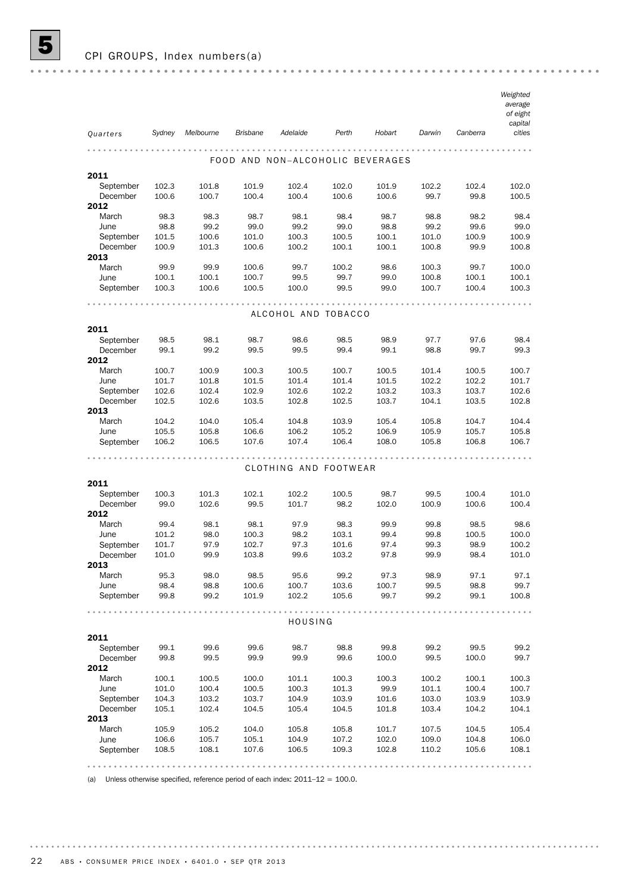# 5 CPI GROUPS, Index numbers(a)

| Quarters | Sydney | Melbourne | Brisbane | Adelaide | Perth | Hobart | Darwin | Canberra | Weighted average of eight capital cities |
|---|---|---|---|---|---|---|---|---|---|
| **FOOD AND NON–ALCOHOLIC BEVERAGES** | | | | | | | | | |
| **2011** | | | | | | | | | |
| September | 102.3 | 101.8 | 101.9 | 102.4 | 102.0 | 101.9 | 102.2 | 102.4 | 102.0 |
| December | 100.6 | 100.7 | 100.4 | 100.4 | 100.6 | 100.6 | 99.7 | 99.8 | 100.5 |
| **2012** | | | | | | | | | |
| March | 98.3 | 98.3 | 98.7 | 98.1 | 98.4 | 98.7 | 98.8 | 98.2 | 98.4 |
| June | 98.8 | 99.2 | 99.0 | 99.2 | 99.0 | 98.8 | 99.2 | 99.6 | 99.0 |
| September | 101.5 | 100.6 | 101.0 | 100.3 | 100.5 | 100.1 | 101.0 | 100.9 | 100.9 |
| December | 100.9 | 101.3 | 100.6 | 100.2 | 100.1 | 100.1 | 100.8 | 99.9 | 100.8 |
| **2013** | | | | | | | | | |
| March | 99.9 | 99.9 | 100.6 | 99.7 | 100.2 | 98.6 | 100.3 | 99.7 | 100.0 |
| June | 100.1 | 100.1 | 100.7 | 99.5 | 99.7 | 99.0 | 100.8 | 100.1 | 100.1 |
| September | 100.3 | 100.6 | 100.5 | 100.0 | 99.5 | 99.0 | 100.7 | 100.4 | 100.3 |
| **ALCOHOL AND TOBACCO** | | | | | | | | | |
| **2011** | | | | | | | | | |
| September | 98.5 | 98.1 | 98.7 | 98.6 | 98.5 | 98.9 | 97.7 | 97.6 | 98.4 |
| December | 99.1 | 99.2 | 99.5 | 99.5 | 99.4 | 99.1 | 98.8 | 99.7 | 99.3 |
| **2012** | | | | | | | | | |
| March | 100.7 | 100.9 | 100.3 | 100.5 | 100.7 | 100.5 | 101.4 | 100.5 | 100.7 |
| June | 101.7 | 101.8 | 101.5 | 101.4 | 101.4 | 101.5 | 102.2 | 102.2 | 101.7 |
| September | 102.6 | 102.4 | 102.9 | 102.6 | 102.2 | 103.2 | 103.3 | 103.7 | 102.6 |
| December | 102.5 | 102.6 | 103.5 | 102.8 | 102.5 | 103.7 | 104.1 | 103.5 | 102.8 |
| **2013** | | | | | | | | | |
| March | 104.2 | 104.0 | 105.4 | 104.8 | 103.9 | 105.4 | 105.8 | 104.7 | 104.4 |
| June | 105.5 | 105.8 | 106.6 | 106.2 | 105.2 | 106.9 | 105.9 | 105.7 | 105.8 |
| September | 106.2 | 106.5 | 107.6 | 107.4 | 106.4 | 108.0 | 105.8 | 106.8 | 106.7 |
| **CLOTHING AND FOOTWEAR** | | | | | | | | | |
| **2011** | | | | | | | | | |
| September | 100.3 | 101.3 | 102.1 | 102.2 | 100.5 | 98.7 | 99.5 | 100.4 | 101.0 |
| December | 99.0 | 102.6 | 99.5 | 101.7 | 98.2 | 102.0 | 100.9 | 100.6 | 100.4 |
| **2012** | | | | | | | | | |
| March | 99.4 | 98.1 | 98.1 | 97.9 | 98.3 | 99.9 | 99.8 | 98.5 | 98.6 |
| June | 101.2 | 98.0 | 100.3 | 98.2 | 103.1 | 99.4 | 99.8 | 100.5 | 100.0 |
| September | 101.7 | 97.9 | 102.7 | 97.3 | 101.6 | 97.4 | 99.3 | 98.9 | 100.2 |
| December | 101.0 | 99.9 | 103.8 | 99.6 | 103.2 | 97.8 | 99.9 | 98.4 | 101.0 |
| **2013** | | | | | | | | | |
| March | 95.3 | 98.0 | 98.5 | 95.6 | 99.2 | 97.3 | 98.9 | 97.1 | 97.1 |
| June | 98.4 | 98.8 | 100.6 | 100.7 | 103.6 | 100.7 | 99.5 | 98.8 | 99.7 |
| September | 99.8 | 99.2 | 101.9 | 102.2 | 105.6 | 99.7 | 99.2 | 99.1 | 100.8 |
| **HOUSING** | | | | | | | | | |
| **2011** | | | | | | | | | |
| September | 99.1 | 99.6 | 99.6 | 98.7 | 98.8 | 99.8 | 99.2 | 99.5 | 99.2 |
| December | 99.8 | 99.5 | 99.9 | 99.9 | 99.6 | 100.0 | 99.5 | 100.0 | 99.7 |
| **2012** | | | | | | | | | |
| March | 100.1 | 100.5 | 100.0 | 101.1 | 100.3 | 100.3 | 100.2 | 100.1 | 100.3 |
| June | 101.0 | 100.4 | 100.5 | 100.3 | 101.3 | 99.9 | 101.1 | 100.4 | 100.7 |
| September | 104.3 | 103.2 | 103.7 | 104.9 | 103.9 | 101.6 | 103.0 | 103.9 | 103.9 |
| December | 105.1 | 102.4 | 104.5 | 105.4 | 104.5 | 101.8 | 103.4 | 104.2 | 104.1 |
| **2013** | | | | | | | | | |
| March | 105.9 | 105.2 | 104.0 | 105.8 | 105.8 | 101.7 | 107.5 | 104.5 | 105.4 |
| June | 106.6 | 105.7 | 105.1 | 104.9 | 107.2 | 102.0 | 109.0 | 104.8 | 106.0 |
| September | 108.5 | 108.1 | 107.6 | 106.5 | 109.3 | 102.8 | 110.2 | 105.6 | 108.1 |

(a) Unless otherwise specified, reference period of each index: 2011–12 = 100.0.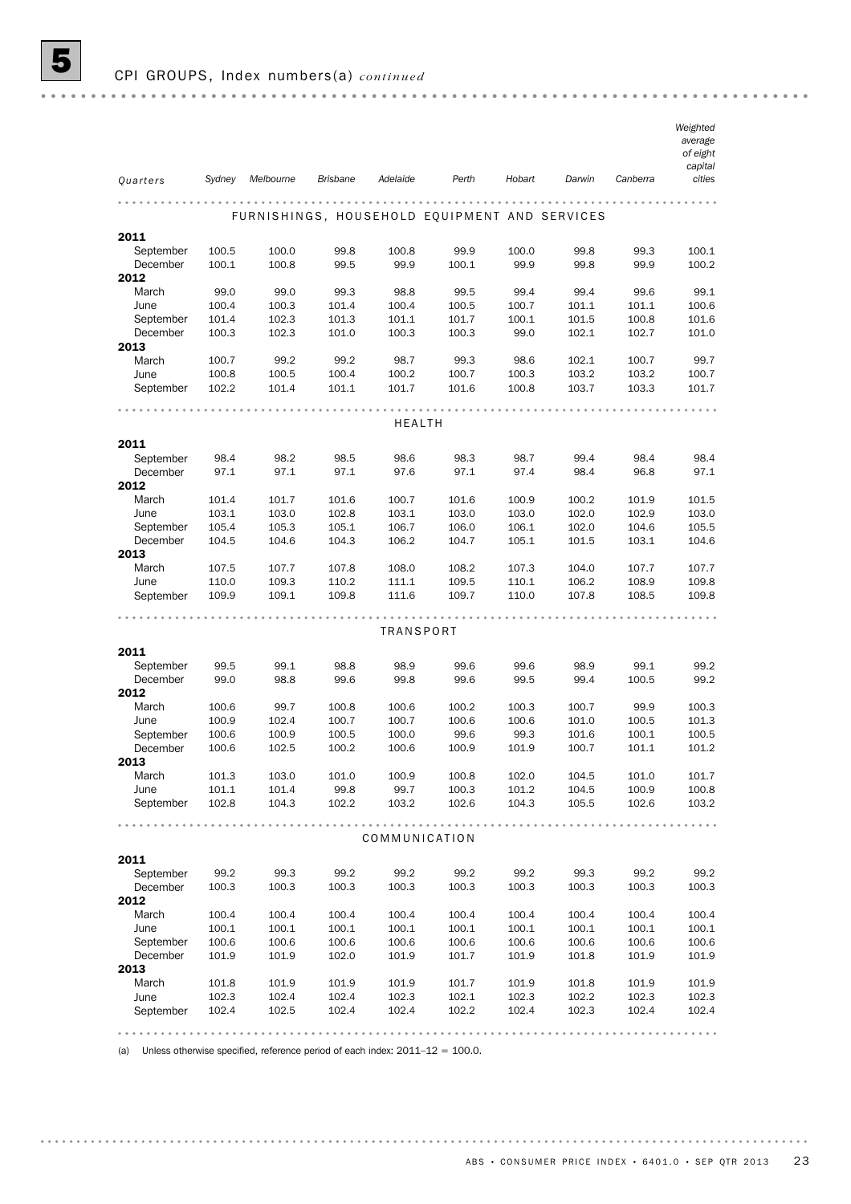## 5 CPI GROUPS, Index numbers(a) *continued*

| Quarters | Sydney | Melbourne | Brisbane | Adelaide | Perth | Hobart | Darwin | Canberra | Weighted average of eight capital cities |
|---|---|---|---|---|---|---|---|---|---|
| **FURNISHINGS, HOUSEHOLD EQUIPMENT AND SERVICES** | | | | | | | | | |
| **2011** | | | | | | | | | |
| September | 100.5 | 100.0 | 99.8 | 100.8 | 99.9 | 100.0 | 99.8 | 99.3 | 100.1 |
| December | 100.1 | 100.8 | 99.5 | 99.9 | 100.1 | 99.9 | 99.8 | 99.9 | 100.2 |
| **2012** | | | | | | | | | |
| March | 99.0 | 99.0 | 99.3 | 98.8 | 99.5 | 99.4 | 99.4 | 99.6 | 99.1 |
| June | 100.4 | 100.3 | 101.4 | 100.4 | 100.5 | 100.7 | 101.1 | 101.1 | 100.6 |
| September | 101.4 | 102.3 | 101.3 | 101.1 | 101.7 | 100.1 | 101.5 | 100.8 | 101.6 |
| December | 100.3 | 102.3 | 101.0 | 100.3 | 100.3 | 99.0 | 102.1 | 102.7 | 101.0 |
| **2013** | | | | | | | | | |
| March | 100.7 | 99.2 | 99.2 | 98.7 | 99.3 | 98.6 | 102.1 | 100.7 | 99.7 |
| June | 100.8 | 100.5 | 100.4 | 100.2 | 100.7 | 100.3 | 103.2 | 103.2 | 100.7 |
| September | 102.2 | 101.4 | 101.1 | 101.7 | 101.6 | 100.8 | 103.7 | 103.3 | 101.7 |
| **HEALTH** | | | | | | | | | |
| **2011** | | | | | | | | | |
| September | 98.4 | 98.2 | 98.5 | 98.6 | 98.3 | 98.7 | 99.4 | 98.4 | 98.4 |
| December | 97.1 | 97.1 | 97.1 | 97.6 | 97.1 | 97.4 | 98.4 | 96.8 | 97.1 |
| **2012** | | | | | | | | | |
| March | 101.4 | 101.7 | 101.6 | 100.7 | 101.6 | 100.9 | 100.2 | 101.9 | 101.5 |
| June | 103.1 | 103.0 | 102.8 | 103.1 | 103.0 | 103.0 | 102.0 | 102.9 | 103.0 |
| September | 105.4 | 105.3 | 105.1 | 106.7 | 106.0 | 106.1 | 102.0 | 104.6 | 105.5 |
| December | 104.5 | 104.6 | 104.3 | 106.2 | 104.7 | 105.1 | 101.5 | 103.1 | 104.6 |
| **2013** | | | | | | | | | |
| March | 107.5 | 107.7 | 107.8 | 108.0 | 108.2 | 107.3 | 104.0 | 107.7 | 107.7 |
| June | 110.0 | 109.3 | 110.2 | 111.1 | 109.5 | 110.1 | 106.2 | 108.9 | 109.8 |
| September | 109.9 | 109.1 | 109.8 | 111.6 | 109.7 | 110.0 | 107.8 | 108.5 | 109.8 |
| **TRANSPORT** | | | | | | | | | |
| **2011** | | | | | | | | | |
| September | 99.5 | 99.1 | 98.8 | 98.9 | 99.6 | 99.6 | 98.9 | 99.1 | 99.2 |
| December | 99.0 | 98.8 | 99.6 | 99.8 | 99.6 | 99.5 | 99.4 | 100.5 | 99.2 |
| **2012** | | | | | | | | | |
| March | 100.6 | 99.7 | 100.8 | 100.6 | 100.2 | 100.3 | 100.7 | 99.9 | 100.3 |
| June | 100.9 | 102.4 | 100.7 | 100.7 | 100.6 | 100.6 | 101.0 | 100.5 | 101.3 |
| September | 100.6 | 100.9 | 100.5 | 100.0 | 99.6 | 99.3 | 101.6 | 100.1 | 100.5 |
| December | 100.6 | 102.5 | 100.2 | 100.6 | 100.9 | 101.9 | 100.7 | 101.1 | 101.2 |
| **2013** | | | | | | | | | |
| March | 101.3 | 103.0 | 101.0 | 100.9 | 100.8 | 102.0 | 104.5 | 101.0 | 101.7 |
| June | 101.1 | 101.4 | 99.8 | 99.7 | 100.3 | 101.2 | 104.5 | 100.9 | 100.8 |
| September | 102.8 | 104.3 | 102.2 | 103.2 | 102.6 | 104.3 | 105.5 | 102.6 | 103.2 |
| **COMMUNICATION** | | | | | | | | | |
| **2011** | | | | | | | | | |
| September | 99.2 | 99.3 | 99.2 | 99.2 | 99.2 | 99.2 | 99.3 | 99.2 | 99.2 |
| December | 100.3 | 100.3 | 100.3 | 100.3 | 100.3 | 100.3 | 100.3 | 100.3 | 100.3 |
| **2012** | | | | | | | | | |
| March | 100.4 | 100.4 | 100.4 | 100.4 | 100.4 | 100.4 | 100.4 | 100.4 | 100.4 |
| June | 100.1 | 100.1 | 100.1 | 100.1 | 100.1 | 100.1 | 100.1 | 100.1 | 100.1 |
| September | 100.6 | 100.6 | 100.6 | 100.6 | 100.6 | 100.6 | 100.6 | 100.6 | 100.6 |
| December | 101.9 | 101.9 | 102.0 | 101.9 | 101.7 | 101.9 | 101.8 | 101.9 | 101.9 |
| **2013** | | | | | | | | | |
| March | 101.8 | 101.9 | 101.9 | 101.9 | 101.7 | 101.9 | 101.8 | 101.9 | 101.9 |
| June | 102.3 | 102.4 | 102.4 | 102.3 | 102.1 | 102.3 | 102.2 | 102.3 | 102.3 |
| September | 102.4 | 102.5 | 102.4 | 102.4 | 102.2 | 102.4 | 102.3 | 102.4 | 102.4 |

(a) Unless otherwise specified, reference period of each index: 2011–12 = 100.0.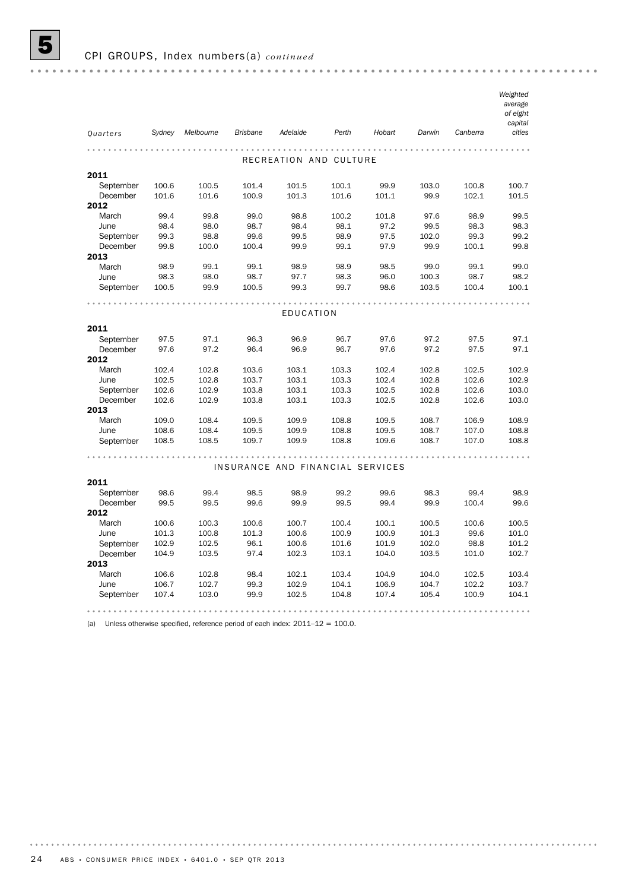## 5 CPI GROUPS, Index numbers(a) *continued*

| Quarters | Sydney | Melbourne | Brisbane | Adelaide | Perth | Hobart | Darwin | Canberra | Weighted average of eight capital cities |
|---|---|---|---|---|---|---|---|---|---|
| **RECREATION AND CULTURE** | | | | | | | | | |
| **2011** | | | | | | | | | |
| September | 100.6 | 100.5 | 101.4 | 101.5 | 100.1 | 99.9 | 103.0 | 100.8 | 100.7 |
| December | 101.6 | 101.6 | 100.9 | 101.3 | 101.6 | 101.1 | 99.9 | 102.1 | 101.5 |
| **2012** | | | | | | | | | |
| March | 99.4 | 99.8 | 99.0 | 98.8 | 100.2 | 101.8 | 97.6 | 98.9 | 99.5 |
| June | 98.4 | 98.0 | 98.7 | 98.4 | 98.1 | 97.2 | 99.5 | 98.3 | 98.3 |
| September | 99.3 | 98.8 | 99.6 | 99.5 | 98.9 | 97.5 | 102.0 | 99.3 | 99.2 |
| December | 99.8 | 100.0 | 100.4 | 99.9 | 99.1 | 97.9 | 99.9 | 100.1 | 99.8 |
| **2013** | | | | | | | | | |
| March | 98.9 | 99.1 | 99.1 | 98.9 | 98.9 | 98.5 | 99.0 | 99.1 | 99.0 |
| June | 98.3 | 98.0 | 98.7 | 97.7 | 98.3 | 96.0 | 100.3 | 98.7 | 98.2 |
| September | 100.5 | 99.9 | 100.5 | 99.3 | 99.7 | 98.6 | 103.5 | 100.4 | 100.1 |
| **EDUCATION** | | | | | | | | | |
| **2011** | | | | | | | | | |
| September | 97.5 | 97.1 | 96.3 | 96.9 | 96.7 | 97.6 | 97.2 | 97.5 | 97.1 |
| December | 97.6 | 97.2 | 96.4 | 96.9 | 96.7 | 97.6 | 97.2 | 97.5 | 97.1 |
| **2012** | | | | | | | | | |
| March | 102.4 | 102.8 | 103.6 | 103.1 | 103.3 | 102.4 | 102.8 | 102.5 | 102.9 |
| June | 102.5 | 102.8 | 103.7 | 103.1 | 103.3 | 102.4 | 102.8 | 102.6 | 102.9 |
| September | 102.6 | 102.9 | 103.8 | 103.1 | 103.3 | 102.5 | 102.8 | 102.6 | 103.0 |
| December | 102.6 | 102.9 | 103.8 | 103.1 | 103.3 | 102.5 | 102.8 | 102.6 | 103.0 |
| **2013** | | | | | | | | | |
| March | 109.0 | 108.4 | 109.5 | 109.9 | 108.8 | 109.5 | 108.7 | 106.9 | 108.9 |
| June | 108.6 | 108.4 | 109.5 | 109.9 | 108.8 | 109.5 | 108.7 | 107.0 | 108.8 |
| September | 108.5 | 108.5 | 109.7 | 109.9 | 108.8 | 109.6 | 108.7 | 107.0 | 108.8 |
| **INSURANCE AND FINANCIAL SERVICES** | | | | | | | | | |
| **2011** | | | | | | | | | |
| September | 98.6 | 99.4 | 98.5 | 98.9 | 99.2 | 99.6 | 98.3 | 99.4 | 98.9 |
| December | 99.5 | 99.5 | 99.6 | 99.9 | 99.5 | 99.4 | 99.9 | 100.4 | 99.6 |
| **2012** | | | | | | | | | |
| March | 100.6 | 100.3 | 100.6 | 100.7 | 100.4 | 100.1 | 100.5 | 100.6 | 100.5 |
| June | 101.3 | 100.8 | 101.3 | 100.6 | 100.9 | 100.9 | 101.3 | 99.6 | 101.0 |
| September | 102.9 | 102.5 | 96.1 | 100.6 | 101.6 | 101.9 | 102.0 | 98.8 | 101.2 |
| December | 104.9 | 103.5 | 97.4 | 102.3 | 103.1 | 104.0 | 103.5 | 101.0 | 102.7 |
| **2013** | | | | | | | | | |
| March | 106.6 | 102.8 | 98.4 | 102.1 | 103.4 | 104.9 | 104.0 | 102.5 | 103.4 |
| June | 106.7 | 102.7 | 99.3 | 102.9 | 104.1 | 106.9 | 104.7 | 102.2 | 103.7 |
| September | 107.4 | 103.0 | 99.9 | 102.5 | 104.8 | 107.4 | 105.4 | 100.9 | 104.1 |

(a) Unless otherwise specified, reference period of each index: 2011–12 = 100.0.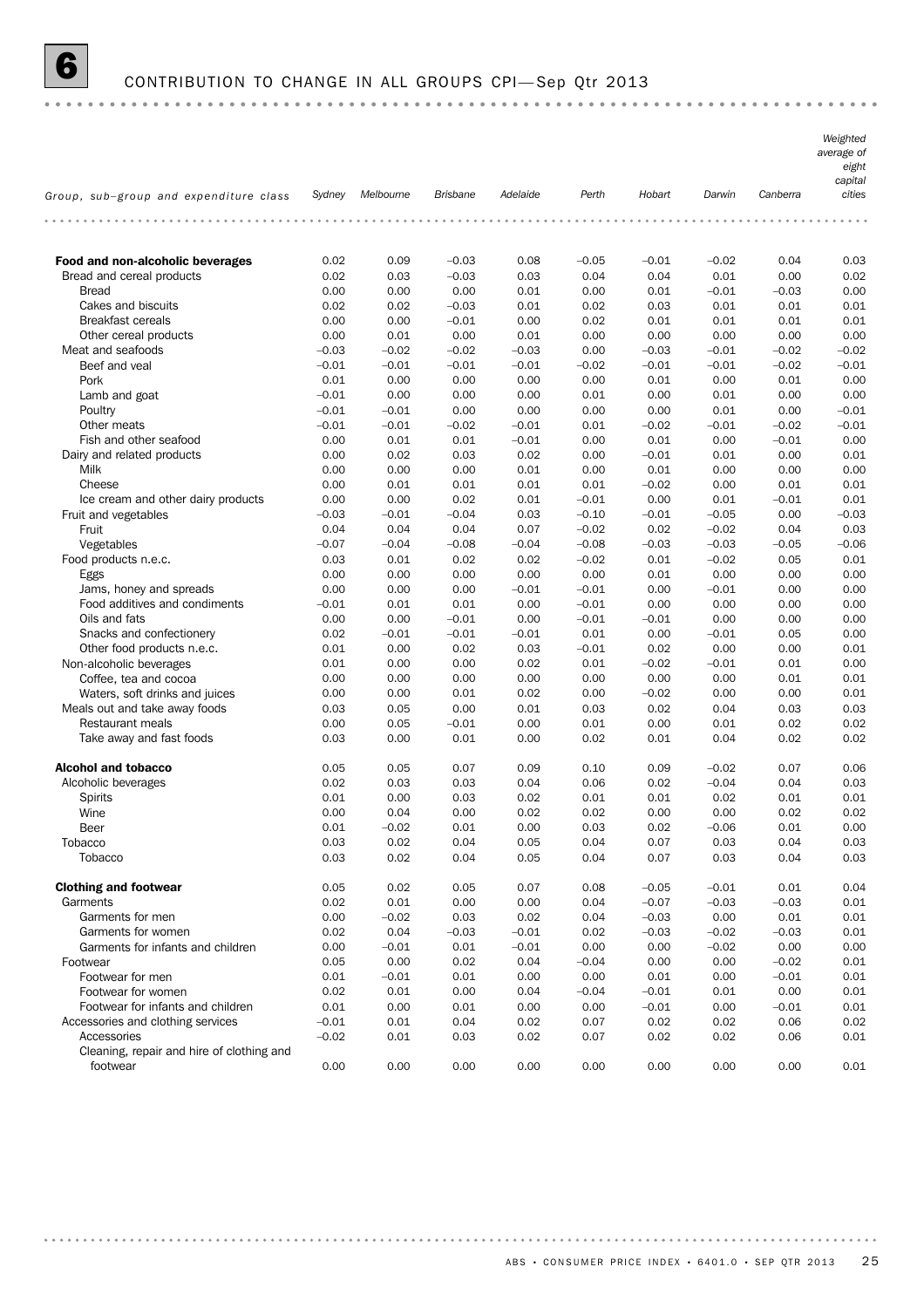# 6 CONTRIBUTION TO CHANGE IN ALL GROUPS CPI—Sep Qtr 2013

| Group, sub–group and expenditure class | Sydney | Melbourne | Brisbane | Adelaide | Perth | Hobart | Darwin | Canberra | Weighted average of eight capital cities |
|---|---|---|---|---|---|---|---|---|---|
| **Food and non-alcoholic beverages** | 0.02 | 0.09 | –0.03 | 0.08 | –0.05 | –0.01 | –0.02 | 0.04 | 0.03 |
| Bread and cereal products | 0.02 | 0.03 | –0.03 | 0.03 | 0.04 | 0.04 | 0.01 | 0.00 | 0.02 |
| Bread | 0.00 | 0.00 | 0.00 | 0.01 | 0.00 | 0.01 | –0.01 | –0.03 | 0.00 |
| Cakes and biscuits | 0.02 | 0.02 | –0.03 | 0.01 | 0.02 | 0.03 | 0.01 | 0.01 | 0.01 |
| Breakfast cereals | 0.00 | 0.00 | –0.01 | 0.00 | 0.02 | 0.01 | 0.01 | 0.01 | 0.01 |
| Other cereal products | 0.00 | 0.01 | 0.00 | 0.01 | 0.00 | 0.00 | 0.00 | 0.00 | 0.00 |
| Meat and seafoods | –0.03 | –0.02 | –0.02 | –0.03 | 0.00 | –0.03 | –0.01 | –0.02 | –0.02 |
| Beef and veal | –0.01 | –0.01 | –0.01 | –0.01 | –0.02 | –0.01 | –0.01 | –0.02 | –0.01 |
| Pork | 0.01 | 0.00 | 0.00 | 0.00 | 0.00 | 0.01 | 0.00 | 0.01 | 0.00 |
| Lamb and goat | –0.01 | 0.00 | 0.00 | 0.00 | 0.01 | 0.00 | 0.01 | 0.00 | 0.00 |
| Poultry | –0.01 | –0.01 | 0.00 | 0.00 | 0.00 | 0.00 | 0.01 | 0.00 | –0.01 |
| Other meats | –0.01 | –0.01 | –0.02 | –0.01 | 0.01 | –0.02 | –0.01 | –0.02 | –0.01 |
| Fish and other seafood | 0.00 | 0.01 | 0.01 | –0.01 | 0.00 | 0.01 | 0.00 | –0.01 | 0.00 |
| Dairy and related products | 0.00 | 0.02 | 0.03 | 0.02 | 0.00 | –0.01 | 0.01 | 0.00 | 0.01 |
| Milk | 0.00 | 0.00 | 0.00 | 0.01 | 0.00 | 0.01 | 0.00 | 0.00 | 0.00 |
| Cheese | 0.00 | 0.01 | 0.01 | 0.01 | 0.01 | –0.02 | 0.00 | 0.01 | 0.01 |
| Ice cream and other dairy products | 0.00 | 0.00 | 0.02 | 0.01 | –0.01 | 0.00 | 0.01 | –0.01 | 0.01 |
| Fruit and vegetables | –0.03 | –0.01 | –0.04 | 0.03 | –0.10 | –0.01 | –0.05 | 0.00 | –0.03 |
| Fruit | 0.04 | 0.04 | 0.04 | 0.07 | –0.02 | 0.02 | –0.02 | 0.04 | 0.03 |
| Vegetables | –0.07 | –0.04 | –0.08 | –0.04 | –0.08 | –0.03 | –0.03 | –0.05 | –0.06 |
| Food products n.e.c. | 0.03 | 0.01 | 0.02 | 0.02 | –0.02 | 0.01 | –0.02 | 0.05 | 0.01 |
| Eggs | 0.00 | 0.00 | 0.00 | 0.00 | 0.00 | 0.01 | 0.00 | 0.00 | 0.00 |
| Jams, honey and spreads | 0.00 | 0.00 | 0.00 | –0.01 | –0.01 | 0.00 | –0.01 | 0.00 | 0.00 |
| Food additives and condiments | –0.01 | 0.01 | 0.01 | 0.00 | –0.01 | 0.00 | 0.00 | 0.00 | 0.00 |
| Oils and fats | 0.00 | 0.00 | –0.01 | 0.00 | –0.01 | –0.01 | 0.00 | 0.00 | 0.00 |
| Snacks and confectionery | 0.02 | –0.01 | –0.01 | –0.01 | 0.01 | 0.00 | –0.01 | 0.05 | 0.00 |
| Other food products n.e.c. | 0.01 | 0.00 | 0.02 | 0.03 | –0.01 | 0.02 | 0.00 | 0.00 | 0.01 |
| Non-alcoholic beverages | 0.01 | 0.00 | 0.00 | 0.02 | 0.01 | –0.02 | –0.01 | 0.01 | 0.00 |
| Coffee, tea and cocoa | 0.00 | 0.00 | 0.00 | 0.00 | 0.00 | 0.00 | 0.00 | 0.01 | 0.01 |
| Waters, soft drinks and juices | 0.00 | 0.00 | 0.01 | 0.02 | 0.00 | –0.02 | 0.00 | 0.00 | 0.01 |
| Meals out and take away foods | 0.03 | 0.05 | 0.00 | 0.01 | 0.03 | 0.02 | 0.04 | 0.03 | 0.03 |
| Restaurant meals | 0.00 | 0.05 | –0.01 | 0.00 | 0.01 | 0.00 | 0.01 | 0.02 | 0.02 |
| Take away and fast foods | 0.03 | 0.00 | 0.01 | 0.00 | 0.02 | 0.01 | 0.04 | 0.02 | 0.02 |
| **Alcohol and tobacco** | 0.05 | 0.05 | 0.07 | 0.09 | 0.10 | 0.09 | –0.02 | 0.07 | 0.06 |
| Alcoholic beverages | 0.02 | 0.03 | 0.03 | 0.04 | 0.06 | 0.02 | –0.04 | 0.04 | 0.03 |
| Spirits | 0.01 | 0.00 | 0.03 | 0.02 | 0.01 | 0.01 | 0.02 | 0.01 | 0.01 |
| Wine | 0.00 | 0.04 | 0.00 | 0.02 | 0.02 | 0.00 | 0.00 | 0.02 | 0.02 |
| Beer | 0.01 | –0.02 | 0.01 | 0.00 | 0.03 | 0.02 | –0.06 | 0.01 | 0.00 |
| Tobacco | 0.03 | 0.02 | 0.04 | 0.05 | 0.04 | 0.07 | 0.03 | 0.04 | 0.03 |
| Tobacco | 0.03 | 0.02 | 0.04 | 0.05 | 0.04 | 0.07 | 0.03 | 0.04 | 0.03 |
| **Clothing and footwear** | 0.05 | 0.02 | 0.05 | 0.07 | 0.08 | –0.05 | –0.01 | 0.01 | 0.04 |
| Garments | 0.02 | 0.01 | 0.00 | 0.00 | 0.04 | –0.07 | –0.03 | –0.03 | 0.01 |
| Garments for men | 0.00 | –0.02 | 0.03 | 0.02 | 0.04 | –0.03 | 0.00 | 0.01 | 0.01 |
| Garments for women | 0.02 | 0.04 | –0.03 | –0.01 | 0.02 | –0.03 | –0.02 | –0.03 | 0.01 |
| Garments for infants and children | 0.00 | –0.01 | 0.01 | –0.01 | 0.00 | 0.00 | –0.02 | 0.00 | 0.00 |
| Footwear | 0.05 | 0.00 | 0.02 | 0.04 | –0.04 | 0.00 | 0.00 | –0.02 | 0.01 |
| Footwear for men | 0.01 | –0.01 | 0.01 | 0.00 | 0.00 | 0.01 | 0.00 | –0.01 | 0.01 |
| Footwear for women | 0.02 | 0.01 | 0.00 | 0.04 | –0.04 | –0.01 | 0.01 | 0.00 | 0.01 |
| Footwear for infants and children | 0.01 | 0.00 | 0.01 | 0.00 | 0.00 | –0.01 | 0.00 | –0.01 | 0.01 |
| Accessories and clothing services | –0.01 | 0.01 | 0.04 | 0.02 | 0.07 | 0.02 | 0.02 | 0.06 | 0.02 |
| Accessories | –0.02 | 0.01 | 0.03 | 0.02 | 0.07 | 0.02 | 0.02 | 0.06 | 0.01 |
| Cleaning, repair and hire of clothing and footwear | 0.00 | 0.00 | 0.00 | 0.00 | 0.00 | 0.00 | 0.00 | 0.00 | 0.01 |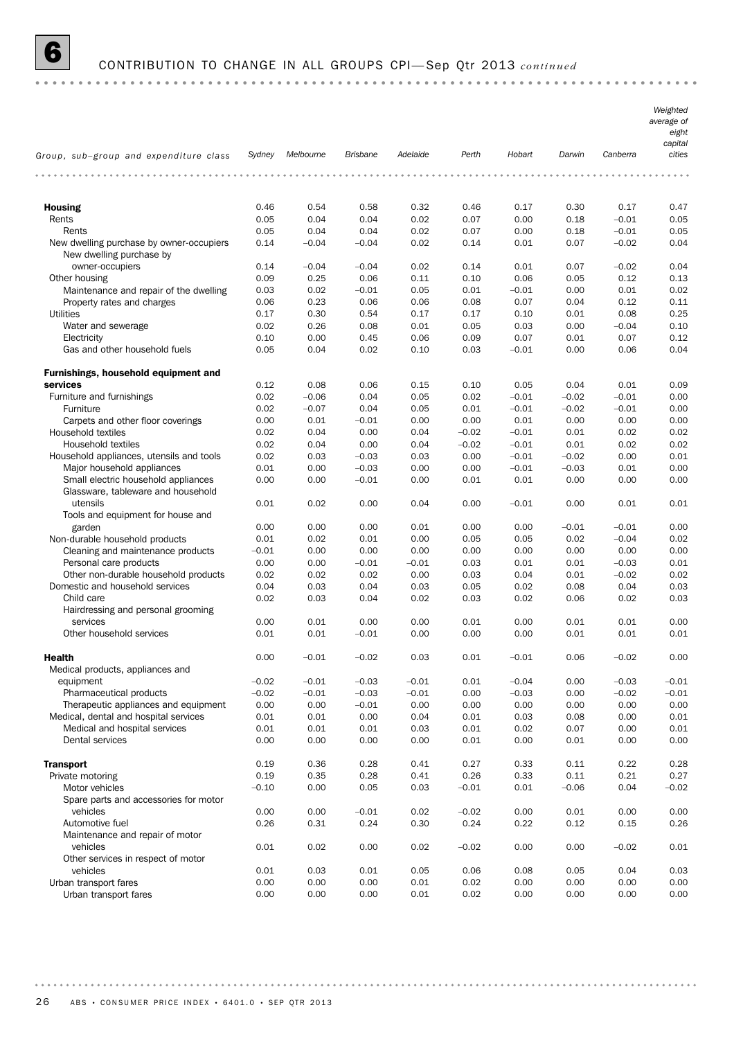## 6 CONTRIBUTION TO CHANGE IN ALL GROUPS CPI—Sep Qtr 2013 *continued*

| Group, sub–group and expenditure class | Sydney | Melbourne | Brisbane | Adelaide | Perth | Hobart | Darwin | Canberra | Weighted average of eight capital cities |
|---|---|---|---|---|---|---|---|---|---|
| **Housing** | 0.46 | 0.54 | 0.58 | 0.32 | 0.46 | 0.17 | 0.30 | 0.17 | 0.47 |
| Rents | 0.05 | 0.04 | 0.04 | 0.02 | 0.07 | 0.00 | 0.18 | –0.01 | 0.05 |
| Rents | 0.05 | 0.04 | 0.04 | 0.02 | 0.07 | 0.00 | 0.18 | –0.01 | 0.05 |
| New dwelling purchase by owner-occupiers | 0.14 | –0.04 | –0.04 | 0.02 | 0.14 | 0.01 | 0.07 | –0.02 | 0.04 |
| New dwelling purchase by owner-occupiers | 0.14 | –0.04 | –0.04 | 0.02 | 0.14 | 0.01 | 0.07 | –0.02 | 0.04 |
| Other housing | 0.09 | 0.25 | 0.06 | 0.11 | 0.10 | 0.06 | 0.05 | 0.12 | 0.13 |
| Maintenance and repair of the dwelling | 0.03 | 0.02 | –0.01 | 0.05 | 0.01 | –0.01 | 0.00 | 0.01 | 0.02 |
| Property rates and charges | 0.06 | 0.23 | 0.06 | 0.06 | 0.08 | 0.07 | 0.04 | 0.12 | 0.11 |
| Utilities | 0.17 | 0.30 | 0.54 | 0.17 | 0.17 | 0.10 | 0.01 | 0.08 | 0.25 |
| Water and sewerage | 0.02 | 0.26 | 0.08 | 0.01 | 0.05 | 0.03 | 0.00 | –0.04 | 0.10 |
| Electricity | 0.10 | 0.00 | 0.45 | 0.06 | 0.09 | 0.07 | 0.01 | 0.07 | 0.12 |
| Gas and other household fuels | 0.05 | 0.04 | 0.02 | 0.10 | 0.03 | –0.01 | 0.00 | 0.06 | 0.04 |
| **Furnishings, household equipment and services** | 0.12 | 0.08 | 0.06 | 0.15 | 0.10 | 0.05 | 0.04 | 0.01 | 0.09 |
| Furniture and furnishings | 0.02 | –0.06 | 0.04 | 0.05 | 0.02 | –0.01 | –0.02 | –0.01 | 0.00 |
| Furniture | 0.02 | –0.07 | 0.04 | 0.05 | 0.01 | –0.01 | –0.02 | –0.01 | 0.00 |
| Carpets and other floor coverings | 0.00 | 0.01 | –0.01 | 0.00 | 0.00 | 0.01 | 0.00 | 0.00 | 0.00 |
| Household textiles | 0.02 | 0.04 | 0.00 | 0.04 | –0.02 | –0.01 | 0.01 | 0.02 | 0.02 |
| Household textiles | 0.02 | 0.04 | 0.00 | 0.04 | –0.02 | –0.01 | 0.01 | 0.02 | 0.02 |
| Household appliances, utensils and tools | 0.02 | 0.03 | –0.03 | 0.03 | 0.00 | –0.01 | –0.02 | 0.00 | 0.01 |
| Major household appliances | 0.01 | 0.00 | –0.03 | 0.00 | 0.00 | –0.01 | –0.03 | 0.01 | 0.00 |
| Small electric household appliances | 0.00 | 0.00 | –0.01 | 0.00 | 0.01 | 0.01 | 0.00 | 0.00 | 0.00 |
| Glassware, tableware and household utensils | 0.01 | 0.02 | 0.00 | 0.04 | 0.00 | –0.01 | 0.00 | 0.01 | 0.01 |
| Tools and equipment for house and garden | 0.00 | 0.00 | 0.00 | 0.01 | 0.00 | 0.00 | –0.01 | –0.01 | 0.00 |
| Non-durable household products | 0.01 | 0.02 | 0.01 | 0.00 | 0.05 | 0.05 | 0.02 | –0.04 | 0.02 |
| Cleaning and maintenance products | –0.01 | 0.00 | 0.00 | 0.00 | 0.00 | 0.00 | 0.00 | 0.00 | 0.00 |
| Personal care products | 0.00 | 0.00 | –0.01 | –0.01 | 0.03 | 0.01 | 0.01 | –0.03 | 0.01 |
| Other non-durable household products | 0.02 | 0.02 | 0.02 | 0.00 | 0.03 | 0.04 | 0.01 | –0.02 | 0.02 |
| Domestic and household services | 0.04 | 0.03 | 0.04 | 0.03 | 0.05 | 0.02 | 0.08 | 0.04 | 0.03 |
| Child care | 0.02 | 0.03 | 0.04 | 0.02 | 0.03 | 0.02 | 0.06 | 0.02 | 0.03 |
| Hairdressing and personal grooming services | 0.00 | 0.01 | 0.00 | 0.00 | 0.01 | 0.00 | 0.01 | 0.01 | 0.00 |
| Other household services | 0.01 | 0.01 | –0.01 | 0.00 | 0.00 | 0.00 | 0.01 | 0.01 | 0.01 |
| **Health** | 0.00 | –0.01 | –0.02 | 0.03 | 0.01 | –0.01 | 0.06 | –0.02 | 0.00 |
| Medical products, appliances and equipment | –0.02 | –0.01 | –0.03 | –0.01 | 0.01 | –0.04 | 0.00 | –0.03 | –0.01 |
| Pharmaceutical products | –0.02 | –0.01 | –0.03 | –0.01 | 0.00 | –0.03 | 0.00 | –0.02 | –0.01 |
| Therapeutic appliances and equipment | 0.00 | 0.00 | –0.01 | 0.00 | 0.00 | 0.00 | 0.00 | 0.00 | 0.00 |
| Medical, dental and hospital services | 0.01 | 0.01 | 0.00 | 0.04 | 0.01 | 0.03 | 0.08 | 0.00 | 0.01 |
| Medical and hospital services | 0.01 | 0.01 | 0.01 | 0.03 | 0.01 | 0.02 | 0.07 | 0.00 | 0.01 |
| Dental services | 0.00 | 0.00 | 0.00 | 0.00 | 0.01 | 0.00 | 0.01 | 0.00 | 0.00 |
| **Transport** | 0.19 | 0.36 | 0.28 | 0.41 | 0.27 | 0.33 | 0.11 | 0.22 | 0.28 |
| Private motoring | 0.19 | 0.35 | 0.28 | 0.41 | 0.26 | 0.33 | 0.11 | 0.21 | 0.27 |
| Motor vehicles | –0.10 | 0.00 | 0.05 | 0.03 | –0.01 | 0.01 | –0.06 | 0.04 | –0.02 |
| Spare parts and accessories for motor vehicles | 0.00 | 0.00 | –0.01 | 0.02 | –0.02 | 0.00 | 0.01 | 0.00 | 0.00 |
| Automotive fuel | 0.26 | 0.31 | 0.24 | 0.30 | 0.24 | 0.22 | 0.12 | 0.15 | 0.26 |
| Maintenance and repair of motor vehicles | 0.01 | 0.02 | 0.00 | 0.02 | –0.02 | 0.00 | 0.00 | –0.02 | 0.01 |
| Other services in respect of motor vehicles | 0.01 | 0.03 | 0.01 | 0.05 | 0.06 | 0.08 | 0.05 | 0.04 | 0.03 |
| Urban transport fares | 0.00 | 0.00 | 0.00 | 0.01 | 0.02 | 0.00 | 0.00 | 0.00 | 0.00 |
| Urban transport fares | 0.00 | 0.00 | 0.00 | 0.01 | 0.02 | 0.00 | 0.00 | 0.00 | 0.00 |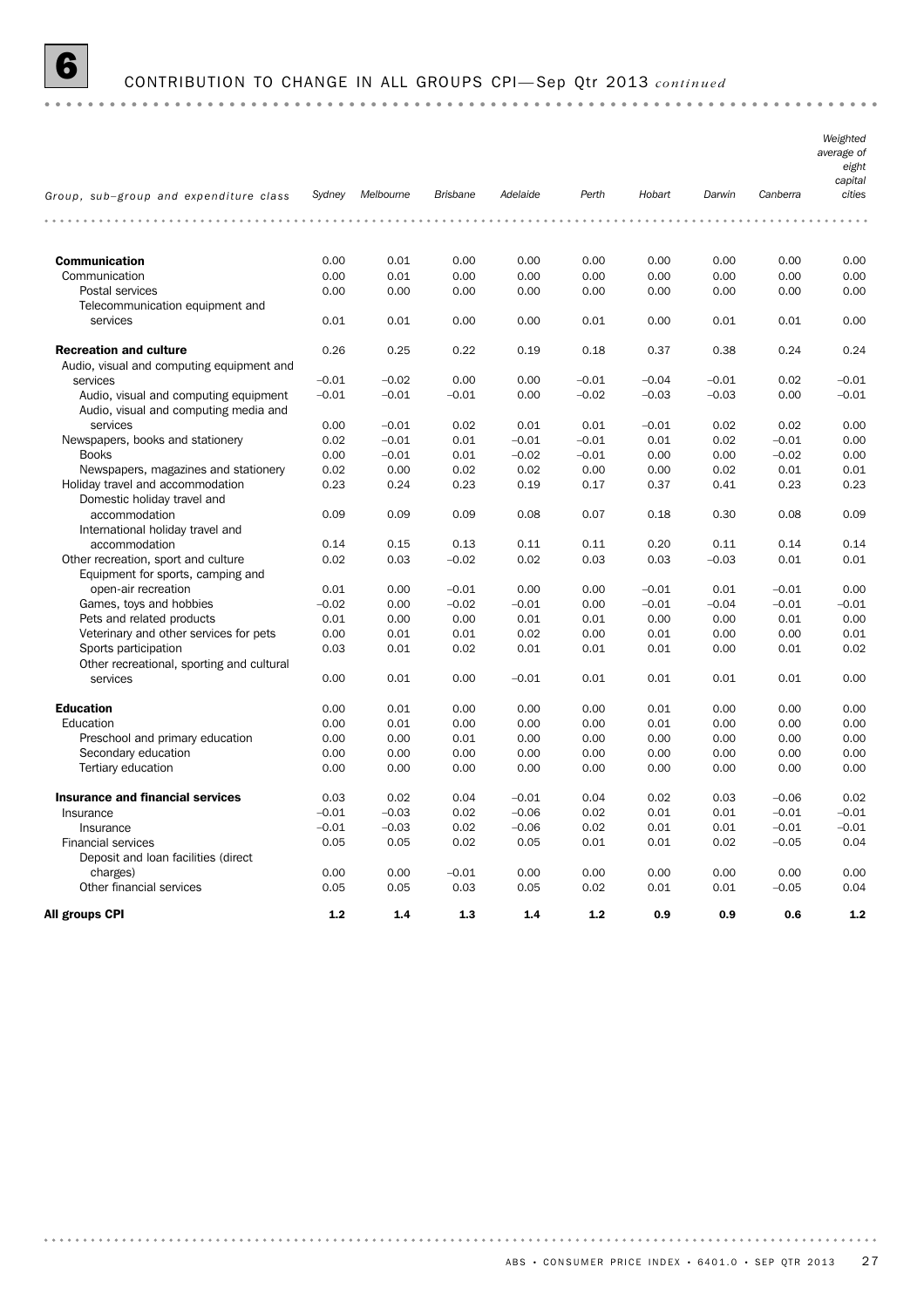## 6 CONTRIBUTION TO CHANGE IN ALL GROUPS CPI—Sep Qtr 2013 *continued*

| Group, sub–group and expenditure class | Sydney | Melbourne | Brisbane | Adelaide | Perth | Hobart | Darwin | Canberra | Weighted average of eight capital cities |
|---|---|---|---|---|---|---|---|---|---|
| **Communication** | 0.00 | 0.01 | 0.00 | 0.00 | 0.00 | 0.00 | 0.00 | 0.00 | 0.00 |
| Communication | 0.00 | 0.01 | 0.00 | 0.00 | 0.00 | 0.00 | 0.00 | 0.00 | 0.00 |
| Postal services | 0.00 | 0.00 | 0.00 | 0.00 | 0.00 | 0.00 | 0.00 | 0.00 | 0.00 |
| Telecommunication equipment and services | 0.01 | 0.01 | 0.00 | 0.00 | 0.01 | 0.00 | 0.01 | 0.01 | 0.00 |
| **Recreation and culture** | 0.26 | 0.25 | 0.22 | 0.19 | 0.18 | 0.37 | 0.38 | 0.24 | 0.24 |
| Audio, visual and computing equipment and services | –0.01 | –0.02 | 0.00 | 0.00 | –0.01 | –0.04 | –0.01 | 0.02 | –0.01 |
| Audio, visual and computing equipment | –0.01 | –0.01 | –0.01 | 0.00 | –0.02 | –0.03 | –0.03 | 0.00 | –0.01 |
| Audio, visual and computing media and services | 0.00 | –0.01 | 0.02 | 0.01 | 0.01 | –0.01 | 0.02 | 0.02 | 0.00 |
| Newspapers, books and stationery | 0.02 | –0.01 | 0.01 | –0.01 | –0.01 | 0.01 | 0.02 | –0.01 | 0.00 |
| Books | 0.00 | –0.01 | 0.01 | –0.02 | –0.01 | 0.00 | 0.00 | –0.02 | 0.00 |
| Newspapers, magazines and stationery | 0.02 | 0.00 | 0.02 | 0.02 | 0.00 | 0.00 | 0.02 | 0.01 | 0.01 |
| Holiday travel and accommodation | 0.23 | 0.24 | 0.23 | 0.19 | 0.17 | 0.37 | 0.41 | 0.23 | 0.23 |
| Domestic holiday travel and accommodation | 0.09 | 0.09 | 0.09 | 0.08 | 0.07 | 0.18 | 0.30 | 0.08 | 0.09 |
| International holiday travel and accommodation | 0.14 | 0.15 | 0.13 | 0.11 | 0.11 | 0.20 | 0.11 | 0.14 | 0.14 |
| Other recreation, sport and culture | 0.02 | 0.03 | –0.02 | 0.02 | 0.03 | 0.03 | –0.03 | 0.01 | 0.01 |
| Equipment for sports, camping and open-air recreation | 0.01 | 0.00 | –0.01 | 0.00 | 0.00 | –0.01 | 0.01 | –0.01 | 0.00 |
| Games, toys and hobbies | –0.02 | 0.00 | –0.02 | –0.01 | 0.00 | –0.01 | –0.04 | –0.01 | –0.01 |
| Pets and related products | 0.01 | 0.00 | 0.00 | 0.01 | 0.01 | 0.00 | 0.00 | 0.01 | 0.00 |
| Veterinary and other services for pets | 0.00 | 0.01 | 0.01 | 0.02 | 0.00 | 0.01 | 0.00 | 0.00 | 0.01 |
| Sports participation | 0.03 | 0.01 | 0.02 | 0.01 | 0.01 | 0.01 | 0.00 | 0.01 | 0.02 |
| Other recreational, sporting and cultural services | 0.00 | 0.01 | 0.00 | –0.01 | 0.01 | 0.01 | 0.01 | 0.01 | 0.00 |
| **Education** | 0.00 | 0.01 | 0.00 | 0.00 | 0.00 | 0.01 | 0.00 | 0.00 | 0.00 |
| Education | 0.00 | 0.01 | 0.00 | 0.00 | 0.00 | 0.01 | 0.00 | 0.00 | 0.00 |
| Preschool and primary education | 0.00 | 0.00 | 0.01 | 0.00 | 0.00 | 0.00 | 0.00 | 0.00 | 0.00 |
| Secondary education | 0.00 | 0.00 | 0.00 | 0.00 | 0.00 | 0.00 | 0.00 | 0.00 | 0.00 |
| Tertiary education | 0.00 | 0.00 | 0.00 | 0.00 | 0.00 | 0.00 | 0.00 | 0.00 | 0.00 |
| **Insurance and financial services** | 0.03 | 0.02 | 0.04 | –0.01 | 0.04 | 0.02 | 0.03 | –0.06 | 0.02 |
| Insurance | –0.01 | –0.03 | 0.02 | –0.06 | 0.02 | 0.01 | 0.01 | –0.01 | –0.01 |
| Insurance | –0.01 | –0.03 | 0.02 | –0.06 | 0.02 | 0.01 | 0.01 | –0.01 | –0.01 |
| Financial services | 0.05 | 0.05 | 0.02 | 0.05 | 0.01 | 0.01 | 0.02 | –0.05 | 0.04 |
| Deposit and loan facilities (direct charges) | 0.00 | 0.00 | –0.01 | 0.00 | 0.00 | 0.00 | 0.00 | 0.00 | 0.00 |
| Other financial services | 0.05 | 0.05 | 0.03 | 0.05 | 0.02 | 0.01 | 0.01 | –0.05 | 0.04 |
| **All groups CPI** | **1.2** | **1.4** | **1.3** | **1.4** | **1.2** | **0.9** | **0.9** | **0.6** | **1.2** |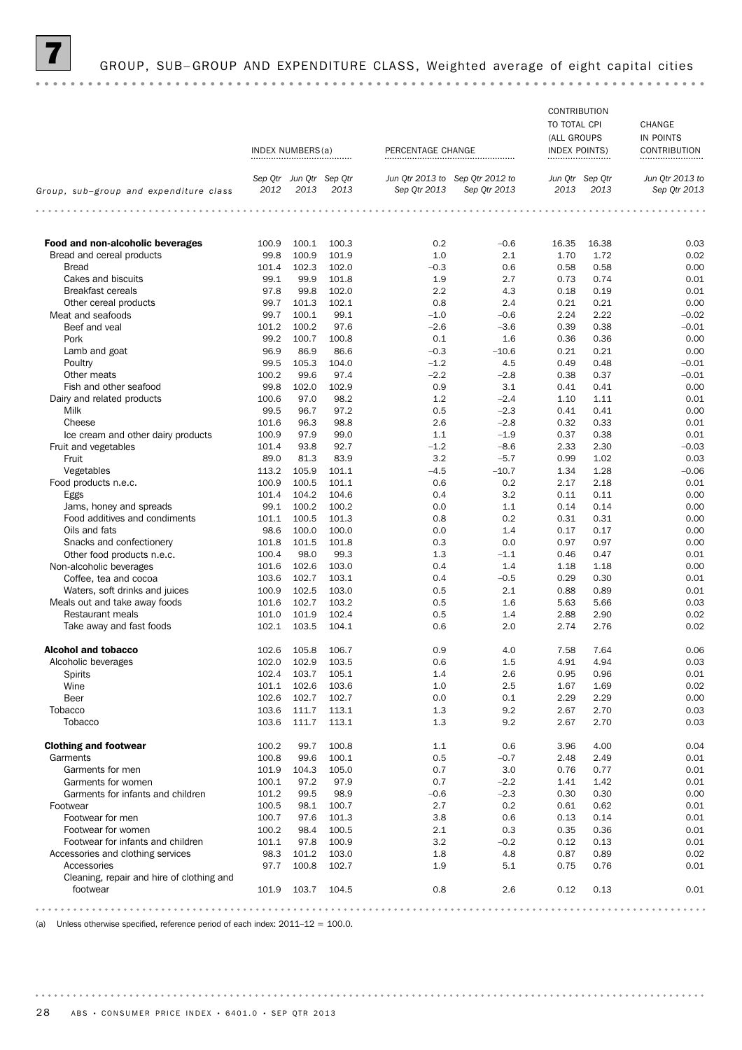# 7 GROUP, SUB–GROUP AND EXPENDITURE CLASS, Weighted average of eight capital cities

| Group, sub–group and expenditure class | INDEX NUMBERS(a) | | | PERCENTAGE CHANGE | | CONTRIBUTION TO TOTAL CPI (ALL GROUPS INDEX POINTS) | | CHANGE IN POINTS CONTRIBUTION |
|---|---|---|---|---|---|---|---|---|
| | Sep Qtr 2012 | Jun Qtr 2013 | Sep Qtr 2013 | Jun Qtr 2013 to Sep Qtr 2013 | Sep Qtr 2012 to Sep Qtr 2013 | Jun Qtr 2013 | Sep Qtr 2013 | Jun Qtr 2013 to Sep Qtr 2013 |
| **Food and non-alcoholic beverages** | 100.9 | 100.1 | 100.3 | 0.2 | −0.6 | 16.35 | 16.38 | 0.03 |
| Bread and cereal products | 99.8 | 100.9 | 101.9 | 1.0 | 2.1 | 1.70 | 1.72 | 0.02 |
| Bread | 101.4 | 102.3 | 102.0 | −0.3 | 0.6 | 0.58 | 0.58 | 0.00 |
| Cakes and biscuits | 99.1 | 99.9 | 101.8 | 1.9 | 2.7 | 0.73 | 0.74 | 0.01 |
| Breakfast cereals | 97.8 | 99.8 | 102.0 | 2.2 | 4.3 | 0.18 | 0.19 | 0.01 |
| Other cereal products | 99.7 | 101.3 | 102.1 | 0.8 | 2.4 | 0.21 | 0.21 | 0.00 |
| Meat and seafoods | 99.7 | 100.1 | 99.1 | −1.0 | −0.6 | 2.24 | 2.22 | −0.02 |
| Beef and veal | 101.2 | 100.2 | 97.6 | −2.6 | −3.6 | 0.39 | 0.38 | −0.01 |
| Pork | 99.2 | 100.7 | 100.8 | 0.1 | 1.6 | 0.36 | 0.36 | 0.00 |
| Lamb and goat | 96.9 | 86.9 | 86.6 | −0.3 | −10.6 | 0.21 | 0.21 | 0.00 |
| Poultry | 99.5 | 105.3 | 104.0 | −1.2 | 4.5 | 0.49 | 0.48 | −0.01 |
| Other meats | 100.2 | 99.6 | 97.4 | −2.2 | −2.8 | 0.38 | 0.37 | −0.01 |
| Fish and other seafood | 99.8 | 102.0 | 102.9 | 0.9 | 3.1 | 0.41 | 0.41 | 0.00 |
| Dairy and related products | 100.6 | 97.0 | 98.2 | 1.2 | −2.4 | 1.10 | 1.11 | 0.01 |
| Milk | 99.5 | 96.7 | 97.2 | 0.5 | −2.3 | 0.41 | 0.41 | 0.00 |
| Cheese | 101.6 | 96.3 | 98.8 | 2.6 | −2.8 | 0.32 | 0.33 | 0.01 |
| Ice cream and other dairy products | 100.9 | 97.9 | 99.0 | 1.1 | −1.9 | 0.37 | 0.38 | 0.01 |
| Fruit and vegetables | 101.4 | 93.8 | 92.7 | −1.2 | −8.6 | 2.33 | 2.30 | −0.03 |
| Fruit | 89.0 | 81.3 | 83.9 | 3.2 | −5.7 | 0.99 | 1.02 | 0.03 |
| Vegetables | 113.2 | 105.9 | 101.1 | −4.5 | −10.7 | 1.34 | 1.28 | −0.06 |
| Food products n.e.c. | 100.9 | 100.5 | 101.1 | 0.6 | 0.2 | 2.17 | 2.18 | 0.01 |
| Eggs | 101.4 | 104.2 | 104.6 | 0.4 | 3.2 | 0.11 | 0.11 | 0.00 |
| Jams, honey and spreads | 99.1 | 100.2 | 100.2 | 0.0 | 1.1 | 0.14 | 0.14 | 0.00 |
| Food additives and condiments | 101.1 | 100.5 | 101.3 | 0.8 | 0.2 | 0.31 | 0.31 | 0.00 |
| Oils and fats | 98.6 | 100.0 | 100.0 | 0.0 | 1.4 | 0.17 | 0.17 | 0.00 |
| Snacks and confectionery | 101.8 | 101.5 | 101.8 | 0.3 | 0.0 | 0.97 | 0.97 | 0.00 |
| Other food products n.e.c. | 100.4 | 98.0 | 99.3 | 1.3 | −1.1 | 0.46 | 0.47 | 0.01 |
| Non-alcoholic beverages | 101.6 | 102.6 | 103.0 | 0.4 | 1.4 | 1.18 | 1.18 | 0.00 |
| Coffee, tea and cocoa | 103.6 | 102.7 | 103.1 | 0.4 | −0.5 | 0.29 | 0.30 | 0.01 |
| Waters, soft drinks and juices | 100.9 | 102.5 | 103.0 | 0.5 | 2.1 | 0.88 | 0.89 | 0.01 |
| Meals out and take away foods | 101.6 | 102.7 | 103.2 | 0.5 | 1.6 | 5.63 | 5.66 | 0.03 |
| Restaurant meals | 101.0 | 101.9 | 102.4 | 0.5 | 1.4 | 2.88 | 2.90 | 0.02 |
| Take away and fast foods | 102.1 | 103.5 | 104.1 | 0.6 | 2.0 | 2.74 | 2.76 | 0.02 |
| **Alcohol and tobacco** | 102.6 | 105.8 | 106.7 | 0.9 | 4.0 | 7.58 | 7.64 | 0.06 |
| Alcoholic beverages | 102.0 | 102.9 | 103.5 | 0.6 | 1.5 | 4.91 | 4.94 | 0.03 |
| Spirits | 102.4 | 103.7 | 105.1 | 1.4 | 2.6 | 0.95 | 0.96 | 0.01 |
| Wine | 101.1 | 102.6 | 103.6 | 1.0 | 2.5 | 1.67 | 1.69 | 0.02 |
| Beer | 102.6 | 102.7 | 102.7 | 0.0 | 0.1 | 2.29 | 2.29 | 0.00 |
| Tobacco | 103.6 | 111.7 | 113.1 | 1.3 | 9.2 | 2.67 | 2.70 | 0.03 |
| Tobacco | 103.6 | 111.7 | 113.1 | 1.3 | 9.2 | 2.67 | 2.70 | 0.03 |
| **Clothing and footwear** | 100.2 | 99.7 | 100.8 | 1.1 | 0.6 | 3.96 | 4.00 | 0.04 |
| Garments | 100.8 | 99.6 | 100.1 | 0.5 | −0.7 | 2.48 | 2.49 | 0.01 |
| Garments for men | 101.9 | 104.3 | 105.0 | 0.7 | 3.0 | 0.76 | 0.77 | 0.01 |
| Garments for women | 100.1 | 97.2 | 97.9 | 0.7 | −2.2 | 1.41 | 1.42 | 0.01 |
| Garments for infants and children | 101.2 | 99.5 | 98.9 | −0.6 | −2.3 | 0.30 | 0.30 | 0.00 |
| Footwear | 100.5 | 98.1 | 100.7 | 2.7 | 0.2 | 0.61 | 0.62 | 0.01 |
| Footwear for men | 100.7 | 97.6 | 101.3 | 3.8 | 0.6 | 0.13 | 0.14 | 0.01 |
| Footwear for women | 100.2 | 98.4 | 100.5 | 2.1 | 0.3 | 0.35 | 0.36 | 0.01 |
| Footwear for infants and children | 101.1 | 97.8 | 100.9 | 3.2 | −0.2 | 0.12 | 0.13 | 0.01 |
| Accessories and clothing services | 98.3 | 101.2 | 103.0 | 1.8 | 4.8 | 0.87 | 0.89 | 0.02 |
| Accessories | 97.7 | 100.8 | 102.7 | 1.9 | 5.1 | 0.75 | 0.76 | 0.01 |
| Cleaning, repair and hire of clothing and footwear | 101.9 | 103.7 | 104.5 | 0.8 | 2.6 | 0.12 | 0.13 | 0.01 |

(a) Unless otherwise specified, reference period of each index: 2011–12 = 100.0.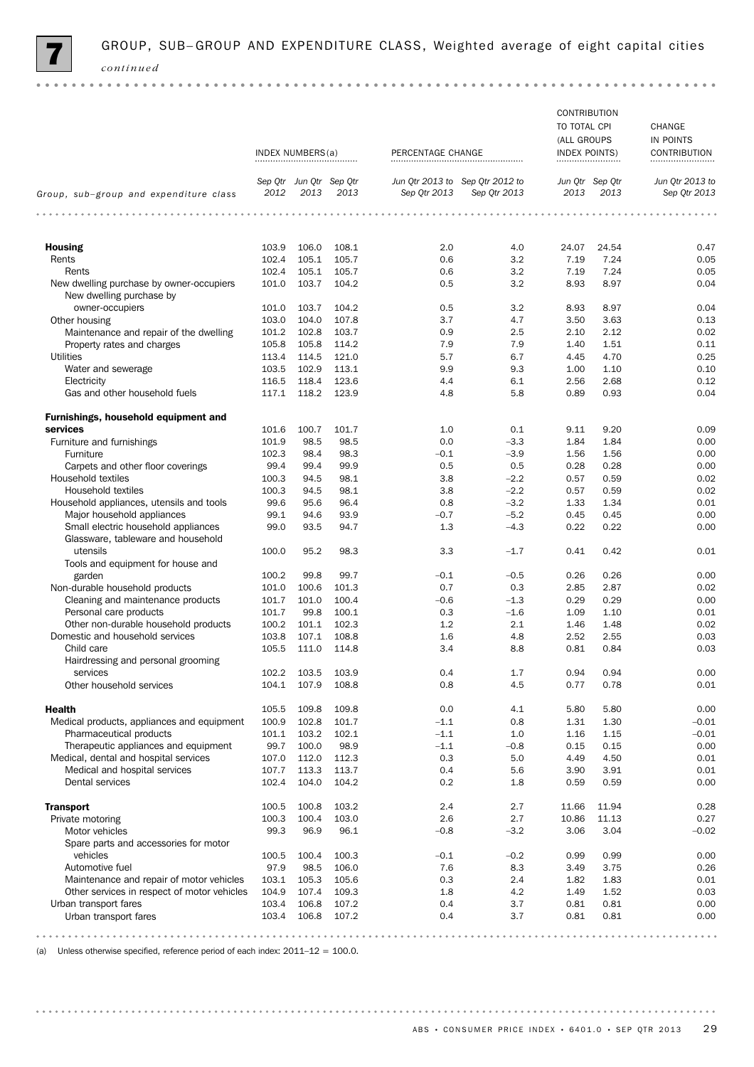## 7 GROUP, SUB–GROUP AND EXPENDITURE CLASS, Weighted average of eight capital cities *continued*

| Group, sub–group and expenditure class | INDEX NUMBERS(a) | | | PERCENTAGE CHANGE | | CONTRIBUTION TO TOTAL CPI (ALL GROUPS INDEX POINTS) | | CHANGE IN POINTS CONTRIBUTION |
|---|---|---|---|---|---|---|---|---|
| | Sep Qtr 2012 | Jun Qtr 2013 | Sep Qtr 2013 | Jun Qtr 2013 to Sep Qtr 2013 | Sep Qtr 2012 to Sep Qtr 2013 | Jun Qtr 2013 | Sep Qtr 2013 | Jun Qtr 2013 to Sep Qtr 2013 |
| **Housing** | 103.9 | 106.0 | 108.1 | 2.0 | 4.0 | 24.07 | 24.54 | 0.47 |
| Rents | 102.4 | 105.1 | 105.7 | 0.6 | 3.2 | 7.19 | 7.24 | 0.05 |
| Rents | 102.4 | 105.1 | 105.7 | 0.6 | 3.2 | 7.19 | 7.24 | 0.05 |
| New dwelling purchase by owner-occupiers | 101.0 | 103.7 | 104.2 | 0.5 | 3.2 | 8.93 | 8.97 | 0.04 |
| New dwelling purchase by owner-occupiers | 101.0 | 103.7 | 104.2 | 0.5 | 3.2 | 8.93 | 8.97 | 0.04 |
| Other housing | 103.0 | 104.0 | 107.8 | 3.7 | 4.7 | 3.50 | 3.63 | 0.13 |
| Maintenance and repair of the dwelling | 101.2 | 102.8 | 103.7 | 0.9 | 2.5 | 2.10 | 2.12 | 0.02 |
| Property rates and charges | 105.8 | 105.8 | 114.2 | 7.9 | 7.9 | 1.40 | 1.51 | 0.11 |
| Utilities | 113.4 | 114.5 | 121.0 | 5.7 | 6.7 | 4.45 | 4.70 | 0.25 |
| Water and sewerage | 103.5 | 102.9 | 113.1 | 9.9 | 9.3 | 1.00 | 1.10 | 0.10 |
| Electricity | 116.5 | 118.4 | 123.6 | 4.4 | 6.1 | 2.56 | 2.68 | 0.12 |
| Gas and other household fuels | 117.1 | 118.2 | 123.9 | 4.8 | 5.8 | 0.89 | 0.93 | 0.04 |
| **Furnishings, household equipment and services** | 101.6 | 100.7 | 101.7 | 1.0 | 0.1 | 9.11 | 9.20 | 0.09 |
| Furniture and furnishings | 101.9 | 98.5 | 98.5 | 0.0 | −3.3 | 1.84 | 1.84 | 0.00 |
| Furniture | 102.3 | 98.4 | 98.3 | −0.1 | −3.9 | 1.56 | 1.56 | 0.00 |
| Carpets and other floor coverings | 99.4 | 99.4 | 99.9 | 0.5 | 0.5 | 0.28 | 0.28 | 0.00 |
| Household textiles | 100.3 | 94.5 | 98.1 | 3.8 | −2.2 | 0.57 | 0.59 | 0.02 |
| Household textiles | 100.3 | 94.5 | 98.1 | 3.8 | −2.2 | 0.57 | 0.59 | 0.02 |
| Household appliances, utensils and tools | 99.6 | 95.6 | 96.4 | 0.8 | −3.2 | 1.33 | 1.34 | 0.01 |
| Major household appliances | 99.1 | 94.6 | 93.9 | −0.7 | −5.2 | 0.45 | 0.45 | 0.00 |
| Small electric household appliances | 99.0 | 93.5 | 94.7 | 1.3 | −4.3 | 0.22 | 0.22 | 0.00 |
| Glassware, tableware and household utensils | 100.0 | 95.2 | 98.3 | 3.3 | −1.7 | 0.41 | 0.42 | 0.01 |
| Tools and equipment for house and garden | 100.2 | 99.8 | 99.7 | −0.1 | −0.5 | 0.26 | 0.26 | 0.00 |
| Non-durable household products | 101.0 | 100.6 | 101.3 | 0.7 | 0.3 | 2.85 | 2.87 | 0.02 |
| Cleaning and maintenance products | 101.7 | 101.0 | 100.4 | −0.6 | −1.3 | 0.29 | 0.29 | 0.00 |
| Personal care products | 101.7 | 99.8 | 100.1 | 0.3 | −1.6 | 1.09 | 1.10 | 0.01 |
| Other non-durable household products | 100.2 | 101.1 | 102.3 | 1.2 | 2.1 | 1.46 | 1.48 | 0.02 |
| Domestic and household services | 103.8 | 107.1 | 108.8 | 1.6 | 4.8 | 2.52 | 2.55 | 0.03 |
| Child care | 105.5 | 111.0 | 114.8 | 3.4 | 8.8 | 0.81 | 0.84 | 0.03 |
| Hairdressing and personal grooming services | 102.2 | 103.5 | 103.9 | 0.4 | 1.7 | 0.94 | 0.94 | 0.00 |
| Other household services | 104.1 | 107.9 | 108.8 | 0.8 | 4.5 | 0.77 | 0.78 | 0.01 |
| **Health** | 105.5 | 109.8 | 109.8 | 0.0 | 4.1 | 5.80 | 5.80 | 0.00 |
| Medical products, appliances and equipment | 100.9 | 102.8 | 101.7 | −1.1 | 0.8 | 1.31 | 1.30 | −0.01 |
| Pharmaceutical products | 101.1 | 103.2 | 102.1 | −1.1 | 1.0 | 1.16 | 1.15 | −0.01 |
| Therapeutic appliances and equipment | 99.7 | 100.0 | 98.9 | −1.1 | −0.8 | 0.15 | 0.15 | 0.00 |
| Medical, dental and hospital services | 107.0 | 112.0 | 112.3 | 0.3 | 5.0 | 4.49 | 4.50 | 0.01 |
| Medical and hospital services | 107.7 | 113.3 | 113.7 | 0.4 | 5.6 | 3.90 | 3.91 | 0.01 |
| Dental services | 102.4 | 104.0 | 104.2 | 0.2 | 1.8 | 0.59 | 0.59 | 0.00 |
| **Transport** | 100.5 | 100.8 | 103.2 | 2.4 | 2.7 | 11.66 | 11.94 | 0.28 |
| Private motoring | 100.3 | 100.4 | 103.0 | 2.6 | 2.7 | 10.86 | 11.13 | 0.27 |
| Motor vehicles | 99.3 | 96.9 | 96.1 | −0.8 | −3.2 | 3.06 | 3.04 | −0.02 |
| Spare parts and accessories for motor vehicles | 100.5 | 100.4 | 100.3 | −0.1 | −0.2 | 0.99 | 0.99 | 0.00 |
| Automotive fuel | 97.9 | 98.5 | 106.0 | 7.6 | 8.3 | 3.49 | 3.75 | 0.26 |
| Maintenance and repair of motor vehicles | 103.1 | 105.3 | 105.6 | 0.3 | 2.4 | 1.82 | 1.83 | 0.01 |
| Other services in respect of motor vehicles | 104.9 | 107.4 | 109.3 | 1.8 | 4.2 | 1.49 | 1.52 | 0.03 |
| Urban transport fares | 103.4 | 106.8 | 107.2 | 0.4 | 3.7 | 0.81 | 0.81 | 0.00 |
| Urban transport fares | 103.4 | 106.8 | 107.2 | 0.4 | 3.7 | 0.81 | 0.81 | 0.00 |

(a) Unless otherwise specified, reference period of each index: 2011–12 = 100.0.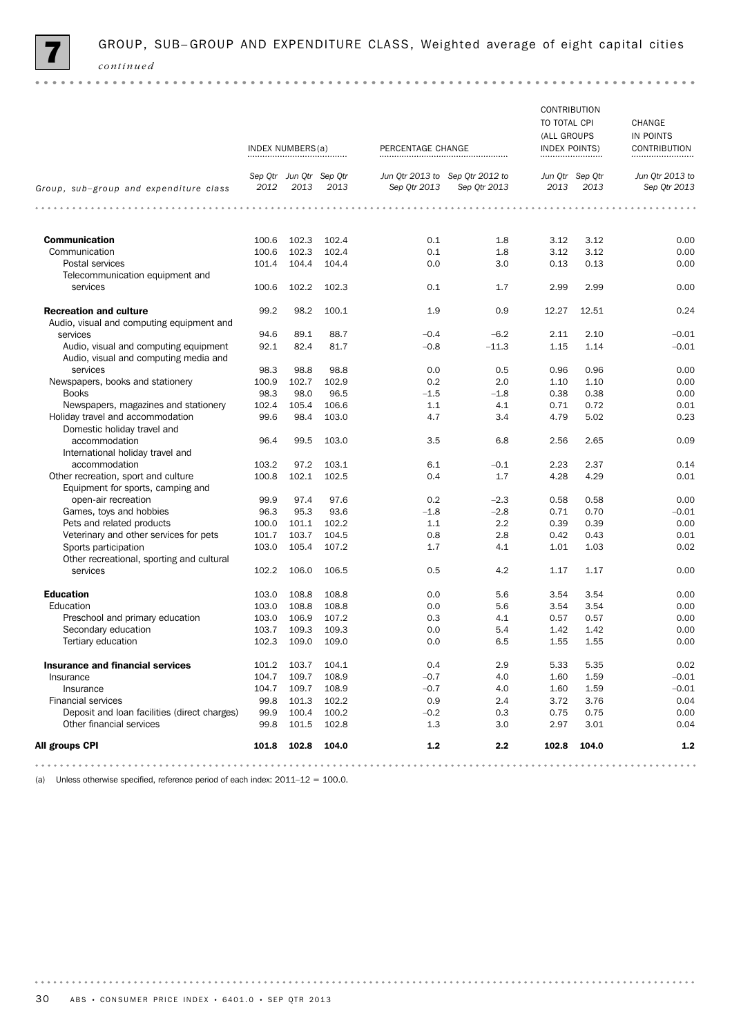## 7 GROUP, SUB–GROUP AND EXPENDITURE CLASS, Weighted average of eight capital cities *continued*

| Group, sub–group and expenditure class | INDEX NUMBERS(a) | | | PERCENTAGE CHANGE | | CONTRIBUTION TO TOTAL CPI (ALL GROUPS INDEX POINTS) | | CHANGE IN POINTS CONTRIBUTION |
|---|---|---|---|---|---|---|---|---|
| | Sep Qtr 2012 | Jun Qtr 2013 | Sep Qtr 2013 | Jun Qtr 2013 to Sep Qtr 2013 | Sep Qtr 2012 to Sep Qtr 2013 | Jun Qtr 2013 | Sep Qtr 2013 | Jun Qtr 2013 to Sep Qtr 2013 |
| **Communication** | 100.6 | 102.3 | 102.4 | 0.1 | 1.8 | 3.12 | 3.12 | 0.00 |
| Communication | 100.6 | 102.3 | 102.4 | 0.1 | 1.8 | 3.12 | 3.12 | 0.00 |
| Postal services | 101.4 | 104.4 | 104.4 | 0.0 | 3.0 | 0.13 | 0.13 | 0.00 |
| Telecommunication equipment and services | 100.6 | 102.2 | 102.3 | 0.1 | 1.7 | 2.99 | 2.99 | 0.00 |
| **Recreation and culture** | 99.2 | 98.2 | 100.1 | 1.9 | 0.9 | 12.27 | 12.51 | 0.24 |
| Audio, visual and computing equipment and services | 94.6 | 89.1 | 88.7 | −0.4 | −6.2 | 2.11 | 2.10 | −0.01 |
| Audio, visual and computing equipment | 92.1 | 82.4 | 81.7 | −0.8 | −11.3 | 1.15 | 1.14 | −0.01 |
| Audio, visual and computing media and services | 98.3 | 98.8 | 98.8 | 0.0 | 0.5 | 0.96 | 0.96 | 0.00 |
| Newspapers, books and stationery | 100.9 | 102.7 | 102.9 | 0.2 | 2.0 | 1.10 | 1.10 | 0.00 |
| Books | 98.3 | 98.0 | 96.5 | −1.5 | −1.8 | 0.38 | 0.38 | 0.00 |
| Newspapers, magazines and stationery | 102.4 | 105.4 | 106.6 | 1.1 | 4.1 | 0.71 | 0.72 | 0.01 |
| Holiday travel and accommodation | 99.6 | 98.4 | 103.0 | 4.7 | 3.4 | 4.79 | 5.02 | 0.23 |
| Domestic holiday travel and accommodation | 96.4 | 99.5 | 103.0 | 3.5 | 6.8 | 2.56 | 2.65 | 0.09 |
| International holiday travel and accommodation | 103.2 | 97.2 | 103.1 | 6.1 | −0.1 | 2.23 | 2.37 | 0.14 |
| Other recreation, sport and culture | 100.8 | 102.1 | 102.5 | 0.4 | 1.7 | 4.28 | 4.29 | 0.01 |
| Equipment for sports, camping and open-air recreation | 99.9 | 97.4 | 97.6 | 0.2 | −2.3 | 0.58 | 0.58 | 0.00 |
| Games, toys and hobbies | 96.3 | 95.3 | 93.6 | −1.8 | −2.8 | 0.71 | 0.70 | −0.01 |
| Pets and related products | 100.0 | 101.1 | 102.2 | 1.1 | 2.2 | 0.39 | 0.39 | 0.00 |
| Veterinary and other services for pets | 101.7 | 103.7 | 104.5 | 0.8 | 2.8 | 0.42 | 0.43 | 0.01 |
| Sports participation | 103.0 | 105.4 | 107.2 | 1.7 | 4.1 | 1.01 | 1.03 | 0.02 |
| Other recreational, sporting and cultural services | 102.2 | 106.0 | 106.5 | 0.5 | 4.2 | 1.17 | 1.17 | 0.00 |
| **Education** | 103.0 | 108.8 | 108.8 | 0.0 | 5.6 | 3.54 | 3.54 | 0.00 |
| Education | 103.0 | 108.8 | 108.8 | 0.0 | 5.6 | 3.54 | 3.54 | 0.00 |
| Preschool and primary education | 103.0 | 106.9 | 107.2 | 0.3 | 4.1 | 0.57 | 0.57 | 0.00 |
| Secondary education | 103.7 | 109.3 | 109.3 | 0.0 | 5.4 | 1.42 | 1.42 | 0.00 |
| Tertiary education | 102.3 | 109.0 | 109.0 | 0.0 | 6.5 | 1.55 | 1.55 | 0.00 |
| **Insurance and financial services** | 101.2 | 103.7 | 104.1 | 0.4 | 2.9 | 5.33 | 5.35 | 0.02 |
| Insurance | 104.7 | 109.7 | 108.9 | −0.7 | 4.0 | 1.60 | 1.59 | −0.01 |
| Insurance | 104.7 | 109.7 | 108.9 | −0.7 | 4.0 | 1.60 | 1.59 | −0.01 |
| Financial services | 99.8 | 101.3 | 102.2 | 0.9 | 2.4 | 3.72 | 3.76 | 0.04 |
| Deposit and loan facilities (direct charges) | 99.9 | 100.4 | 100.2 | −0.2 | 0.3 | 0.75 | 0.75 | 0.00 |
| Other financial services | 99.8 | 101.5 | 102.8 | 1.3 | 3.0 | 2.97 | 3.01 | 0.04 |
| **All groups CPI** | **101.8** | **102.8** | **104.0** | **1.2** | **2.2** | **102.8** | **104.0** | **1.2** |

(a) Unless otherwise specified, reference period of each index: 2011–12 = 100.0.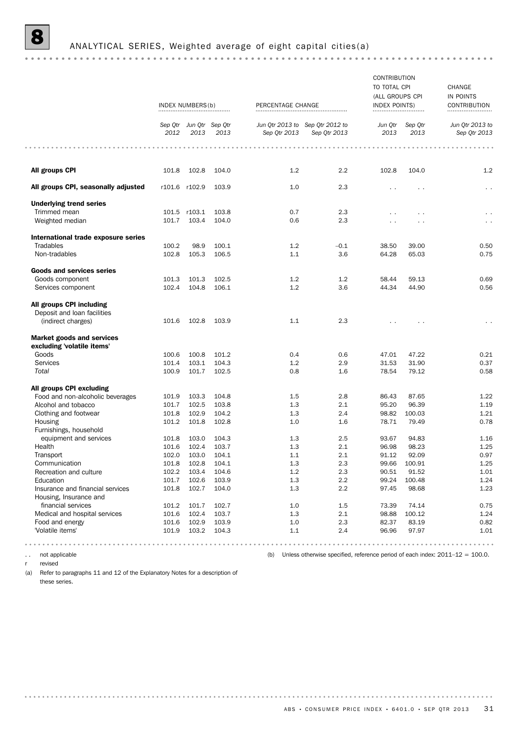## 8 ANALYTICAL SERIES, Weighted average of eight capital cities(a)

| | INDEX NUMBERS(b) | | | PERCENTAGE CHANGE | | CONTRIBUTION TO TOTAL CPI (ALL GROUPS CPI INDEX POINTS) | | CHANGE IN POINTS CONTRIBUTION |
|---|---|---|---|---|---|---|---|---|
| | Sep Qtr 2012 | Jun Qtr 2013 | Sep Qtr 2013 | Jun Qtr 2013 to Sep Qtr 2013 | Sep Qtr 2012 to Sep Qtr 2013 | Jun Qtr 2013 | Sep Qtr 2013 | Jun Qtr 2013 to Sep Qtr 2013 |
| **All groups CPI** | 101.8 | 102.8 | 104.0 | 1.2 | 2.2 | 102.8 | 104.0 | 1.2 |
| **All groups CPI, seasonally adjusted** | r101.6 | r102.9 | 103.9 | 1.0 | 2.3 | . . | . . | . . |
| **Underlying trend series** | | | | | | | | |
| Trimmed mean | 101.5 | r103.1 | 103.8 | 0.7 | 2.3 | . . | . . | . . |
| Weighted median | 101.7 | 103.4 | 104.0 | 0.6 | 2.3 | . . | . . | . . |
| **International trade exposure series** | | | | | | | | |
| Tradables | 100.2 | 98.9 | 100.1 | 1.2 | –0.1 | 38.50 | 39.00 | 0.50 |
| Non-tradables | 102.8 | 105.3 | 106.5 | 1.1 | 3.6 | 64.28 | 65.03 | 0.75 |
| **Goods and services series** | | | | | | | | |
| Goods component | 101.3 | 101.3 | 102.5 | 1.2 | 1.2 | 58.44 | 59.13 | 0.69 |
| Services component | 102.4 | 104.8 | 106.1 | 1.2 | 3.6 | 44.34 | 44.90 | 0.56 |
| **All groups CPI including** | | | | | | | | |
| Deposit and loan facilities (indirect charges) | 101.6 | 102.8 | 103.9 | 1.1 | 2.3 | . . | . . | . . |
| **Market goods and services excluding 'volatile items'** | | | | | | | | |
| Goods | 100.6 | 100.8 | 101.2 | 0.4 | 0.6 | 47.01 | 47.22 | 0.21 |
| Services | 101.4 | 103.1 | 104.3 | 1.2 | 2.9 | 31.53 | 31.90 | 0.37 |
| *Total* | 100.9 | 101.7 | 102.5 | 0.8 | 1.6 | 78.54 | 79.12 | 0.58 |
| **All groups CPI excluding** | | | | | | | | |
| Food and non-alcoholic beverages | 101.9 | 103.3 | 104.8 | 1.5 | 2.8 | 86.43 | 87.65 | 1.22 |
| Alcohol and tobacco | 101.7 | 102.5 | 103.8 | 1.3 | 2.1 | 95.20 | 96.39 | 1.19 |
| Clothing and footwear | 101.8 | 102.9 | 104.2 | 1.3 | 2.4 | 98.82 | 100.03 | 1.21 |
| Housing | 101.2 | 101.8 | 102.8 | 1.0 | 1.6 | 78.71 | 79.49 | 0.78 |
| Furnishings, household equipment and services | 101.8 | 103.0 | 104.3 | 1.3 | 2.5 | 93.67 | 94.83 | 1.16 |
| Health | 101.6 | 102.4 | 103.7 | 1.3 | 2.1 | 96.98 | 98.23 | 1.25 |
| Transport | 102.0 | 103.0 | 104.1 | 1.1 | 2.1 | 91.12 | 92.09 | 0.97 |
| Communication | 101.8 | 102.8 | 104.1 | 1.3 | 2.3 | 99.66 | 100.91 | 1.25 |
| Recreation and culture | 102.2 | 103.4 | 104.6 | 1.2 | 2.3 | 90.51 | 91.52 | 1.01 |
| Education | 101.7 | 102.6 | 103.9 | 1.3 | 2.2 | 99.24 | 100.48 | 1.24 |
| Insurance and financial services | 101.8 | 102.7 | 104.0 | 1.3 | 2.2 | 97.45 | 98.68 | 1.23 |
| Housing, Insurance and financial services | 101.2 | 101.7 | 102.7 | 1.0 | 1.5 | 73.39 | 74.14 | 0.75 |
| Medical and hospital services | 101.6 | 102.4 | 103.7 | 1.3 | 2.1 | 98.88 | 100.12 | 1.24 |
| Food and energy | 101.6 | 102.9 | 103.9 | 1.0 | 2.3 | 82.37 | 83.19 | 0.82 |
| 'Volatile items' | 101.9 | 103.2 | 104.3 | 1.1 | 2.4 | 96.96 | 97.97 | 1.01 |

. . not applicable

r revised

(a) Refer to paragraphs 11 and 12 of the Explanatory Notes for a description of these series.

(b) Unless otherwise specified, reference period of each index: 2011–12 = 100.0.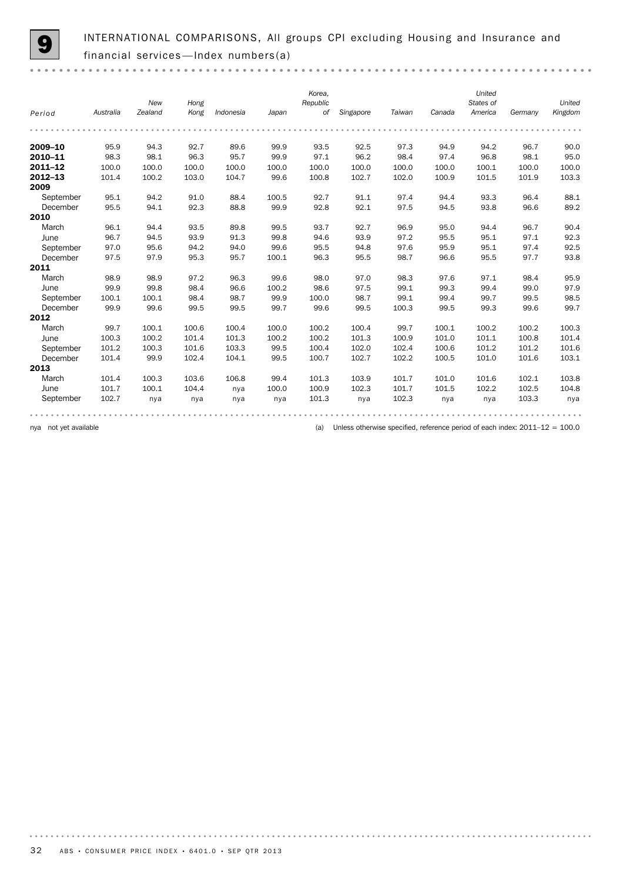# 9 INTERNATIONAL COMPARISONS, All groups CPI excluding Housing and Insurance and financial services—Index numbers(a)

| Period | Australia | New Zealand | Hong Kong | Indonesia | Japan | Korea, Republic of | Singapore | Taiwan | Canada | United States of America | Germany | United Kingdom |
|---|---|---|---|---|---|---|---|---|---|---|---|---|
| **2009–10** | 95.9 | 94.3 | 92.7 | 89.6 | 99.9 | 93.5 | 92.5 | 97.3 | 94.9 | 94.2 | 96.7 | 90.0 |
| **2010–11** | 98.3 | 98.1 | 96.3 | 95.7 | 99.9 | 97.1 | 96.2 | 98.4 | 97.4 | 96.8 | 98.1 | 95.0 |
| **2011–12** | 100.0 | 100.0 | 100.0 | 100.0 | 100.0 | 100.0 | 100.0 | 100.0 | 100.0 | 100.1 | 100.0 | 100.0 |
| **2012–13** | 101.4 | 100.2 | 103.0 | 104.7 | 99.6 | 100.8 | 102.7 | 102.0 | 100.9 | 101.5 | 101.9 | 103.3 |
| **2009** | | | | | | | | | | | | |
| September | 95.1 | 94.2 | 91.0 | 88.4 | 100.5 | 92.7 | 91.1 | 97.4 | 94.4 | 93.3 | 96.4 | 88.1 |
| December | 95.5 | 94.1 | 92.3 | 88.8 | 99.9 | 92.8 | 92.1 | 97.5 | 94.5 | 93.8 | 96.6 | 89.2 |
| **2010** | | | | | | | | | | | | |
| March | 96.1 | 94.4 | 93.5 | 89.8 | 99.5 | 93.7 | 92.7 | 96.9 | 95.0 | 94.4 | 96.7 | 90.4 |
| June | 96.7 | 94.5 | 93.9 | 91.3 | 99.8 | 94.6 | 93.9 | 97.2 | 95.5 | 95.1 | 97.1 | 92.3 |
| September | 97.0 | 95.6 | 94.2 | 94.0 | 99.6 | 95.5 | 94.8 | 97.6 | 95.9 | 95.1 | 97.4 | 92.5 |
| December | 97.5 | 97.9 | 95.3 | 95.7 | 100.1 | 96.3 | 95.5 | 98.7 | 96.6 | 95.5 | 97.7 | 93.8 |
| **2011** | | | | | | | | | | | | |
| March | 98.9 | 98.9 | 97.2 | 96.3 | 99.6 | 98.0 | 97.0 | 98.3 | 97.6 | 97.1 | 98.4 | 95.9 |
| June | 99.9 | 99.8 | 98.4 | 96.6 | 100.2 | 98.6 | 97.5 | 99.1 | 99.3 | 99.4 | 99.0 | 97.9 |
| September | 100.1 | 100.1 | 98.4 | 98.7 | 99.9 | 100.0 | 98.7 | 99.1 | 99.4 | 99.7 | 99.5 | 98.5 |
| December | 99.9 | 99.6 | 99.5 | 99.5 | 99.7 | 99.6 | 99.5 | 100.3 | 99.5 | 99.3 | 99.6 | 99.7 |
| **2012** | | | | | | | | | | | | |
| March | 99.7 | 100.1 | 100.6 | 100.4 | 100.0 | 100.2 | 100.4 | 99.7 | 100.1 | 100.2 | 100.2 | 100.3 |
| June | 100.3 | 100.2 | 101.4 | 101.3 | 100.2 | 100.2 | 101.3 | 100.9 | 101.0 | 101.1 | 100.8 | 101.4 |
| September | 101.2 | 100.3 | 101.6 | 103.3 | 99.5 | 100.4 | 102.0 | 102.4 | 100.6 | 101.2 | 101.2 | 101.6 |
| December | 101.4 | 99.9 | 102.4 | 104.1 | 99.5 | 100.7 | 102.7 | 102.2 | 100.5 | 101.0 | 101.6 | 103.1 |
| **2013** | | | | | | | | | | | | |
| March | 101.4 | 100.3 | 103.6 | 106.8 | 99.4 | 101.3 | 103.9 | 101.7 | 101.0 | 101.6 | 102.1 | 103.8 |
| June | 101.7 | 100.1 | 104.4 | nya | 100.0 | 100.9 | 102.3 | 101.7 | 101.5 | 102.2 | 102.5 | 104.8 |
| September | 102.7 | nya | nya | nya | nya | 101.3 | nya | 102.3 | nya | nya | 103.3 | nya |

nya not yet available

(a) Unless otherwise specified, reference period of each index: 2011–12 = 100.0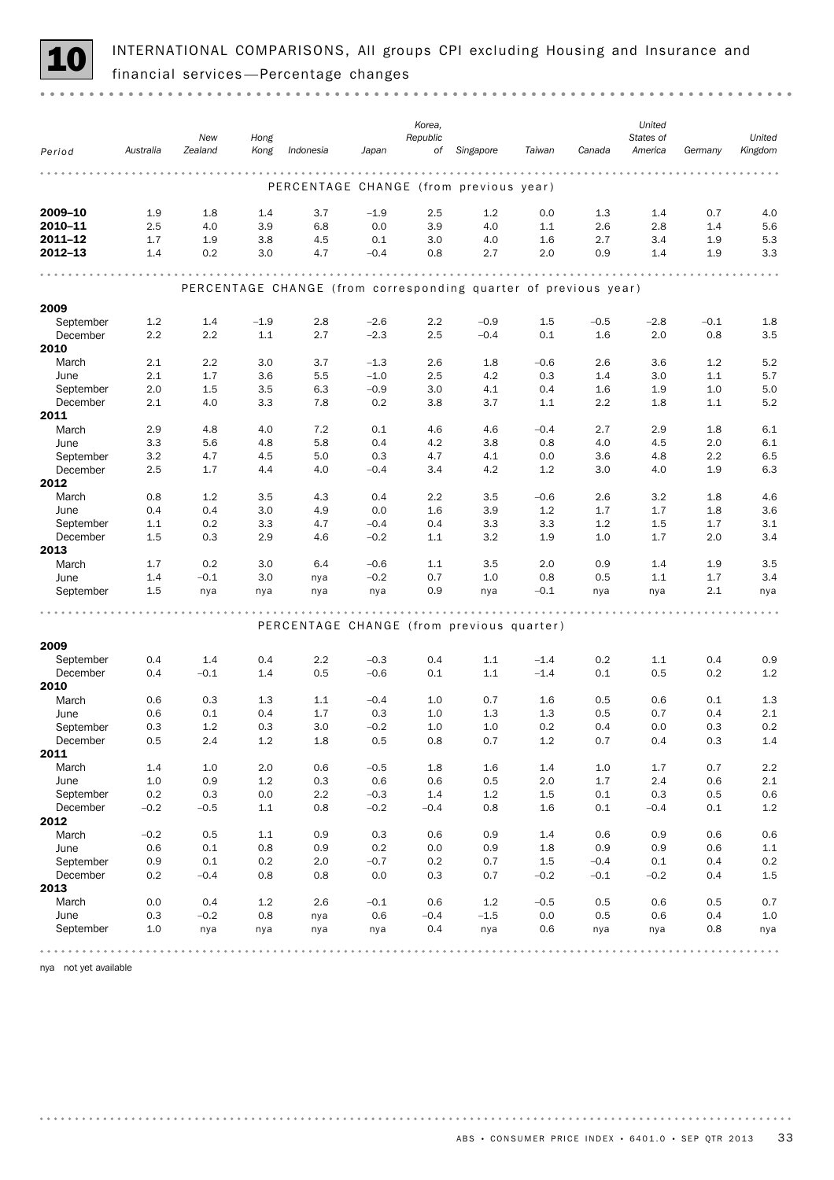## 10 INTERNATIONAL COMPARISONS, All groups CPI excluding Housing and Insurance and financial services—Percentage changes

| Period | Australia | New Zealand | Hong Kong | Indonesia | Japan | Korea, Republic of | Singapore | Taiwan | Canada | United States of America | Germany | United Kingdom |
|---|---|---|---|---|---|---|---|---|---|---|---|---|
| **PERCENTAGE CHANGE (from previous year)** | | | | | | | | | | | | |
| **2009–10** | 1.9 | 1.8 | 1.4 | 3.7 | –1.9 | 2.5 | 1.2 | 0.0 | 1.3 | 1.4 | 0.7 | 4.0 |
| **2010–11** | 2.5 | 4.0 | 3.9 | 6.8 | 0.0 | 3.9 | 4.0 | 1.1 | 2.6 | 2.8 | 1.4 | 5.6 |
| **2011–12** | 1.7 | 1.9 | 3.8 | 4.5 | 0.1 | 3.0 | 4.0 | 1.6 | 2.7 | 3.4 | 1.9 | 5.3 |
| **2012–13** | 1.4 | 0.2 | 3.0 | 4.7 | –0.4 | 0.8 | 2.7 | 2.0 | 0.9 | 1.4 | 1.9 | 3.3 |
| **PERCENTAGE CHANGE (from corresponding quarter of previous year)** | | | | | | | | | | | | |
| **2009** | | | | | | | | | | | | |
| September | 1.2 | 1.4 | –1.9 | 2.8 | –2.6 | 2.2 | –0.9 | 1.5 | –0.5 | –2.8 | –0.1 | 1.8 |
| December | 2.2 | 2.2 | 1.1 | 2.7 | –2.3 | 2.5 | –0.4 | 0.1 | 1.6 | 2.0 | 0.8 | 3.5 |
| **2010** | | | | | | | | | | | | |
| March | 2.1 | 2.2 | 3.0 | 3.7 | –1.3 | 2.6 | 1.8 | –0.6 | 2.6 | 3.6 | 1.2 | 5.2 |
| June | 2.1 | 1.7 | 3.6 | 5.5 | –1.0 | 2.5 | 4.2 | 0.3 | 1.4 | 3.0 | 1.1 | 5.7 |
| September | 2.0 | 1.5 | 3.5 | 6.3 | –0.9 | 3.0 | 4.1 | 0.4 | 1.6 | 1.9 | 1.0 | 5.0 |
| December | 2.1 | 4.0 | 3.3 | 7.8 | 0.2 | 3.8 | 3.7 | 1.1 | 2.2 | 1.8 | 1.1 | 5.2 |
| **2011** | | | | | | | | | | | | |
| March | 2.9 | 4.8 | 4.0 | 7.2 | 0.1 | 4.6 | 4.6 | –0.4 | 2.7 | 2.9 | 1.8 | 6.1 |
| June | 3.3 | 5.6 | 4.8 | 5.8 | 0.4 | 4.2 | 3.8 | 0.8 | 4.0 | 4.5 | 2.0 | 6.1 |
| September | 3.2 | 4.7 | 4.5 | 5.0 | 0.3 | 4.7 | 4.1 | 0.0 | 3.6 | 4.8 | 2.2 | 6.5 |
| December | 2.5 | 1.7 | 4.4 | 4.0 | –0.4 | 3.4 | 4.2 | 1.2 | 3.0 | 4.0 | 1.9 | 6.3 |
| **2012** | | | | | | | | | | | | |
| March | 0.8 | 1.2 | 3.5 | 4.3 | 0.4 | 2.2 | 3.5 | –0.6 | 2.6 | 3.2 | 1.8 | 4.6 |
| June | 0.4 | 0.4 | 3.0 | 4.9 | 0.0 | 1.6 | 3.9 | 1.2 | 1.7 | 1.7 | 1.8 | 3.6 |
| September | 1.1 | 0.2 | 3.3 | 4.7 | –0.4 | 0.4 | 3.3 | 3.3 | 1.2 | 1.5 | 1.7 | 3.1 |
| December | 1.5 | 0.3 | 2.9 | 4.6 | –0.2 | 1.1 | 3.2 | 1.9 | 1.0 | 1.7 | 2.0 | 3.4 |
| **2013** | | | | | | | | | | | | |
| March | 1.7 | 0.2 | 3.0 | 6.4 | –0.6 | 1.1 | 3.5 | 2.0 | 0.9 | 1.4 | 1.9 | 3.5 |
| June | 1.4 | –0.1 | 3.0 | nya | –0.2 | 0.7 | 1.0 | 0.8 | 0.5 | 1.1 | 1.7 | 3.4 |
| September | 1.5 | nya | nya | nya | nya | 0.9 | nya | –0.1 | nya | nya | 2.1 | nya |
| **PERCENTAGE CHANGE (from previous quarter)** | | | | | | | | | | | | |
| **2009** | | | | | | | | | | | | |
| September | 0.4 | 1.4 | 0.4 | 2.2 | –0.3 | 0.4 | 1.1 | –1.4 | 0.2 | 1.1 | 0.4 | 0.9 |
| December | 0.4 | –0.1 | 1.4 | 0.5 | –0.6 | 0.1 | 1.1 | –1.4 | 0.1 | 0.5 | 0.2 | 1.2 |
| **2010** | | | | | | | | | | | | |
| March | 0.6 | 0.3 | 1.3 | 1.1 | –0.4 | 1.0 | 0.7 | 1.6 | 0.5 | 0.6 | 0.1 | 1.3 |
| June | 0.6 | 0.1 | 0.4 | 1.7 | 0.3 | 1.0 | 1.3 | 1.3 | 0.5 | 0.7 | 0.4 | 2.1 |
| September | 0.3 | 1.2 | 0.3 | 3.0 | –0.2 | 1.0 | 1.0 | 0.2 | 0.4 | 0.0 | 0.3 | 0.2 |
| December | 0.5 | 2.4 | 1.2 | 1.8 | 0.5 | 0.8 | 0.7 | 1.2 | 0.7 | 0.4 | 0.3 | 1.4 |
| **2011** | | | | | | | | | | | | |
| March | 1.4 | 1.0 | 2.0 | 0.6 | –0.5 | 1.8 | 1.6 | 1.4 | 1.0 | 1.7 | 0.7 | 2.2 |
| June | 1.0 | 0.9 | 1.2 | 0.3 | 0.6 | 0.6 | 0.5 | 2.0 | 1.7 | 2.4 | 0.6 | 2.1 |
| September | 0.2 | 0.3 | 0.0 | 2.2 | –0.3 | 1.4 | 1.2 | 1.5 | 0.1 | 0.3 | 0.5 | 0.6 |
| December | –0.2 | –0.5 | 1.1 | 0.8 | –0.2 | –0.4 | 0.8 | 1.6 | 0.1 | –0.4 | 0.1 | 1.2 |
| **2012** | | | | | | | | | | | | |
| March | –0.2 | 0.5 | 1.1 | 0.9 | 0.3 | 0.6 | 0.9 | 1.4 | 0.6 | 0.9 | 0.6 | 0.6 |
| June | 0.6 | 0.1 | 0.8 | 0.9 | 0.2 | 0.0 | 0.9 | 1.8 | 0.9 | 0.9 | 0.6 | 1.1 |
| September | 0.9 | 0.1 | 0.2 | 2.0 | –0.7 | 0.2 | 0.7 | 1.5 | –0.4 | 0.1 | 0.4 | 0.2 |
| December | 0.2 | –0.4 | 0.8 | 0.8 | 0.0 | 0.3 | 0.7 | –0.2 | –0.1 | –0.2 | 0.4 | 1.5 |
| **2013** | | | | | | | | | | | | |
| March | 0.0 | 0.4 | 1.2 | 2.6 | –0.1 | 0.6 | 1.2 | –0.5 | 0.5 | 0.6 | 0.5 | 0.7 |
| June | 0.3 | –0.2 | 0.8 | nya | 0.6 | –0.4 | –1.5 | 0.0 | 0.5 | 0.6 | 0.4 | 1.0 |
| September | 1.0 | nya | nya | nya | nya | 0.4 | nya | 0.6 | nya | nya | 0.8 | nya |

nya not yet available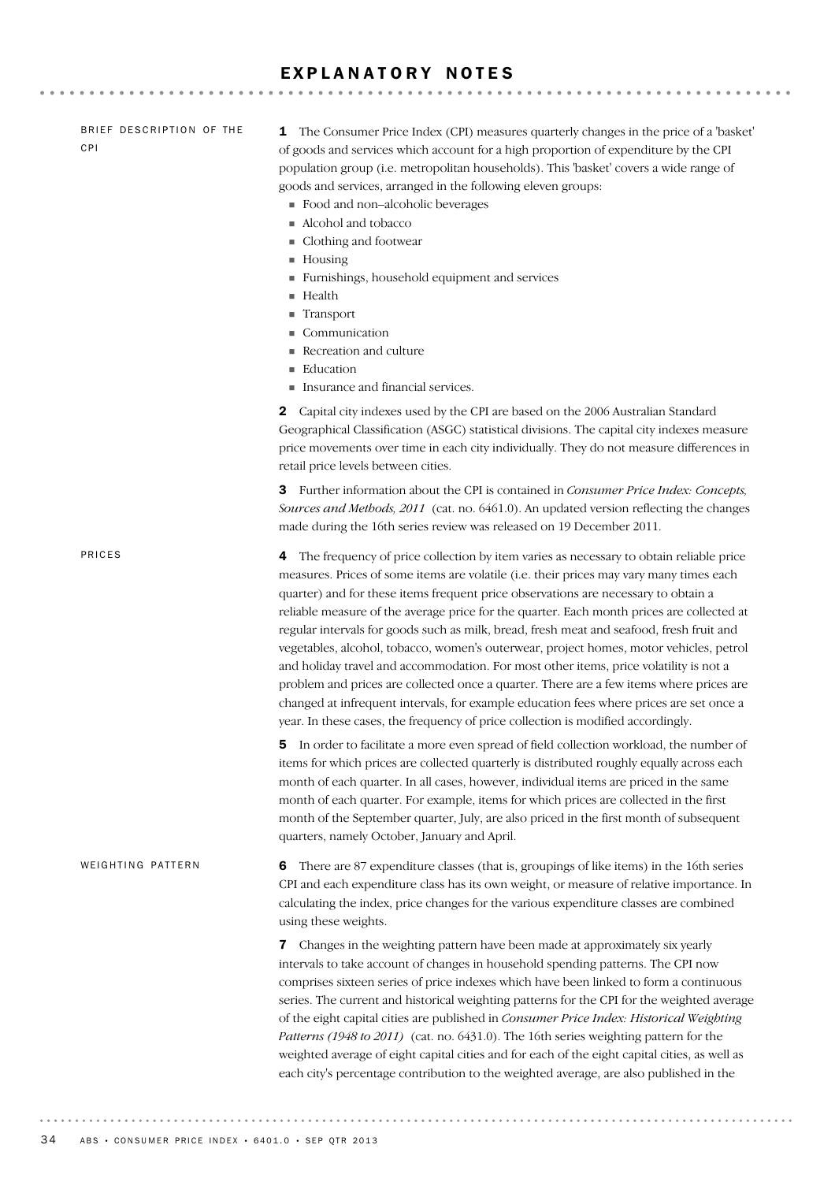# EXPLANATORY NOTES

### BRIEF DESCRIPTION OF THE CPI

**1** The Consumer Price Index (CPI) measures quarterly changes in the price of a 'basket' of goods and services which account for a high proportion of expenditure by the CPI population group (i.e. metropolitan households). This 'basket' covers a wide range of goods and services, arranged in the following eleven groups:

- Food and non–alcoholic beverages
- Alcohol and tobacco
- Clothing and footwear
- Housing
- Furnishings, household equipment and services
- Health
- Transport
- Communication
- Recreation and culture
- Education
- Insurance and financial services.

**2** Capital city indexes used by the CPI are based on the 2006 Australian Standard Geographical Classification (ASGC) statistical divisions. The capital city indexes measure price movements over time in each city individually. They do not measure differences in retail price levels between cities.

**3** Further information about the CPI is contained in *Consumer Price Index: Concepts, Sources and Methods, 2011* (cat. no. 6461.0). An updated version reflecting the changes made during the 16th series review was released on 19 December 2011.

### PRICES

**4** The frequency of price collection by item varies as necessary to obtain reliable price measures. Prices of some items are volatile (i.e. their prices may vary many times each quarter) and for these items frequent price observations are necessary to obtain a reliable measure of the average price for the quarter. Each month prices are collected at regular intervals for goods such as milk, bread, fresh meat and seafood, fresh fruit and vegetables, alcohol, tobacco, women's outerwear, project homes, motor vehicles, petrol and holiday travel and accommodation. For most other items, price volatility is not a problem and prices are collected once a quarter. There are a few items where prices are changed at infrequent intervals, for example education fees where prices are set once a year. In these cases, the frequency of price collection is modified accordingly.

**5** In order to facilitate a more even spread of field collection workload, the number of items for which prices are collected quarterly is distributed roughly equally across each month of each quarter. In all cases, however, individual items are priced in the same month of each quarter. For example, items for which prices are collected in the first month of the September quarter, July, are also priced in the first month of subsequent quarters, namely October, January and April.

### WEIGHTING PATTERN

**6** There are 87 expenditure classes (that is, groupings of like items) in the 16th series CPI and each expenditure class has its own weight, or measure of relative importance. In calculating the index, price changes for the various expenditure classes are combined using these weights.

**7** Changes in the weighting pattern have been made at approximately six yearly intervals to take account of changes in household spending patterns. The CPI now comprises sixteen series of price indexes which have been linked to form a continuous series. The current and historical weighting patterns for the CPI for the weighted average of the eight capital cities are published in *Consumer Price Index: Historical Weighting Patterns (1948 to 2011)* (cat. no. 6431.0). The 16th series weighting pattern for the weighted average of eight capital cities and for each of the eight capital cities, as well as each city's percentage contribution to the weighted average, are also published in the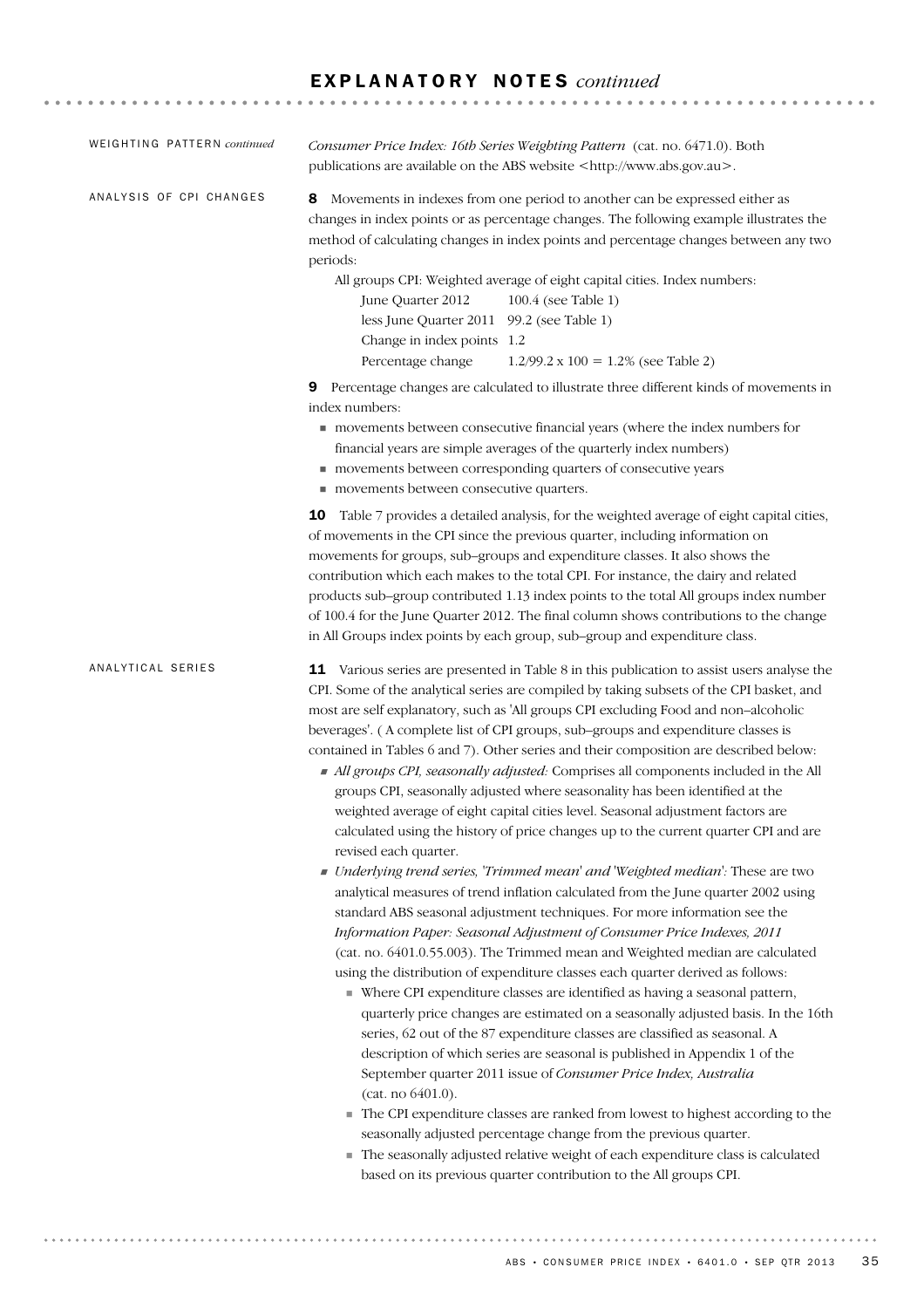## WEIGHTING PATTERN *continued*

*Consumer Price Index: 16th Series Weighting Pattern* (cat. no. 6471.0). Both publications are available on the ABS website <http://www.abs.gov.au>.

## ANALYSIS OF CPI CHANGES

**8** Movements in indexes from one period to another can be expressed either as changes in index points or as percentage changes. The following example illustrates the method of calculating changes in index points and percentage changes between any two periods:

All groups CPI: Weighted average of eight capital cities. Index numbers:

| | |
|---|---|
| June Quarter 2012 | 100.4 (see Table 1) |
| less June Quarter 2011 | 99.2 (see Table 1) |
| Change in index points | 1.2 |
| Percentage change | 1.2/99.2 x 100 = 1.2% (see Table 2) |

**9** Percentage changes are calculated to illustrate three different kinds of movements in index numbers:

- movements between consecutive financial years (where the index numbers for financial years are simple averages of the quarterly index numbers)
- movements between corresponding quarters of consecutive years
- movements between consecutive quarters.

**10** Table 7 provides a detailed analysis, for the weighted average of eight capital cities, of movements in the CPI since the previous quarter, including information on movements for groups, sub–groups and expenditure classes. It also shows the contribution which each makes to the total CPI. For instance, the dairy and related products sub–group contributed 1.13 index points to the total All groups index number of 100.4 for the June Quarter 2012. The final column shows contributions to the change in All Groups index points by each group, sub–group and expenditure class.

## ANALYTICAL SERIES

**11** Various series are presented in Table 8 in this publication to assist users analyse the CPI. Some of the analytical series are compiled by taking subsets of the CPI basket, and most are self explanatory, such as 'All groups CPI excluding Food and non–alcoholic beverages'. ( A complete list of CPI groups, sub–groups and expenditure classes is contained in Tables 6 and 7). Other series and their composition are described below:

- *All groups CPI, seasonally adjusted:* Comprises all components included in the All groups CPI, seasonally adjusted where seasonality has been identified at the weighted average of eight capital cities level. Seasonal adjustment factors are calculated using the history of price changes up to the current quarter CPI and are revised each quarter.
- *Underlying trend series, 'Trimmed mean' and 'Weighted median':* These are two analytical measures of trend inflation calculated from the June quarter 2002 using standard ABS seasonal adjustment techniques. For more information see the *Information Paper: Seasonal Adjustment of Consumer Price Indexes, 2011* (cat. no. 6401.0.55.003). The Trimmed mean and Weighted median are calculated using the distribution of expenditure classes each quarter derived as follows:
  - Where CPI expenditure classes are identified as having a seasonal pattern, quarterly price changes are estimated on a seasonally adjusted basis. In the 16th series, 62 out of the 87 expenditure classes are classified as seasonal. A description of which series are seasonal is published in Appendix 1 of the September quarter 2011 issue of *Consumer Price Index, Australia* (cat. no 6401.0).
  - The CPI expenditure classes are ranked from lowest to highest according to the seasonally adjusted percentage change from the previous quarter.
  - The seasonally adjusted relative weight of each expenditure class is calculated based on its previous quarter contribution to the All groups CPI.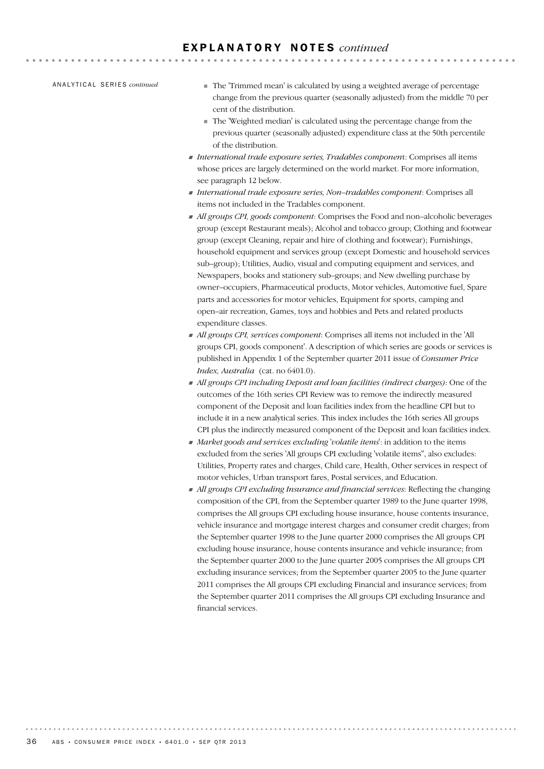ANALYTICAL SERIES *continued*

- The 'Trimmed mean' is calculated by using a weighted average of percentage change from the previous quarter (seasonally adjusted) from the middle 70 per cent of the distribution.
- The 'Weighted median' is calculated using the percentage change from the previous quarter (seasonally adjusted) expenditure class at the 50th percentile of the distribution.

- *International trade exposure series, Tradables component*: Comprises all items whose prices are largely determined on the world market. For more information, see paragraph 12 below.
- *International trade exposure series, Non–tradables component*: Comprises all items not included in the Tradables component.
- *All groups CPI, goods component*: Comprises the Food and non–alcoholic beverages group (except Restaurant meals); Alcohol and tobacco group; Clothing and footwear group (except Cleaning, repair and hire of clothing and footwear); Furnishings, household equipment and services group (except Domestic and household services sub–group); Utilities, Audio, visual and computing equipment and services, and Newspapers, books and stationery sub–groups; and New dwelling purchase by owner–occupiers, Pharmaceutical products, Motor vehicles, Automotive fuel, Spare parts and accessories for motor vehicles, Equipment for sports, camping and open–air recreation, Games, toys and hobbies and Pets and related products expenditure classes.
- *All groups CPI, services component*: Comprises all items not included in the 'All groups CPI, goods component'. A description of which series are goods or services is published in Appendix 1 of the September quarter 2011 issue of *Consumer Price Index, Australia* (cat. no 6401.0).
- *All groups CPI including Deposit and loan facilities (indirect charges)*: One of the outcomes of the 16th series CPI Review was to remove the indirectly measured component of the Deposit and loan facilities index from the headline CPI but to include it in a new analytical series. This index includes the 16th series All groups CPI plus the indirectly measured component of the Deposit and loan facilities index.
- *Market goods and services excluding 'volatile items'*: in addition to the items excluded from the series 'All groups CPI excluding 'volatile items'', also excludes: Utilities, Property rates and charges, Child care, Health, Other services in respect of motor vehicles, Urban transport fares, Postal services, and Education.
- *All groups CPI excluding Insurance and financial services*: Reflecting the changing composition of the CPI, from the September quarter 1989 to the June quarter 1998, comprises the All groups CPI excluding house insurance, house contents insurance, vehicle insurance and mortgage interest charges and consumer credit charges; from the September quarter 1998 to the June quarter 2000 comprises the All groups CPI excluding house insurance, house contents insurance and vehicle insurance; from the September quarter 2000 to the June quarter 2005 comprises the All groups CPI excluding insurance services; from the September quarter 2005 to the June quarter 2011 comprises the All groups CPI excluding Financial and insurance services; from the September quarter 2011 comprises the All groups CPI excluding Insurance and financial services.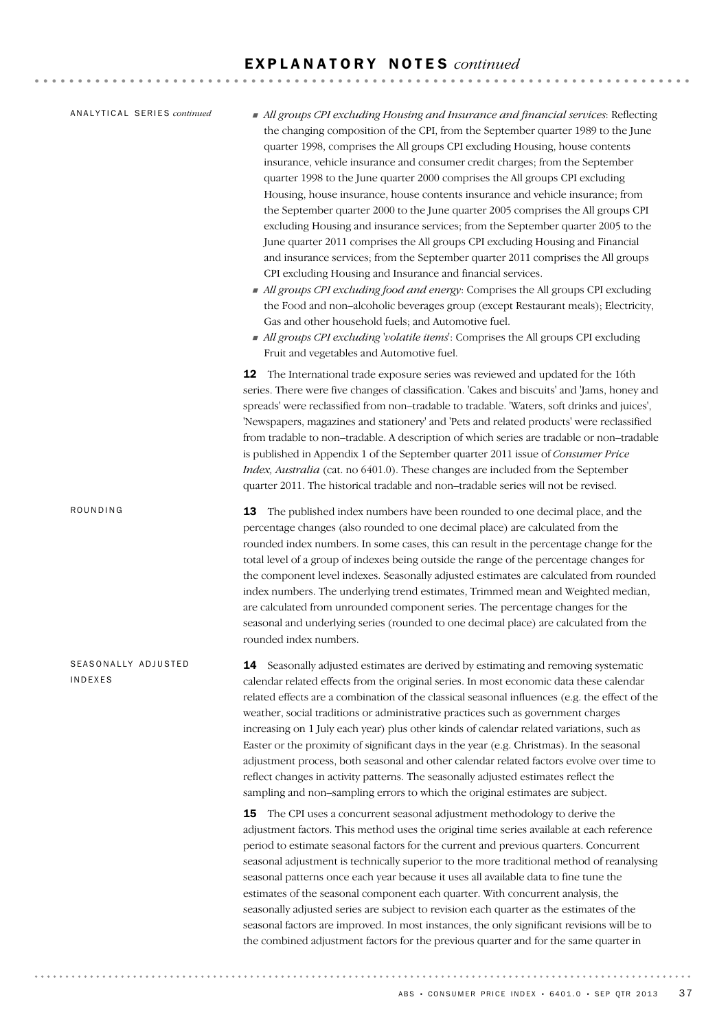## EXPLANATORY NOTES *continued*

ANALYTICAL SERIES *continued*

- *All groups CPI excluding Housing and Insurance and financial services*: Reflecting the changing composition of the CPI, from the September quarter 1989 to the June quarter 1998, comprises the All groups CPI excluding Housing, house contents insurance, vehicle insurance and consumer credit charges; from the September quarter 1998 to the June quarter 2000 comprises the All groups CPI excluding Housing, house insurance, house contents insurance and vehicle insurance; from the September quarter 2000 to the June quarter 2005 comprises the All groups CPI excluding Housing and insurance services; from the September quarter 2005 to the June quarter 2011 comprises the All groups CPI excluding Housing and Financial and insurance services; from the September quarter 2011 comprises the All groups CPI excluding Housing and Insurance and financial services.
- *All groups CPI excluding food and energy*: Comprises the All groups CPI excluding the Food and non–alcoholic beverages group (except Restaurant meals); Electricity, Gas and other household fuels; and Automotive fuel.
- *All groups CPI excluding 'volatile items'*: Comprises the All groups CPI excluding Fruit and vegetables and Automotive fuel.

**12** The International trade exposure series was reviewed and updated for the 16th series. There were five changes of classification. 'Cakes and biscuits' and 'Jams, honey and spreads' were reclassified from non–tradable to tradable. 'Waters, soft drinks and juices', 'Newspapers, magazines and stationery' and 'Pets and related products' were reclassified from tradable to non–tradable. A description of which series are tradable or non–tradable is published in Appendix 1 of the September quarter 2011 issue of *Consumer Price Index, Australia* (cat. no 6401.0). These changes are included from the September quarter 2011. The historical tradable and non–tradable series will not be revised.

ROUNDING

**13** The published index numbers have been rounded to one decimal place, and the percentage changes (also rounded to one decimal place) are calculated from the rounded index numbers. In some cases, this can result in the percentage change for the total level of a group of indexes being outside the range of the percentage changes for the component level indexes. Seasonally adjusted estimates are calculated from rounded index numbers. The underlying trend estimates, Trimmed mean and Weighted median, are calculated from unrounded component series. The percentage changes for the seasonal and underlying series (rounded to one decimal place) are calculated from the rounded index numbers.

SEASONALLY ADJUSTED INDEXES

**14** Seasonally adjusted estimates are derived by estimating and removing systematic calendar related effects from the original series. In most economic data these calendar related effects are a combination of the classical seasonal influences (e.g. the effect of the weather, social traditions or administrative practices such as government charges increasing on 1 July each year) plus other kinds of calendar related variations, such as Easter or the proximity of significant days in the year (e.g. Christmas). In the seasonal adjustment process, both seasonal and other calendar related factors evolve over time to reflect changes in activity patterns. The seasonally adjusted estimates reflect the sampling and non–sampling errors to which the original estimates are subject.

**15** The CPI uses a concurrent seasonal adjustment methodology to derive the adjustment factors. This method uses the original time series available at each reference period to estimate seasonal factors for the current and previous quarters. Concurrent seasonal adjustment is technically superior to the more traditional method of reanalysing seasonal patterns once each year because it uses all available data to fine tune the estimates of the seasonal component each quarter. With concurrent analysis, the seasonally adjusted series are subject to revision each quarter as the estimates of the seasonal factors are improved. In most instances, the only significant revisions will be to the combined adjustment factors for the previous quarter and for the same quarter in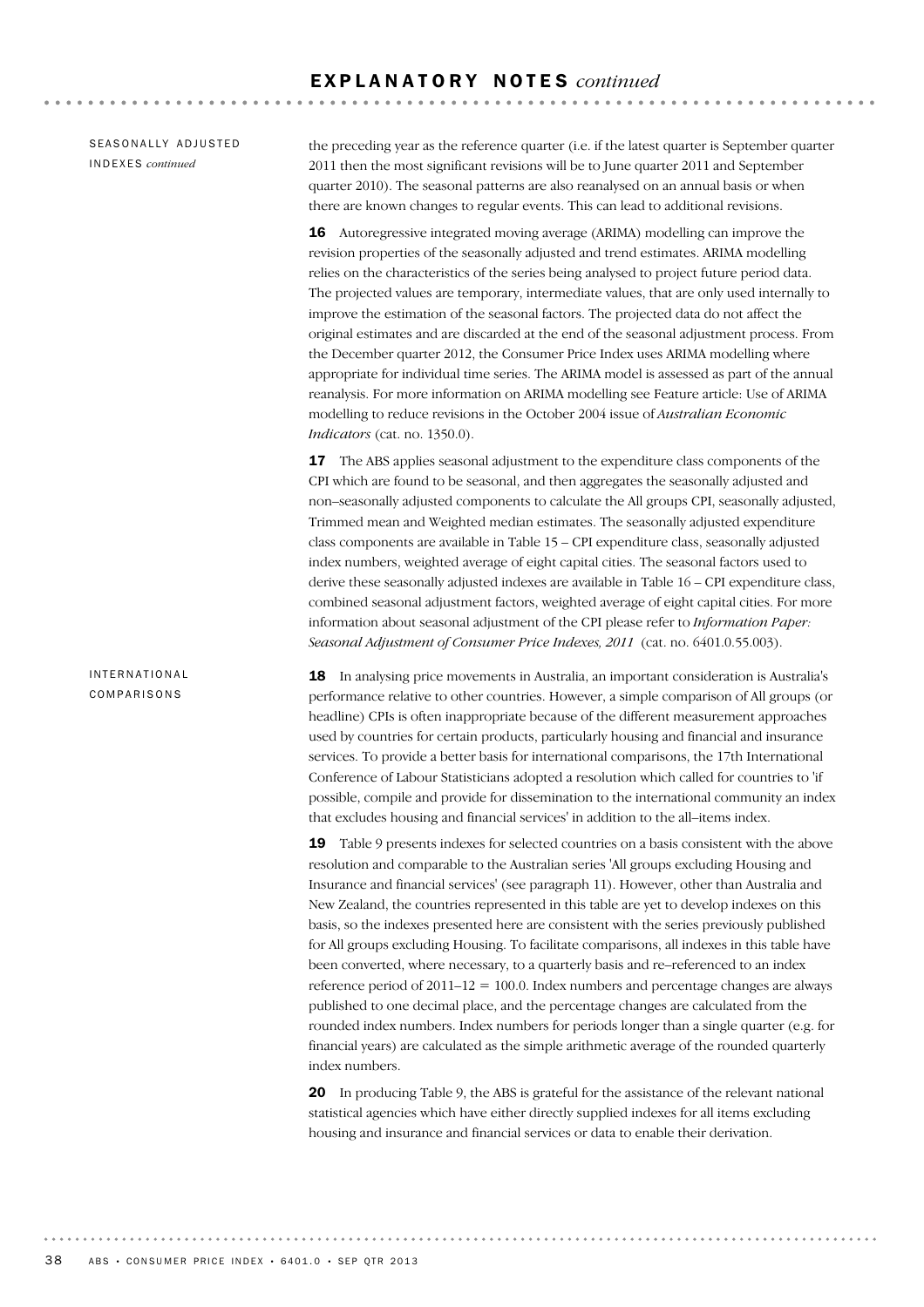## SEASONALLY ADJUSTED INDEXES *continued*

the preceding year as the reference quarter (i.e. if the latest quarter is September quarter 2011 then the most significant revisions will be to June quarter 2011 and September quarter 2010). The seasonal patterns are also reanalysed on an annual basis or when there are known changes to regular events. This can lead to additional revisions.

**16** Autoregressive integrated moving average (ARIMA) modelling can improve the revision properties of the seasonally adjusted and trend estimates. ARIMA modelling relies on the characteristics of the series being analysed to project future period data. The projected values are temporary, intermediate values, that are only used internally to improve the estimation of the seasonal factors. The projected data do not affect the original estimates and are discarded at the end of the seasonal adjustment process. From the December quarter 2012, the Consumer Price Index uses ARIMA modelling where appropriate for individual time series. The ARIMA model is assessed as part of the annual reanalysis. For more information on ARIMA modelling see Feature article: Use of ARIMA modelling to reduce revisions in the October 2004 issue of *Australian Economic Indicators* (cat. no. 1350.0).

**17** The ABS applies seasonal adjustment to the expenditure class components of the CPI which are found to be seasonal, and then aggregates the seasonally adjusted and non–seasonally adjusted components to calculate the All groups CPI, seasonally adjusted, Trimmed mean and Weighted median estimates. The seasonally adjusted expenditure class components are available in Table 15 – CPI expenditure class, seasonally adjusted index numbers, weighted average of eight capital cities. The seasonal factors used to derive these seasonally adjusted indexes are available in Table 16 – CPI expenditure class, combined seasonal adjustment factors, weighted average of eight capital cities. For more information about seasonal adjustment of the CPI please refer to *Information Paper: Seasonal Adjustment of Consumer Price Indexes, 2011* (cat. no. 6401.0.55.003).

## INTERNATIONAL COMPARISONS

**18** In analysing price movements in Australia, an important consideration is Australia's performance relative to other countries. However, a simple comparison of All groups (or headline) CPIs is often inappropriate because of the different measurement approaches used by countries for certain products, particularly housing and financial and insurance services. To provide a better basis for international comparisons, the 17th International Conference of Labour Statisticians adopted a resolution which called for countries to 'if possible, compile and provide for dissemination to the international community an index that excludes housing and financial services' in addition to the all–items index.

**19** Table 9 presents indexes for selected countries on a basis consistent with the above resolution and comparable to the Australian series 'All groups excluding Housing and Insurance and financial services' (see paragraph 11). However, other than Australia and New Zealand, the countries represented in this table are yet to develop indexes on this basis, so the indexes presented here are consistent with the series previously published for All groups excluding Housing. To facilitate comparisons, all indexes in this table have been converted, where necessary, to a quarterly basis and re–referenced to an index reference period of 2011–12 = 100.0. Index numbers and percentage changes are always published to one decimal place, and the percentage changes are calculated from the rounded index numbers. Index numbers for periods longer than a single quarter (e.g. for financial years) are calculated as the simple arithmetic average of the rounded quarterly index numbers.

**20** In producing Table 9, the ABS is grateful for the assistance of the relevant national statistical agencies which have either directly supplied indexes for all items excluding housing and insurance and financial services or data to enable their derivation.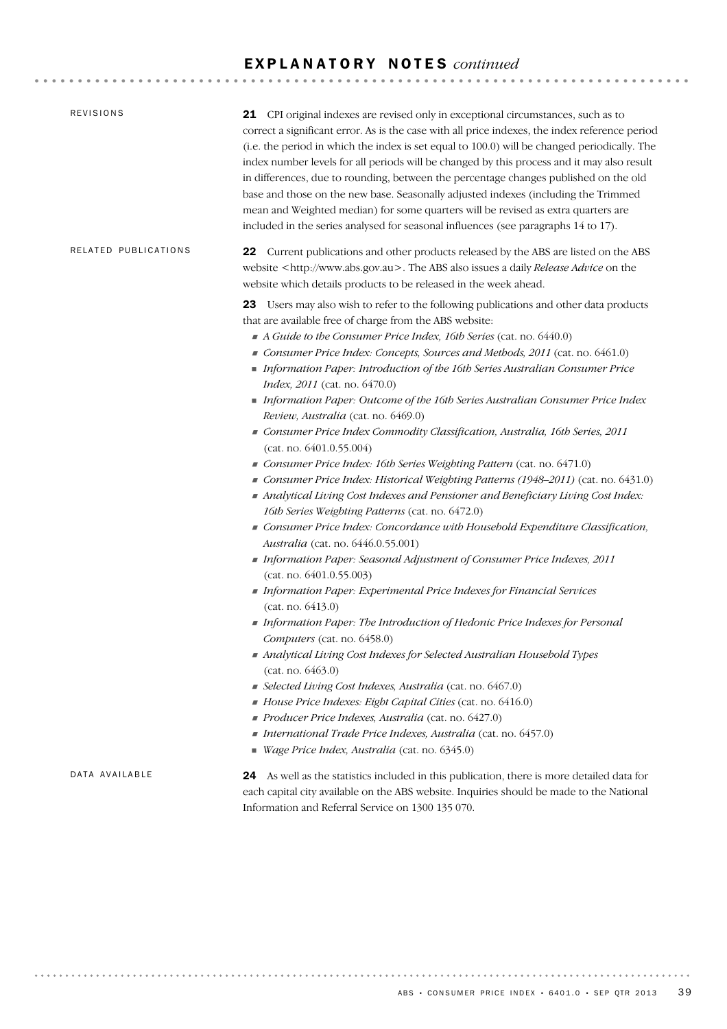## EXPLANATORY NOTES *continued*

### REVISIONS

**21** CPI original indexes are revised only in exceptional circumstances, such as to correct a significant error. As is the case with all price indexes, the index reference period (i.e. the period in which the index is set equal to 100.0) will be changed periodically. The index number levels for all periods will be changed by this process and it may also result in differences, due to rounding, between the percentage changes published on the old base and those on the new base. Seasonally adjusted indexes (including the Trimmed mean and Weighted median) for some quarters will be revised as extra quarters are included in the series analysed for seasonal influences (see paragraphs 14 to 17).

### RELATED PUBLICATIONS

**22** Current publications and other products released by the ABS are listed on the ABS website <http://www.abs.gov.au>. The ABS also issues a daily *Release Advice* on the website which details products to be released in the week ahead.

**23** Users may also wish to refer to the following publications and other data products that are available free of charge from the ABS website:

- *A Guide to the Consumer Price Index, 16th Series* (cat. no. 6440.0)
- *Consumer Price Index: Concepts, Sources and Methods, 2011* (cat. no. 6461.0)
- *Information Paper: Introduction of the 16th Series Australian Consumer Price Index, 2011* (cat. no. 6470.0)
- *Information Paper: Outcome of the 16th Series Australian Consumer Price Index Review, Australia* (cat. no. 6469.0)
- *Consumer Price Index Commodity Classification, Australia, 16th Series, 2011* (cat. no. 6401.0.55.004)
- *Consumer Price Index: 16th Series Weighting Pattern* (cat. no. 6471.0)
- *Consumer Price Index: Historical Weighting Patterns (1948–2011)* (cat. no. 6431.0)
- *Analytical Living Cost Indexes and Pensioner and Beneficiary Living Cost Index: 16th Series Weighting Patterns* (cat. no. 6472.0)
- *Consumer Price Index: Concordance with Household Expenditure Classification, Australia* (cat. no. 6446.0.55.001)
- *Information Paper: Seasonal Adjustment of Consumer Price Indexes, 2011* (cat. no. 6401.0.55.003)
- *Information Paper: Experimental Price Indexes for Financial Services* (cat. no. 6413.0)
- *Information Paper: The Introduction of Hedonic Price Indexes for Personal Computers* (cat. no. 6458.0)
- *Analytical Living Cost Indexes for Selected Australian Household Types* (cat. no. 6463.0)
- *Selected Living Cost Indexes, Australia* (cat. no. 6467.0)
- *House Price Indexes: Eight Capital Cities* (cat. no. 6416.0)
- *Producer Price Indexes, Australia* (cat. no. 6427.0)
- *International Trade Price Indexes, Australia* (cat. no. 6457.0)
- *Wage Price Index, Australia* (cat. no. 6345.0)

### DATA AVAILABLE

**24** As well as the statistics included in this publication, there is more detailed data for each capital city available on the ABS website. Inquiries should be made to the National Information and Referral Service on 1300 135 070.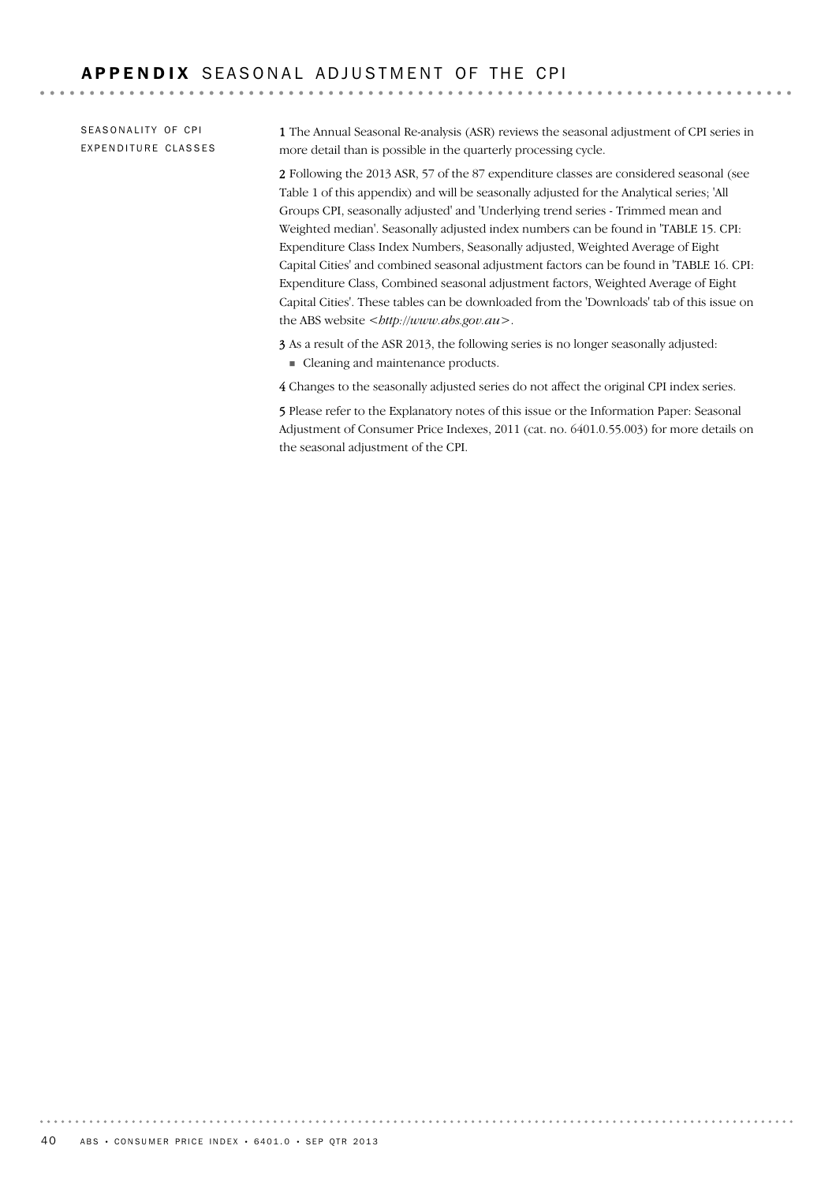# APPENDIX SEASONAL ADJUSTMENT OF THE CPI

## SEASONALITY OF CPI EXPENDITURE CLASSES

**1** The Annual Seasonal Re-analysis (ASR) reviews the seasonal adjustment of CPI series in more detail than is possible in the quarterly processing cycle.

**2** Following the 2013 ASR, 57 of the 87 expenditure classes are considered seasonal (see Table 1 of this appendix) and will be seasonally adjusted for the Analytical series; 'All Groups CPI, seasonally adjusted' and 'Underlying trend series - Trimmed mean and Weighted median'. Seasonally adjusted index numbers can be found in 'TABLE 15. CPI: Expenditure Class Index Numbers, Seasonally adjusted, Weighted Average of Eight Capital Cities' and combined seasonal adjustment factors can be found in 'TABLE 16. CPI: Expenditure Class, Combined seasonal adjustment factors, Weighted Average of Eight Capital Cities'. These tables can be downloaded from the 'Downloads' tab of this issue on the ABS website <*http://www.abs.gov.au*>.

**3** As a result of the ASR 2013, the following series is no longer seasonally adjusted:

- Cleaning and maintenance products.

**4** Changes to the seasonally adjusted series do not affect the original CPI index series.

**5** Please refer to the Explanatory notes of this issue or the Information Paper: Seasonal Adjustment of Consumer Price Indexes, 2011 (cat. no. 6401.0.55.003) for more details on the seasonal adjustment of the CPI.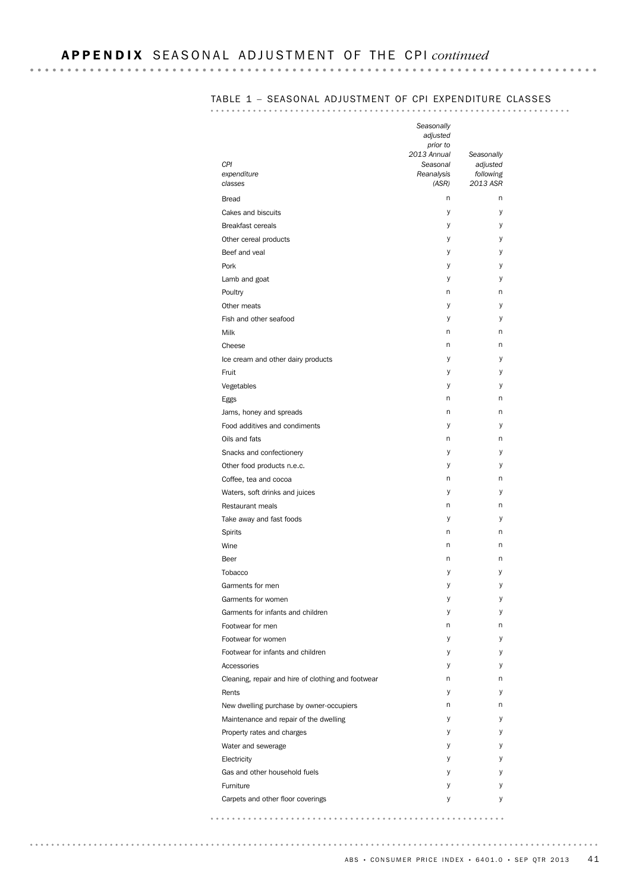## APPENDIX SEASONAL ADJUSTMENT OF THE CPI *continued*

### TABLE 1 – SEASONAL ADJUSTMENT OF CPI EXPENDITURE CLASSES

| *CPI expenditure classes* | *Seasonally adjusted prior to 2013 Annual Seasonal Reanalysis (ASR)* | *Seasonally adjusted following 2013 ASR* |
|---|---|---|
| Bread | n | n |
| Cakes and biscuits | y | y |
| Breakfast cereals | y | y |
| Other cereal products | y | y |
| Beef and veal | y | y |
| Pork | y | y |
| Lamb and goat | y | y |
| Poultry | n | n |
| Other meats | y | y |
| Fish and other seafood | y | y |
| Milk | n | n |
| Cheese | n | n |
| Ice cream and other dairy products | y | y |
| Fruit | y | y |
| Vegetables | y | y |
| Eggs | n | n |
| Jams, honey and spreads | n | n |
| Food additives and condiments | y | y |
| Oils and fats | n | n |
| Snacks and confectionery | y | y |
| Other food products n.e.c. | y | y |
| Coffee, tea and cocoa | n | n |
| Waters, soft drinks and juices | y | y |
| Restaurant meals | n | n |
| Take away and fast foods | y | y |
| Spirits | n | n |
| Wine | n | n |
| Beer | n | n |
| Tobacco | y | y |
| Garments for men | y | y |
| Garments for women | y | y |
| Garments for infants and children | y | y |
| Footwear for men | n | n |
| Footwear for women | y | y |
| Footwear for infants and children | y | y |
| Accessories | y | y |
| Cleaning, repair and hire of clothing and footwear | n | n |
| Rents | y | y |
| New dwelling purchase by owner-occupiers | n | n |
| Maintenance and repair of the dwelling | y | y |
| Property rates and charges | y | y |
| Water and sewerage | y | y |
| Electricity | y | y |
| Gas and other household fuels | y | y |
| Furniture | y | y |
| Carpets and other floor coverings | y | y |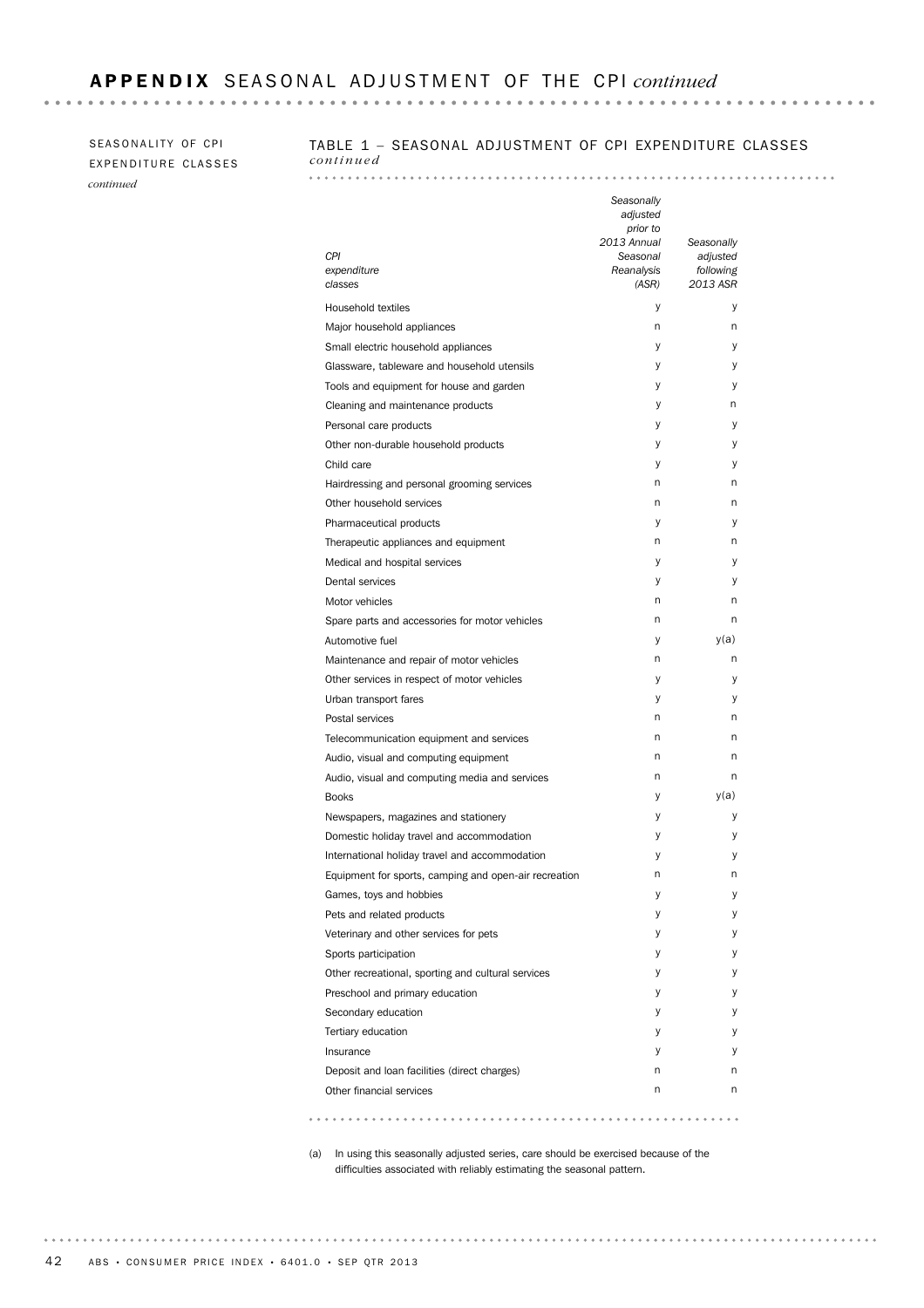# APPENDIX SEASONAL ADJUSTMENT OF THE CPI *continued*

SEASONALITY OF CPI EXPENDITURE CLASSES *continued*

## TABLE 1 – SEASONAL ADJUSTMENT OF CPI EXPENDITURE CLASSES *continued*

| *CPI expenditure classes* | *Seasonally adjusted prior to 2013 Annual Seasonal Reanalysis (ASR)* | *Seasonally adjusted following 2013 ASR* |
|---|---|---|
| Household textiles | y | y |
| Major household appliances | n | n |
| Small electric household appliances | y | y |
| Glassware, tableware and household utensils | y | y |
| Tools and equipment for house and garden | y | y |
| Cleaning and maintenance products | y | n |
| Personal care products | y | y |
| Other non-durable household products | y | y |
| Child care | y | y |
| Hairdressing and personal grooming services | n | n |
| Other household services | n | n |
| Pharmaceutical products | y | y |
| Therapeutic appliances and equipment | n | n |
| Medical and hospital services | y | y |
| Dental services | y | y |
| Motor vehicles | n | n |
| Spare parts and accessories for motor vehicles | n | n |
| Automotive fuel | y | y(a) |
| Maintenance and repair of motor vehicles | n | n |
| Other services in respect of motor vehicles | y | y |
| Urban transport fares | y | y |
| Postal services | n | n |
| Telecommunication equipment and services | n | n |
| Audio, visual and computing equipment | n | n |
| Audio, visual and computing media and services | n | n |
| Books | y | y(a) |
| Newspapers, magazines and stationery | y | y |
| Domestic holiday travel and accommodation | y | y |
| International holiday travel and accommodation | y | y |
| Equipment for sports, camping and open-air recreation | n | n |
| Games, toys and hobbies | y | y |
| Pets and related products | y | y |
| Veterinary and other services for pets | y | y |
| Sports participation | y | y |
| Other recreational, sporting and cultural services | y | y |
| Preschool and primary education | y | y |
| Secondary education | y | y |
| Tertiary education | y | y |
| Insurance | y | y |
| Deposit and loan facilities (direct charges) | n | n |
| Other financial services | n | n |

(a) In using this seasonally adjusted series, care should be exercised because of the difficulties associated with reliably estimating the seasonal pattern.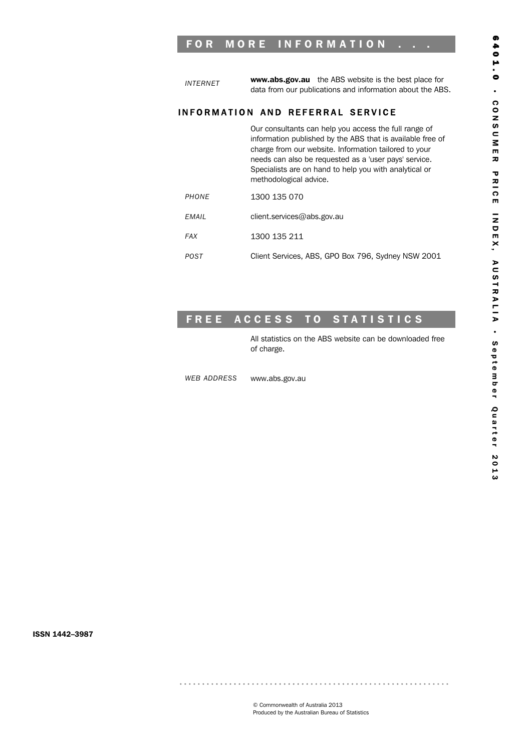## FOR MORE INFORMATION . . .

*INTERNET* **www.abs.gov.au** the ABS website is the best place for data from our publications and information about the ABS.

### INFORMATION AND REFERRAL SERVICE

Our consultants can help you access the full range of information published by the ABS that is available free of charge from our website. Information tailored to your needs can also be requested as a 'user pays' service. Specialists are on hand to help you with analytical or methodological advice.

*PHONE* 1300 135 070

*EMAIL* client.services@abs.gov.au

*FAX* 1300 135 211

*POST* Client Services, ABS, GPO Box 796, Sydney NSW 2001

## FREE ACCESS TO STATISTICS

All statistics on the ABS website can be downloaded free of charge.

*WEB ADDRESS* www.abs.gov.au

**ISSN 1442–3987**

© Commonwealth of Australia 2013
Produced by the Australian Bureau of Statistics